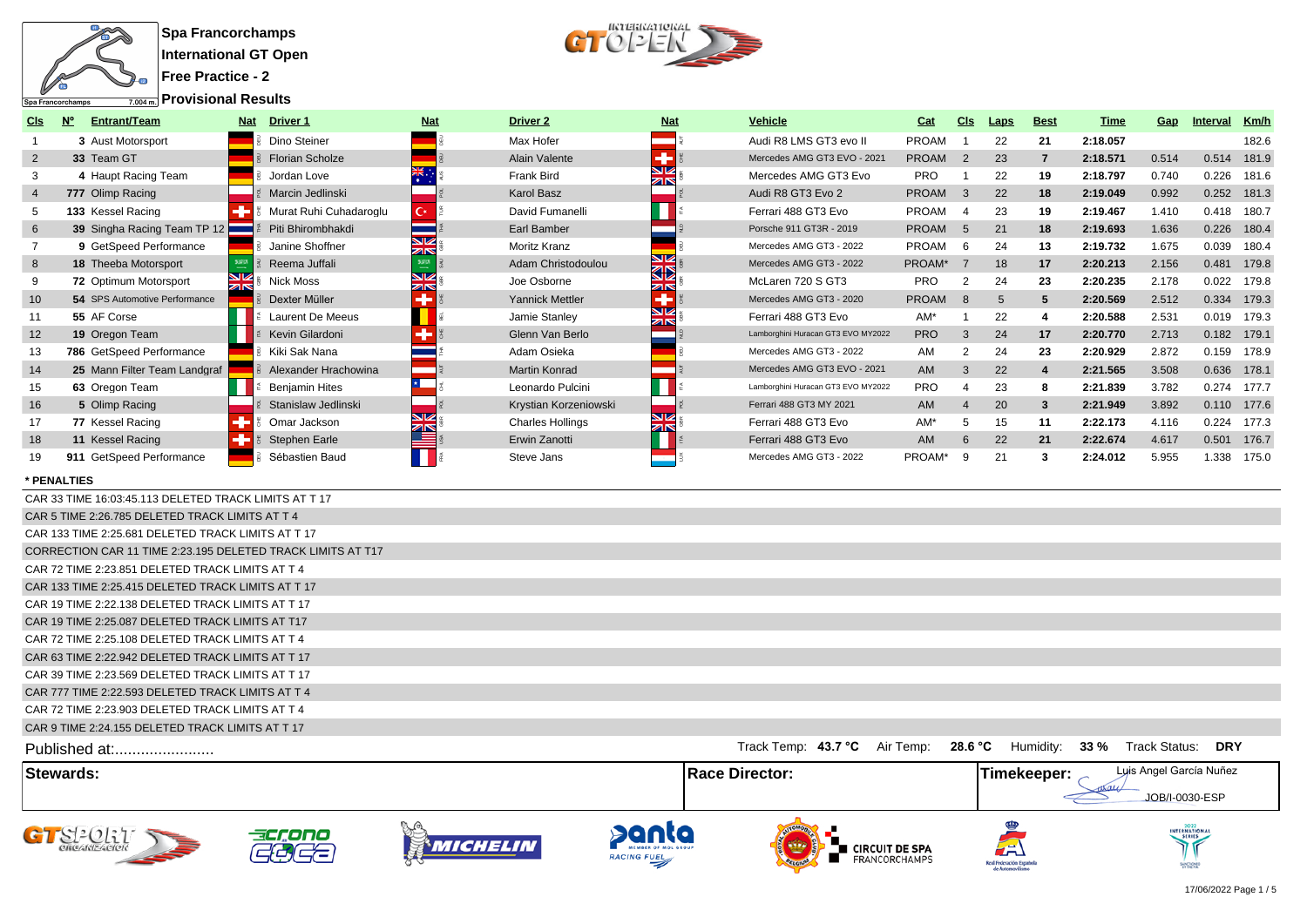# Spa Francorchamps

## International GT Open

## Free Practice - 2

## Provisional Results

| Cls | Nº | Entrant/Team | Nat | Driver 1 | Nat | Driver 2 | Nat | Vehicle | Cat | Cls | Laps | Best | Time | Gap | Interval | Km/h |
|---|---|---|---|---|---|---|---|---|---|---|---|---|---|---|---|---|
| 1 | 3 | Aust Motorsport | DEU | Dino Steiner | DEU | Max Hofer | AUT | Audi R8 LMS GT3 evo II | PROAM | 1 | 22 | 21 | 2:18.057 | | | 182.6 |
| 2 | 33 | Team GT | DEU | Florian Scholze | DEU | Alain Valente | CHE | Mercedes AMG GT3 EVO - 2021 | PROAM | 2 | 23 | 7 | 2:18.571 | 0.514 | 0.514 | 181.9 |
| 3 | 4 | Haupt Racing Team | DEU | Jordan Love | AUS | Frank Bird | GBR | Mercedes AMG GT3 Evo | PRO | 1 | 22 | 19 | 2:18.797 | 0.740 | 0.226 | 181.6 |
| 4 | 777 | Olimp Racing | POL | Marcin Jedlinski | POL | Karol Basz | POL | Audi R8 GT3 Evo 2 | PROAM | 3 | 22 | 18 | 2:19.049 | 0.992 | 0.252 | 181.3 |
| 5 | 133 | Kessel Racing | CHE | Murat Ruhi Cuhadaroglu | TUR | David Fumanelli | ITA | Ferrari 488 GT3 Evo | PROAM | 4 | 23 | 19 | 2:19.467 | 1.410 | 0.418 | 180.7 |
| 6 | 39 | Singha Racing Team TP 12 | THA | Piti Bhirombhakdi | THA | Earl Bamber | NZL | Porsche 911 GT3R - 2019 | PROAM | 5 | 21 | 18 | 2:19.693 | 1.636 | 0.226 | 180.4 |
| 7 | 9 | GetSpeed Performance | DEU | Janine Shoffner | GBR | Moritz Kranz | DEU | Mercedes AMG GT3 - 2022 | PROAM | 6 | 24 | 13 | 2:19.732 | 1.675 | 0.039 | 180.4 |
| 8 | 18 | Theeba Motorsport | SAU | Reema Juffali | SAU | Adam Christodoulou | GBR | Mercedes AMG GT3 - 2022 | PROAM* | 7 | 18 | 17 | 2:20.213 | 2.156 | 0.481 | 179.8 |
| 9 | 72 | Optimum Motorsport | GBR | Nick Moss | GBR | Joe Osborne | GBR | McLaren 720 S GT3 | PRO | 2 | 24 | 23 | 2:20.235 | 2.178 | 0.022 | 179.8 |
| 10 | 54 | SPS Automotive Performance | DEU | Dexter Müller | CHE | Yannick Mettler | CHE | Mercedes AMG GT3 - 2020 | PROAM | 8 | 5 | 5 | 2:20.569 | 2.512 | 0.334 | 179.3 |
| 11 | 55 | AF Corse | ITA | Laurent De Meeus | BEL | Jamie Stanley | GBR | Ferrari 488 GT3 Evo | AM* | 1 | 22 | 4 | 2:20.588 | 2.531 | 0.019 | 179.3 |
| 12 | 19 | Oregon Team | ITA | Kevin Gilardoni | CHE | Glenn Van Berlo | NLD | Lamborghini Huracan GT3 EVO MY2022 | PRO | 3 | 24 | 17 | 2:20.770 | 2.713 | 0.182 | 179.1 |
| 13 | 786 | GetSpeed Performance | DEU | Kiki Sak Nana | THA | Adam Osieka | DEU | Mercedes AMG GT3 - 2022 | AM | 2 | 24 | 23 | 2:20.929 | 2.872 | 0.159 | 178.9 |
| 14 | 25 | Mann Filter Team Landgraf | DEU | Alexander Hrachowina | AUT | Martin Konrad | AUT | Mercedes AMG GT3 EVO - 2021 | AM | 3 | 22 | 4 | 2:21.565 | 3.508 | 0.636 | 178.1 |
| 15 | 63 | Oregon Team | ITA | Benjamin Hites | CHL | Leonardo Pulcini | ITA | Lamborghini Huracan GT3 EVO MY2022 | PRO | 4 | 23 | 8 | 2:21.839 | 3.782 | 0.274 | 177.7 |
| 16 | 5 | Olimp Racing | POL | Stanislaw Jedlinski | POL | Krystian Korzeniowski | POL | Ferrari 488 GT3 MY 2021 | AM | 4 | 20 | 3 | 2:21.949 | 3.892 | 0.110 | 177.6 |
| 17 | 77 | Kessel Racing | CHE | Omar Jackson | GBR | Charles Hollings | GBR | Ferrari 488 GT3 Evo | AM* | 5 | 15 | 11 | 2:22.173 | 4.116 | 0.224 | 177.3 |
| 18 | 11 | Kessel Racing | CHE | Stephen Earle | USA | Erwin Zanotti | ITA | Ferrari 488 GT3 Evo | AM | 6 | 22 | 21 | 2:22.674 | 4.617 | 0.501 | 176.7 |
| 19 | 911 | GetSpeed Performance | DEU | Sébastien Baud | FRA | Steve Jans | LUX | Mercedes AMG GT3 - 2022 | PROAM* | 9 | 21 | 3 | 2:24.012 | 5.955 | 1.338 | 175.0 |

**\* PENALTIES**

CAR 33 TIME 16:03:45.113 DELETED TRACK LIMITS AT T 17
CAR 5 TIME 2:26.785 DELETED TRACK LIMITS AT T 4
CAR 133 TIME 2:25.681 DELETED TRACK LIMITS AT T 17
CORRECTION CAR 11 TIME 2:23.195 DELETED TRACK LIMITS AT T17
CAR 72 TIME 2:23.851 DELETED TRACK LIMITS AT T 4
CAR 133 TIME 2:25.415 DELETED TRACK LIMITS AT T 17
CAR 19 TIME 2:22.138 DELETED TRACK LIMITS AT T 17
CAR 19 TIME 2:25.087 DELETED TRACK LIMITS AT T17
CAR 72 TIME 2:25.108 DELETED TRACK LIMITS AT T 4
CAR 63 TIME 2:22.942 DELETED TRACK LIMITS AT T 17
CAR 39 TIME 2:23.569 DELETED TRACK LIMITS AT T 17
CAR 777 TIME 2:22.593 DELETED TRACK LIMITS AT T 4
CAR 72 TIME 2:23.903 DELETED TRACK LIMITS AT T 4
CAR 9 TIME 2:24.155 DELETED TRACK LIMITS AT T 17

Published at:.......................

Track Temp: **43.7 °C** Air Temp: **28.6 °C** Humidity: **33 %** Track Status: **DRY**

| Stewards: | Race Director: | Timekeeper: Luis Angel García Nuñez JOB/I-0030-ESP |
|---|---|---|

17/06/2022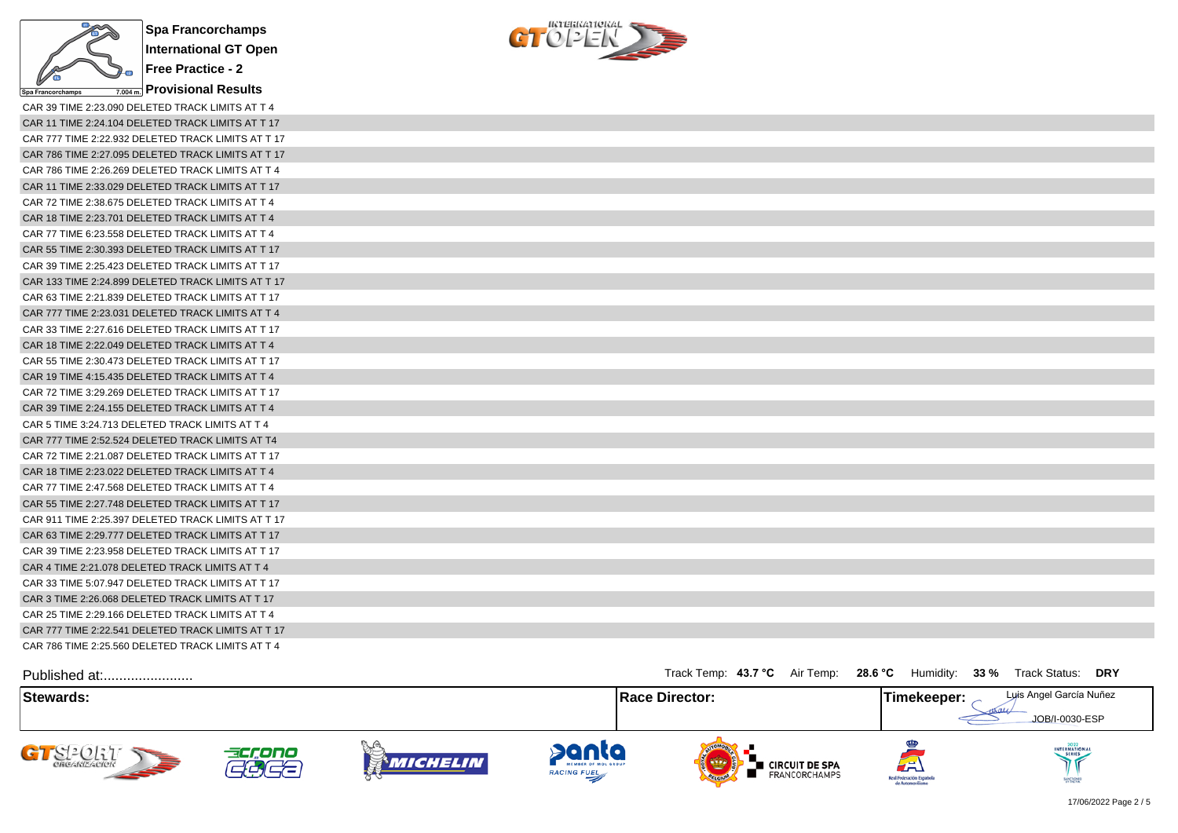**Spa Francorchamps**
**International GT Open**
**Free Practice - 2**
**Provisional Results**

CAR 39 TIME 2:23.090 DELETED TRACK LIMITS AT T 4
CAR 11 TIME 2:24.104 DELETED TRACK LIMITS AT T 17
CAR 777 TIME 2:22.932 DELETED TRACK LIMITS AT T 17
CAR 786 TIME 2:27.095 DELETED TRACK LIMITS AT T 17
CAR 786 TIME 2:26.269 DELETED TRACK LIMITS AT T 4
CAR 11 TIME 2:33.029 DELETED TRACK LIMITS AT T 17
CAR 72 TIME 2:38.675 DELETED TRACK LIMITS AT T 4
CAR 18 TIME 2:23.701 DELETED TRACK LIMITS AT T 4
CAR 77 TIME 6:23.558 DELETED TRACK LIMITS AT T 4
CAR 55 TIME 2:30.393 DELETED TRACK LIMITS AT T 17
CAR 39 TIME 2:25.423 DELETED TRACK LIMITS AT T 17
CAR 133 TIME 2:24.899 DELETED TRACK LIMITS AT T 17
CAR 63 TIME 2:21.839 DELETED TRACK LIMITS AT T 17
CAR 777 TIME 2:23.031 DELETED TRACK LIMITS AT T 4
CAR 33 TIME 2:27.616 DELETED TRACK LIMITS AT T 17
CAR 18 TIME 2:22.049 DELETED TRACK LIMITS AT T 4
CAR 55 TIME 2:30.473 DELETED TRACK LIMITS AT T 17
CAR 19 TIME 4:15.435 DELETED TRACK LIMITS AT T 4
CAR 72 TIME 3:29.269 DELETED TRACK LIMITS AT T 17
CAR 39 TIME 2:24.155 DELETED TRACK LIMITS AT T 4
CAR 5 TIME 3:24.713 DELETED TRACK LIMITS AT T 4
CAR 777 TIME 2:52.524 DELETED TRACK LIMITS AT T4
CAR 72 TIME 2:21.087 DELETED TRACK LIMITS AT T 17
CAR 18 TIME 2:23.022 DELETED TRACK LIMITS AT T 4
CAR 77 TIME 2:47.568 DELETED TRACK LIMITS AT T 4
CAR 55 TIME 2:27.748 DELETED TRACK LIMITS AT T 17
CAR 911 TIME 2:25.397 DELETED TRACK LIMITS AT T 17
CAR 63 TIME 2:29.777 DELETED TRACK LIMITS AT T 17
CAR 39 TIME 2:23.958 DELETED TRACK LIMITS AT T 17
CAR 4 TIME 2:21.078 DELETED TRACK LIMITS AT T 4
CAR 33 TIME 5:07.947 DELETED TRACK LIMITS AT T 17
CAR 3 TIME 2:26.068 DELETED TRACK LIMITS AT T 17
CAR 25 TIME 2:29.166 DELETED TRACK LIMITS AT T 4
CAR 777 TIME 2:22.541 DELETED TRACK LIMITS AT T 17
CAR 786 TIME 2:25.560 DELETED TRACK LIMITS AT T 4

Published at:........................

Track Temp: **43.7 °C** Air Temp: **28.6 °C** Humidity: **33 %** Track Status: **DRY**

| **Stewards:** | **Race Director:** | **Timekeeper:** Luis Angel García Nuñez JOB/I-0030-ESP |
|---|---|---|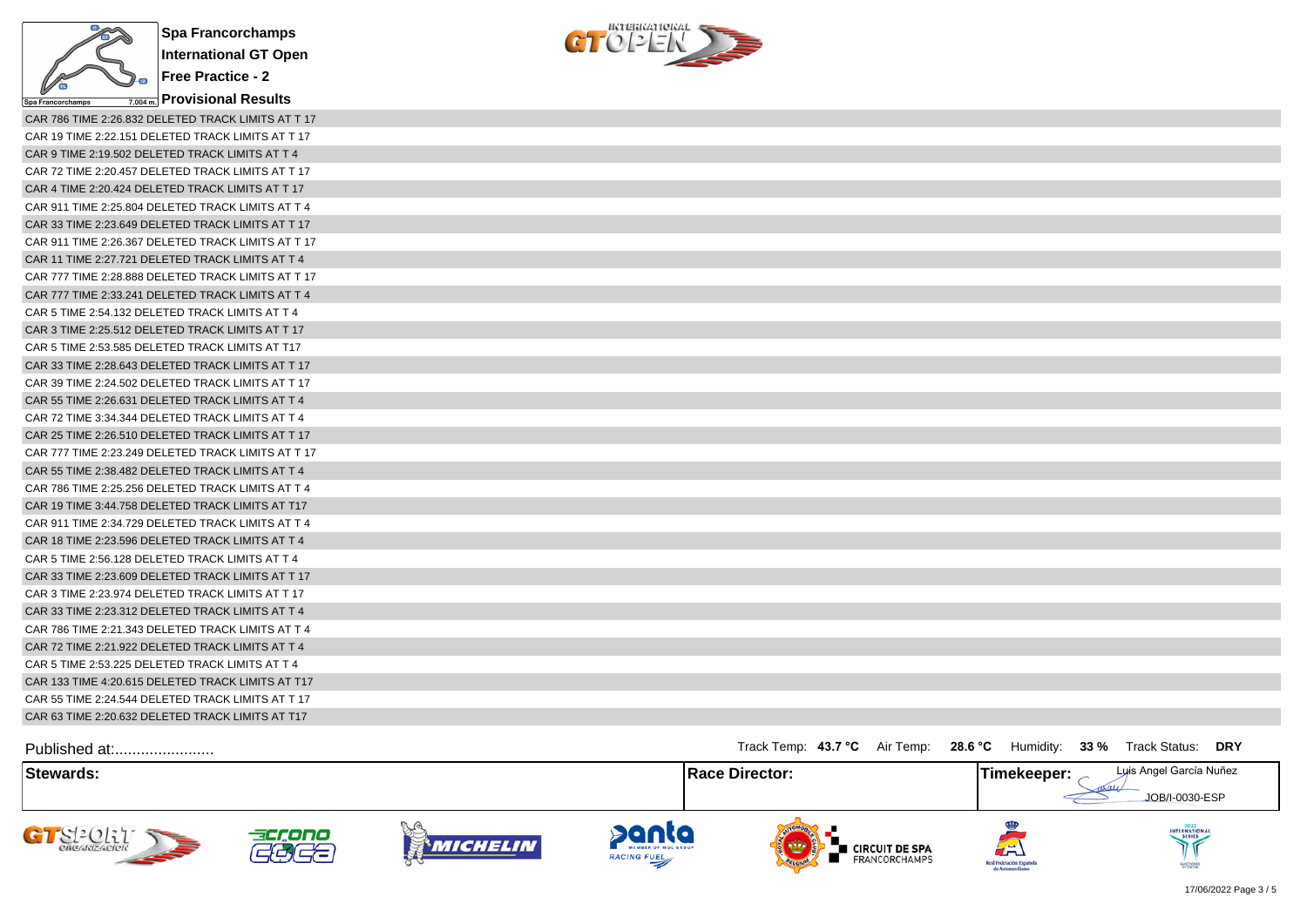**Spa Francorchamps**

**International GT Open**

**Free Practice - 2**

**Provisional Results**

CAR 786 TIME 2:26.832 DELETED TRACK LIMITS AT T 17
CAR 19 TIME 2:22.151 DELETED TRACK LIMITS AT T 17
CAR 9 TIME 2:19.502 DELETED TRACK LIMITS AT T 4
CAR 72 TIME 2:20.457 DELETED TRACK LIMITS AT T 17
CAR 4 TIME 2:20.424 DELETED TRACK LIMITS AT T 17
CAR 911 TIME 2:25.804 DELETED TRACK LIMITS AT T 4
CAR 33 TIME 2:23.649 DELETED TRACK LIMITS AT T 17
CAR 911 TIME 2:26.367 DELETED TRACK LIMITS AT T 17
CAR 11 TIME 2:27.721 DELETED TRACK LIMITS AT T 4
CAR 777 TIME 2:28.888 DELETED TRACK LIMITS AT T 17
CAR 777 TIME 2:33.241 DELETED TRACK LIMITS AT T 4
CAR 5 TIME 2:54.132 DELETED TRACK LIMITS AT T 4
CAR 3 TIME 2:25.512 DELETED TRACK LIMITS AT T 17
CAR 5 TIME 2:53.585 DELETED TRACK LIMITS AT T17
CAR 33 TIME 2:28.643 DELETED TRACK LIMITS AT T 17
CAR 39 TIME 2:24.502 DELETED TRACK LIMITS AT T 17
CAR 55 TIME 2:26.631 DELETED TRACK LIMITS AT T 4
CAR 72 TIME 3:34.344 DELETED TRACK LIMITS AT T 4
CAR 25 TIME 2:26.510 DELETED TRACK LIMITS AT T 17
CAR 777 TIME 2:23.249 DELETED TRACK LIMITS AT T 17
CAR 55 TIME 2:38.482 DELETED TRACK LIMITS AT T 4
CAR 786 TIME 2:25.256 DELETED TRACK LIMITS AT T 4
CAR 19 TIME 3:44.758 DELETED TRACK LIMITS AT T17
CAR 911 TIME 2:34.729 DELETED TRACK LIMITS AT T 4
CAR 18 TIME 2:23.596 DELETED TRACK LIMITS AT T 4
CAR 5 TIME 2:56.128 DELETED TRACK LIMITS AT T 4
CAR 33 TIME 2:23.609 DELETED TRACK LIMITS AT T 17
CAR 3 TIME 2:23.974 DELETED TRACK LIMITS AT T 17
CAR 33 TIME 2:23.312 DELETED TRACK LIMITS AT T 4
CAR 786 TIME 2:21.343 DELETED TRACK LIMITS AT T 4
CAR 72 TIME 2:21.922 DELETED TRACK LIMITS AT T 4
CAR 5 TIME 2:53.225 DELETED TRACK LIMITS AT T 4
CAR 133 TIME 4:20.615 DELETED TRACK LIMITS AT T17
CAR 55 TIME 2:24.544 DELETED TRACK LIMITS AT T 17
CAR 63 TIME 2:20.632 DELETED TRACK LIMITS AT T17

Published at:........................

Track Temp: **43.7 °C** Air Temp: **28.6 °C** Humidity: **33 %** Track Status: **DRY**

| **Stewards:** | **Race Director:** | **Timekeeper:** Luis Angel García Nuñez JOB/I-0030-ESP |
| --- | --- | --- |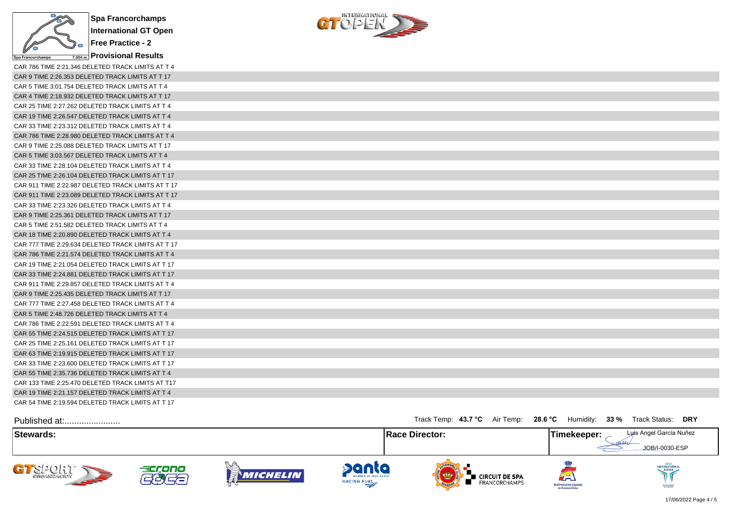**Spa Francorchamps**

**International GT Open**

**Free Practice - 2**

**Provisional Results**

CAR 786 TIME 2:21.346 DELETED TRACK LIMITS AT T 4
CAR 9 TIME 2:26.353 DELETED TRACK LIMITS AT T 17
CAR 5 TIME 3:01.754 DELETED TRACK LIMITS AT T 4
CAR 4 TIME 2:18.932 DELETED TRACK LIMITS AT T 17
CAR 25 TIME 2:27.262 DELETED TRACK LIMITS AT T 4
CAR 19 TIME 2:26.547 DELETED TRACK LIMITS AT T 4
CAR 33 TIME 2:23.312 DELETED TRACK LIMITS AT T 4
CAR 786 TIME 2:28.980 DELETED TRACK LIMITS AT T 4
CAR 9 TIME 2:25.088 DELETED TRACK LIMITS AT T 17
CAR 5 TIME 3:03.567 DELETED TRACK LIMITS AT T 4
CAR 33 TIME 2:28.104 DELETED TRACK LIMITS AT T 4
CAR 25 TIME 2:26.104 DELETED TRACK LIMITS AT T 17
CAR 911 TIME 2:22.987 DELETED TRACK LIMITS AT T 17
CAR 911 TIME 2:23.089 DELETED TRACK LIMITS AT T 17
CAR 33 TIME 2:23.326 DELETED TRACK LIMITS AT T 4
CAR 9 TIME 2:25.361 DELETED TRACK LIMITS AT T 17
CAR 5 TIME 2:51.582 DELETED TRACK LIMITS AT T 4
CAR 18 TIME 2:20.890 DELETED TRACK LIMITS AT T 4
CAR 777 TIME 2:29.634 DELETED TRACK LIMITS AT T 17
CAR 786 TIME 2:21.574 DELETED TRACK LIMITS AT T 4
CAR 19 TIME 2:21.054 DELETED TRACK LIMITS AT T 17
CAR 33 TIME 2:24.881 DELETED TRACK LIMITS AT T 17
CAR 911 TIME 2:29.857 DELETED TRACK LIMITS AT T 4
CAR 9 TIME 2:25.435 DELETED TRACK LIMITS AT T 17
CAR 777 TIME 2:27.458 DELETED TRACK LIMITS AT T 4
CAR 5 TIME 2:48.726 DELETED TRACK LIMITS AT T 4
CAR 786 TIME 2:22.591 DELETED TRACK LIMITS AT T 4
CAR 55 TIME 2:24.515 DELETED TRACK LIMITS AT T 17
CAR 25 TIME 2:25.161 DELETED TRACK LIMITS AT T 17
CAR 63 TIME 2:19.915 DELETED TRACK LIMITS AT T 17
CAR 33 TIME 2:23.600 DELETED TRACK LIMITS AT T 17
CAR 55 TIME 2:35.736 DELETED TRACK LIMITS AT T 4
CAR 133 TIME 2:25.470 DELETED TRACK LIMITS AT T17
CAR 19 TIME 2:21.157 DELETED TRACK LIMITS AT T 4
CAR 54 TIME 2:19.594 DELETED TRACK LIMITS AT T 17

Published at:.......................

Track Temp: **43.7 °C** Air Temp: **28.6 °C** Humidity: **33 %** Track Status: **DRY**

| **Stewards:** | **Race Director:** | **Timekeeper:** Luis Angel García Nuñez JOB/I-0030-ESP |
|---|---|---|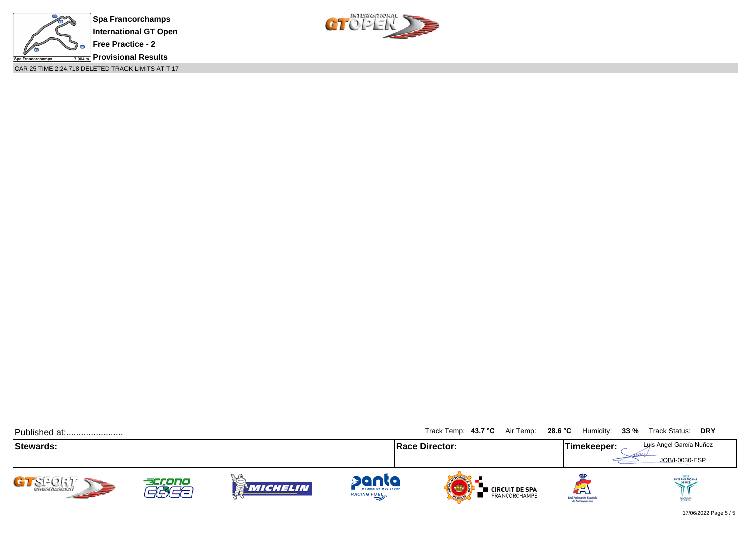**Spa Francorchamps**
**International GT Open**
**Free Practice - 2**
**Provisional Results**

CAR 25 TIME 2:24.718 DELETED TRACK LIMITS AT T 17

Published at:.......................

Track Temp: **43.7 °C** Air Temp: **28.6 °C** Humidity: **33 %** Track Status: **DRY**

| **Stewards:** | **Race Director:** | **Timekeeper:** Luis Angel García Nuñez JOB/I-0030-ESP |
|---|---|---|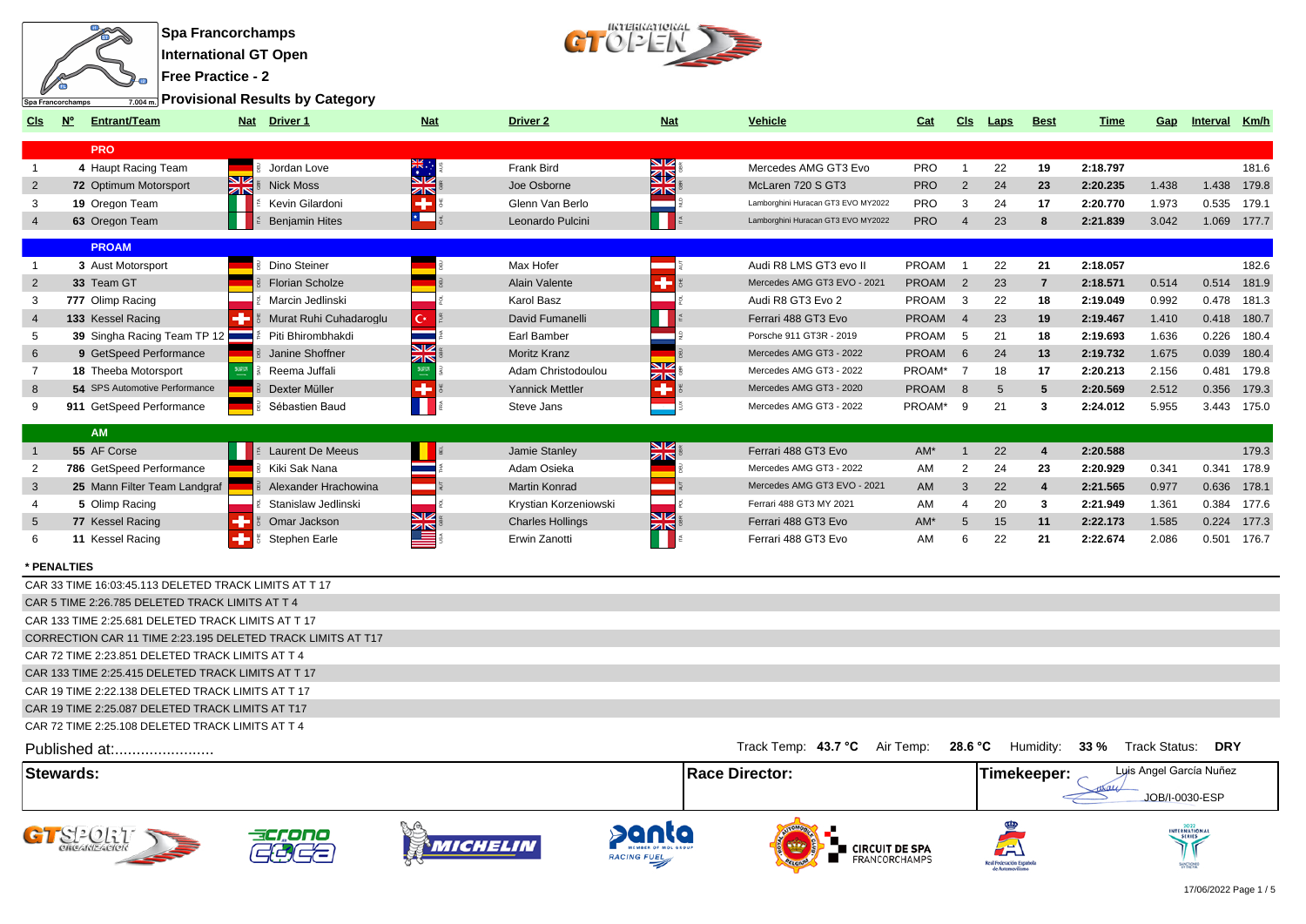# Spa Francorchamps

## International GT Open

### Free Practice - 2

### Provisional Results by Category

| Cls | Nº | Entrant/Team | Nat | Driver 1 | Nat | Driver 2 | Nat | Vehicle | Cat | Cls | Laps | Best | Time | Gap | Interval | Km/h |
|---|---|---|---|---|---|---|---|---|---|---|---|---|---|---|---|---|
| | | **PRO** | | | | | | | | | | | | | | |
| 1 | 4 | Haupt Racing Team | DEU | Jordan Love | AUS | Frank Bird | GBR | Mercedes AMG GT3 Evo | PRO | 1 | 22 | 19 | 2:18.797 | | | 181.6 |
| 2 | 72 | Optimum Motorsport | GBR | Nick Moss | GBR | Joe Osborne | GBR | McLaren 720 S GT3 | PRO | 2 | 24 | 23 | 2:20.235 | 1.438 | 1.438 | 179.8 |
| 3 | 19 | Oregon Team | ITA | Kevin Gilardoni | CHE | Glenn Van Berlo | NLD | Lamborghini Huracan GT3 EVO MY2022 | PRO | 3 | 24 | 17 | 2:20.770 | 1.973 | 0.535 | 179.1 |
| 4 | 63 | Oregon Team | ITA | Benjamin Hites | CHL | Leonardo Pulcini | ITA | Lamborghini Huracan GT3 EVO MY2022 | PRO | 4 | 23 | 8 | 2:21.839 | 3.042 | 1.069 | 177.7 |
| | | **PROAM** | | | | | | | | | | | | | | |
| 1 | 3 | Aust Motorsport | DEU | Dino Steiner | DEU | Max Hofer | AUT | Audi R8 LMS GT3 evo II | PROAM | 1 | 22 | 21 | 2:18.057 | | | 182.6 |
| 2 | 33 | Team GT | DEU | Florian Scholze | DEU | Alain Valente | CHE | Mercedes AMG GT3 EVO - 2021 | PROAM | 2 | 23 | 7 | 2:18.571 | 0.514 | 0.514 | 181.9 |
| 3 | 777 | Olimp Racing | POL | Marcin Jedlinski | POL | Karol Basz | POL | Audi R8 GT3 Evo 2 | PROAM | 3 | 22 | 18 | 2:19.049 | 0.992 | 0.478 | 181.3 |
| 4 | 133 | Kessel Racing | CHE | Murat Ruhi Cuhadaroglu | TUR | David Fumanelli | ITA | Ferrari 488 GT3 Evo | PROAM | 4 | 23 | 19 | 2:19.467 | 1.410 | 0.418 | 180.7 |
| 5 | 39 | Singha Racing Team TP 12 | THA | Piti Bhirombhakdi | THA | Earl Bamber | NZL | Porsche 911 GT3R - 2019 | PROAM | 5 | 21 | 18 | 2:19.693 | 1.636 | 0.226 | 180.4 |
| 6 | 9 | GetSpeed Performance | DEU | Janine Shoffner | GBR | Moritz Kranz | DEU | Mercedes AMG GT3 - 2022 | PROAM | 6 | 24 | 13 | 2:19.732 | 1.675 | 0.039 | 180.4 |
| 7 | 18 | Theeba Motorsport | SAU | Reema Juffali | SAU | Adam Christodoulou | GBR | Mercedes AMG GT3 - 2022 | PROAM* | 7 | 18 | 17 | 2:20.213 | 2.156 | 0.481 | 179.8 |
| 8 | 54 | SPS Automotive Performance | DEU | Dexter Müller | CHE | Yannick Mettler | CHE | Mercedes AMG GT3 - 2020 | PROAM | 8 | 5 | 5 | 2:20.569 | 2.512 | 0.356 | 179.3 |
| 9 | 911 | GetSpeed Performance | DEU | Sébastien Baud | FRA | Steve Jans | LUX | Mercedes AMG GT3 - 2022 | PROAM* | 9 | 21 | 3 | 2:24.012 | 5.955 | 3.443 | 175.0 |
| | | **AM** | | | | | | | | | | | | | | |
| 1 | 55 | AF Corse | ITA | Laurent De Meeus | BEL | Jamie Stanley | GBR | Ferrari 488 GT3 Evo | AM* | 1 | 22 | 4 | 2:20.588 | | | 179.3 |
| 2 | 786 | GetSpeed Performance | DEU | Kiki Sak Nana | THA | Adam Osieka | DEU | Mercedes AMG GT3 - 2022 | AM | 2 | 24 | 23 | 2:20.929 | 0.341 | 0.341 | 178.9 |
| 3 | 25 | Mann Filter Team Landgraf | DEU | Alexander Hrachowina | AUT | Martin Konrad | AUT | Mercedes AMG GT3 EVO - 2021 | AM | 3 | 22 | 4 | 2:21.565 | 0.977 | 0.636 | 178.1 |
| 4 | 5 | Olimp Racing | POL | Stanislaw Jedlinski | POL | Krystian Korzeniowski | POL | Ferrari 488 GT3 MY 2021 | AM | 4 | 20 | 3 | 2:21.949 | 1.361 | 0.384 | 177.6 |
| 5 | 77 | Kessel Racing | CHE | Omar Jackson | GBR | Charles Hollings | GBR | Ferrari 488 GT3 Evo | AM* | 5 | 15 | 11 | 2:22.173 | 1.585 | 0.224 | 177.3 |
| 6 | 11 | Kessel Racing | CHE | Stephen Earle | USA | Erwin Zanotti | ITA | Ferrari 488 GT3 Evo | AM | 6 | 22 | 21 | 2:22.674 | 2.086 | 0.501 | 176.7 |

**\* PENALTIES**

CAR 33 TIME 16:03:45.113 DELETED TRACK LIMITS AT T 17

CAR 5 TIME 2:26.785 DELETED TRACK LIMITS AT T 4

CAR 133 TIME 2:25.681 DELETED TRACK LIMITS AT T 17

CORRECTION CAR 11 TIME 2:23.195 DELETED TRACK LIMITS AT T17

CAR 72 TIME 2:23.851 DELETED TRACK LIMITS AT T 4

CAR 133 TIME 2:25.415 DELETED TRACK LIMITS AT T 17

CAR 19 TIME 2:22.138 DELETED TRACK LIMITS AT T 17

CAR 19 TIME 2:25.087 DELETED TRACK LIMITS AT T17

CAR 72 TIME 2:25.108 DELETED TRACK LIMITS AT T 4

Published at:.......................

Track Temp: **43.7 °C** Air Temp: **28.6 °C** Humidity: **33 %** Track Status: **DRY**

| Stewards: | Race Director: | Timekeeper: Luis Angel García Nuñez JOB/I-0030-ESP |
|---|---|---|

17/06/2022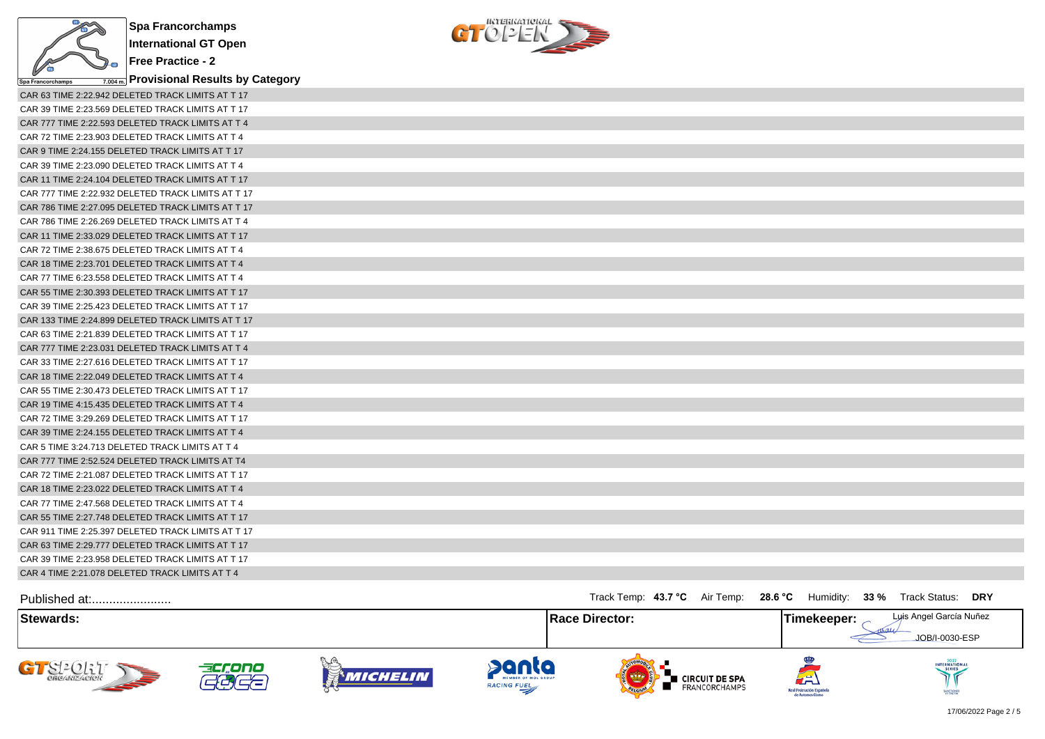**Spa Francorchamps**

**International GT Open**

**Free Practice - 2**

**Provisional Results by Category**

CAR 63 TIME 2:22.942 DELETED TRACK LIMITS AT T 17
CAR 39 TIME 2:23.569 DELETED TRACK LIMITS AT T 17
CAR 777 TIME 2:22.593 DELETED TRACK LIMITS AT T 4
CAR 72 TIME 2:23.903 DELETED TRACK LIMITS AT T 4
CAR 9 TIME 2:24.155 DELETED TRACK LIMITS AT T 17
CAR 39 TIME 2:23.090 DELETED TRACK LIMITS AT T 4
CAR 11 TIME 2:24.104 DELETED TRACK LIMITS AT T 17
CAR 777 TIME 2:22.932 DELETED TRACK LIMITS AT T 17
CAR 786 TIME 2:27.095 DELETED TRACK LIMITS AT T 17
CAR 786 TIME 2:26.269 DELETED TRACK LIMITS AT T 4
CAR 11 TIME 2:33.029 DELETED TRACK LIMITS AT T 17
CAR 72 TIME 2:38.675 DELETED TRACK LIMITS AT T 4
CAR 18 TIME 2:23.701 DELETED TRACK LIMITS AT T 4
CAR 77 TIME 6:23.558 DELETED TRACK LIMITS AT T 4
CAR 55 TIME 2:30.393 DELETED TRACK LIMITS AT T 17
CAR 39 TIME 2:25.423 DELETED TRACK LIMITS AT T 17
CAR 133 TIME 2:24.899 DELETED TRACK LIMITS AT T 17
CAR 63 TIME 2:21.839 DELETED TRACK LIMITS AT T 17
CAR 777 TIME 2:23.031 DELETED TRACK LIMITS AT T 4
CAR 33 TIME 2:27.616 DELETED TRACK LIMITS AT T 17
CAR 18 TIME 2:22.049 DELETED TRACK LIMITS AT T 4
CAR 55 TIME 2:30.473 DELETED TRACK LIMITS AT T 17
CAR 19 TIME 4:15.435 DELETED TRACK LIMITS AT T 4
CAR 72 TIME 3:29.269 DELETED TRACK LIMITS AT T 17
CAR 39 TIME 2:24.155 DELETED TRACK LIMITS AT T 4
CAR 5 TIME 3:24.713 DELETED TRACK LIMITS AT T 4
CAR 777 TIME 2:52.524 DELETED TRACK LIMITS AT T4
CAR 72 TIME 2:21.087 DELETED TRACK LIMITS AT T 17
CAR 18 TIME 2:23.022 DELETED TRACK LIMITS AT T 4
CAR 77 TIME 2:47.568 DELETED TRACK LIMITS AT T 4
CAR 55 TIME 2:27.748 DELETED TRACK LIMITS AT T 17
CAR 911 TIME 2:25.397 DELETED TRACK LIMITS AT T 17
CAR 63 TIME 2:29.777 DELETED TRACK LIMITS AT T 17
CAR 39 TIME 2:23.958 DELETED TRACK LIMITS AT T 17
CAR 4 TIME 2:21.078 DELETED TRACK LIMITS AT T 4

Published at:.......................

Track Temp: **43.7 °C** Air Temp: **28.6 °C** Humidity: **33 %** Track Status: **DRY**

| **Stewards:** | **Race Director:** | **Timekeeper:** Luis Angel García Nuñez JOB/I-0030-ESP |
|---|---|---|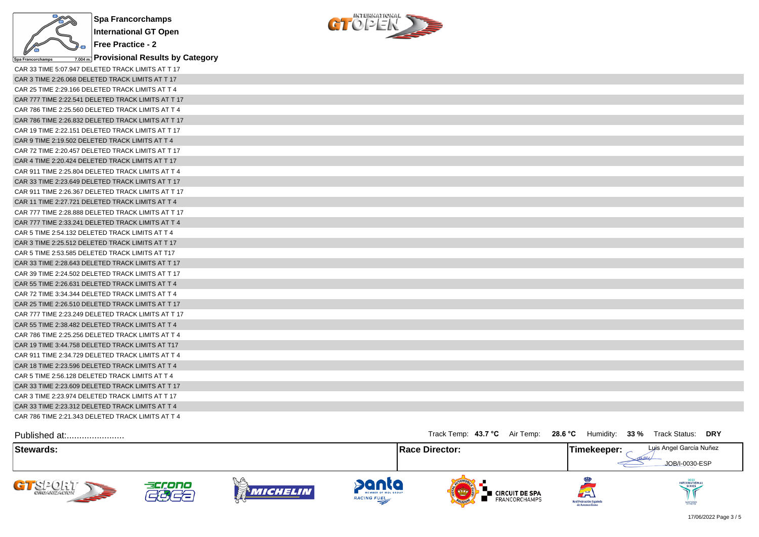**Spa Francorchamps**

**International GT Open**

**Free Practice - 2**

**Provisional Results by Category**

CAR 33 TIME 5:07.947 DELETED TRACK LIMITS AT T 17
CAR 3 TIME 2:26.068 DELETED TRACK LIMITS AT T 17
CAR 25 TIME 2:29.166 DELETED TRACK LIMITS AT T 4
CAR 777 TIME 2:22.541 DELETED TRACK LIMITS AT T 17
CAR 786 TIME 2:25.560 DELETED TRACK LIMITS AT T 4
CAR 786 TIME 2:26.832 DELETED TRACK LIMITS AT T 17
CAR 19 TIME 2:22.151 DELETED TRACK LIMITS AT T 17
CAR 9 TIME 2:19.502 DELETED TRACK LIMITS AT T 4
CAR 72 TIME 2:20.457 DELETED TRACK LIMITS AT T 17
CAR 4 TIME 2:20.424 DELETED TRACK LIMITS AT T 17
CAR 911 TIME 2:25.804 DELETED TRACK LIMITS AT T 4
CAR 33 TIME 2:23.649 DELETED TRACK LIMITS AT T 17
CAR 911 TIME 2:26.367 DELETED TRACK LIMITS AT T 17
CAR 11 TIME 2:27.721 DELETED TRACK LIMITS AT T 4
CAR 777 TIME 2:28.888 DELETED TRACK LIMITS AT T 17
CAR 777 TIME 2:33.241 DELETED TRACK LIMITS AT T 4
CAR 5 TIME 2:54.132 DELETED TRACK LIMITS AT T 4
CAR 3 TIME 2:25.512 DELETED TRACK LIMITS AT T 17
CAR 5 TIME 2:53.585 DELETED TRACK LIMITS AT T17
CAR 33 TIME 2:28.643 DELETED TRACK LIMITS AT T 17
CAR 39 TIME 2:24.502 DELETED TRACK LIMITS AT T 17
CAR 55 TIME 2:26.631 DELETED TRACK LIMITS AT T 4
CAR 72 TIME 3:34.344 DELETED TRACK LIMITS AT T 4
CAR 25 TIME 2:26.510 DELETED TRACK LIMITS AT T 17
CAR 777 TIME 2:23.249 DELETED TRACK LIMITS AT T 17
CAR 55 TIME 2:38.482 DELETED TRACK LIMITS AT T 4
CAR 786 TIME 2:25.256 DELETED TRACK LIMITS AT T 4
CAR 19 TIME 3:44.758 DELETED TRACK LIMITS AT T17
CAR 911 TIME 2:34.729 DELETED TRACK LIMITS AT T 4
CAR 18 TIME 2:23.596 DELETED TRACK LIMITS AT T 4
CAR 5 TIME 2:56.128 DELETED TRACK LIMITS AT T 4
CAR 33 TIME 2:23.609 DELETED TRACK LIMITS AT T 17
CAR 3 TIME 2:23.974 DELETED TRACK LIMITS AT T 17
CAR 33 TIME 2:23.312 DELETED TRACK LIMITS AT T 4
CAR 786 TIME 2:21.343 DELETED TRACK LIMITS AT T 4

Published at:........................

Track Temp: **43.7 °C** Air Temp: **28.6 °C** Humidity: **33 %** Track Status: **DRY**

| **Stewards:** | **Race Director:** | **Timekeeper:** Luis Angel García Nuñez JOB/I-0030-ESP |
| --- | --- | --- |

17/06/2022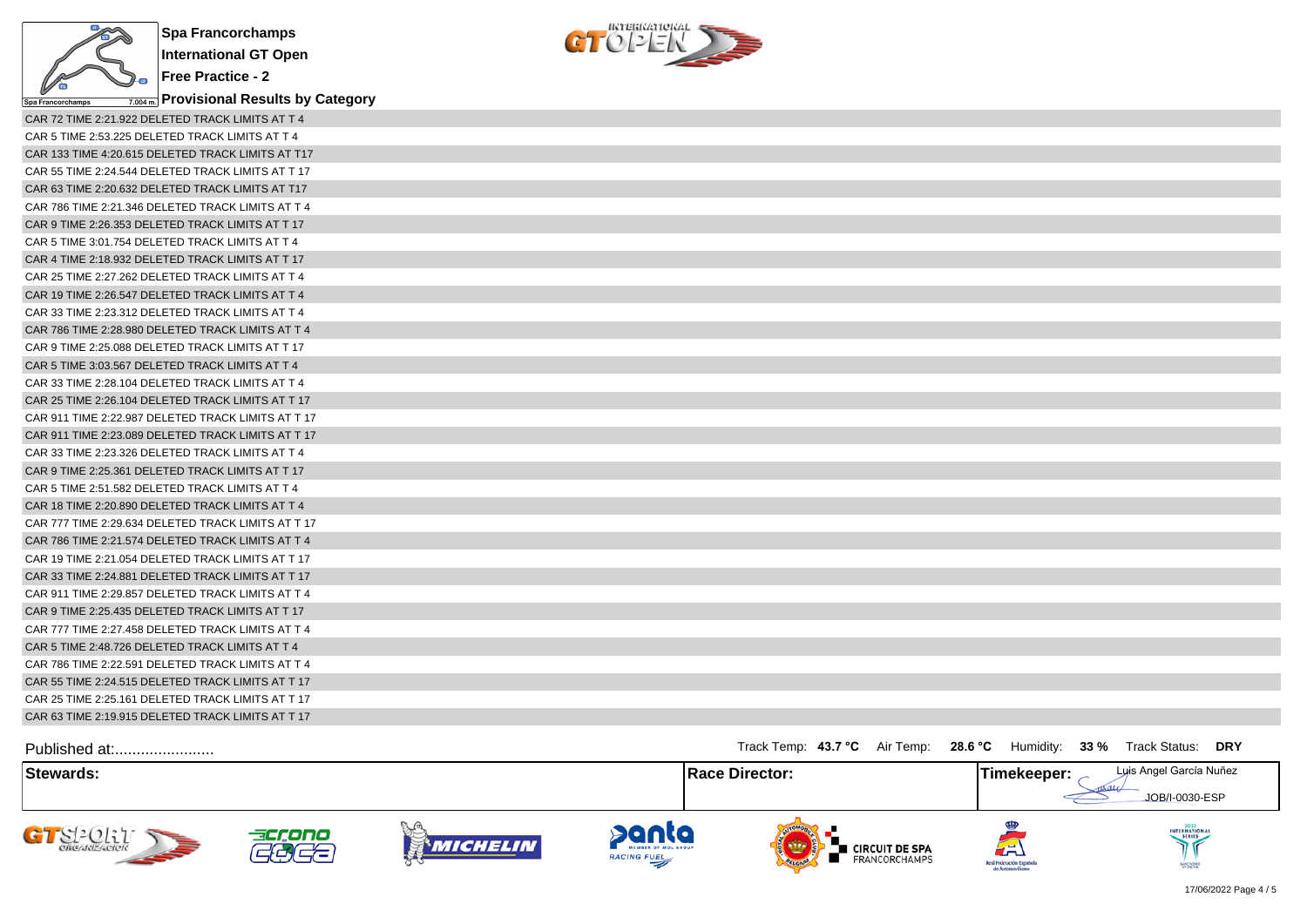# Spa Francorchamps

## International GT Open

### Free Practice - 2

### Provisional Results by Category

CAR 72 TIME 2:21.922 DELETED TRACK LIMITS AT T 4
CAR 5 TIME 2:53.225 DELETED TRACK LIMITS AT T 4
CAR 133 TIME 4:20.615 DELETED TRACK LIMITS AT T17
CAR 55 TIME 2:24.544 DELETED TRACK LIMITS AT T 17
CAR 63 TIME 2:20.632 DELETED TRACK LIMITS AT T17
CAR 786 TIME 2:21.346 DELETED TRACK LIMITS AT T 4
CAR 9 TIME 2:26.353 DELETED TRACK LIMITS AT T 17
CAR 5 TIME 3:01.754 DELETED TRACK LIMITS AT T 4
CAR 4 TIME 2:18.932 DELETED TRACK LIMITS AT T 17
CAR 25 TIME 2:27.262 DELETED TRACK LIMITS AT T 4
CAR 19 TIME 2:26.547 DELETED TRACK LIMITS AT T 4
CAR 33 TIME 2:23.312 DELETED TRACK LIMITS AT T 4
CAR 786 TIME 2:28.980 DELETED TRACK LIMITS AT T 4
CAR 9 TIME 2:25.088 DELETED TRACK LIMITS AT T 17
CAR 5 TIME 3:03.567 DELETED TRACK LIMITS AT T 4
CAR 33 TIME 2:28.104 DELETED TRACK LIMITS AT T 4
CAR 25 TIME 2:26.104 DELETED TRACK LIMITS AT T 17
CAR 911 TIME 2:22.987 DELETED TRACK LIMITS AT T 17
CAR 911 TIME 2:23.089 DELETED TRACK LIMITS AT T 17
CAR 33 TIME 2:23.326 DELETED TRACK LIMITS AT T 4
CAR 9 TIME 2:25.361 DELETED TRACK LIMITS AT T 17
CAR 5 TIME 2:51.582 DELETED TRACK LIMITS AT T 4
CAR 18 TIME 2:20.890 DELETED TRACK LIMITS AT T 4
CAR 777 TIME 2:29.634 DELETED TRACK LIMITS AT T 17
CAR 786 TIME 2:21.574 DELETED TRACK LIMITS AT T 4
CAR 19 TIME 2:21.054 DELETED TRACK LIMITS AT T 17
CAR 33 TIME 2:24.881 DELETED TRACK LIMITS AT T 17
CAR 911 TIME 2:29.857 DELETED TRACK LIMITS AT T 4
CAR 9 TIME 2:25.435 DELETED TRACK LIMITS AT T 17
CAR 777 TIME 2:27.458 DELETED TRACK LIMITS AT T 4
CAR 5 TIME 2:48.726 DELETED TRACK LIMITS AT T 4
CAR 786 TIME 2:22.591 DELETED TRACK LIMITS AT T 4
CAR 55 TIME 2:24.515 DELETED TRACK LIMITS AT T 17
CAR 25 TIME 2:25.161 DELETED TRACK LIMITS AT T 17
CAR 63 TIME 2:19.915 DELETED TRACK LIMITS AT T 17

Published at:........................

Track Temp: **43.7 °C** Air Temp: **28.6 °C** Humidity: **33 %** Track Status: **DRY**

| Stewards: | Race Director: | Timekeeper: Luis Angel García Nuñez JOB/I-0030-ESP |
|---|---|---|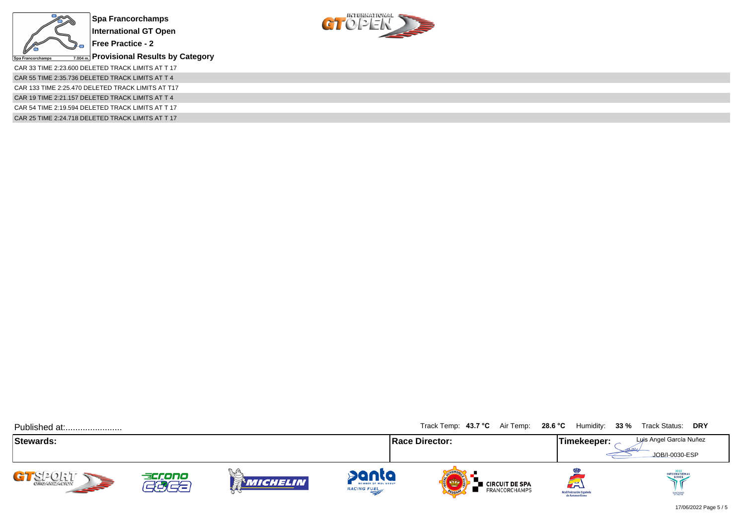**Spa Francorchamps**

**International GT Open**

**Free Practice - 2**

**Provisional Results by Category**

CAR 33 TIME 2:23.600 DELETED TRACK LIMITS AT T 17

CAR 55 TIME 2:35.736 DELETED TRACK LIMITS AT T 4

CAR 133 TIME 2:25.470 DELETED TRACK LIMITS AT T17

CAR 19 TIME 2:21.157 DELETED TRACK LIMITS AT T 4

CAR 54 TIME 2:19.594 DELETED TRACK LIMITS AT T 17

CAR 25 TIME 2:24.718 DELETED TRACK LIMITS AT T 17

Published at:.......................

Track Temp: **43.7 °C** Air Temp: **28.6 °C** Humidity: **33 %** Track Status: **DRY**

| **Stewards:** | **Race Director:** | **Timekeeper:** Luis Angel García Nuñez JOB/I-0030-ESP |
|---|---|---|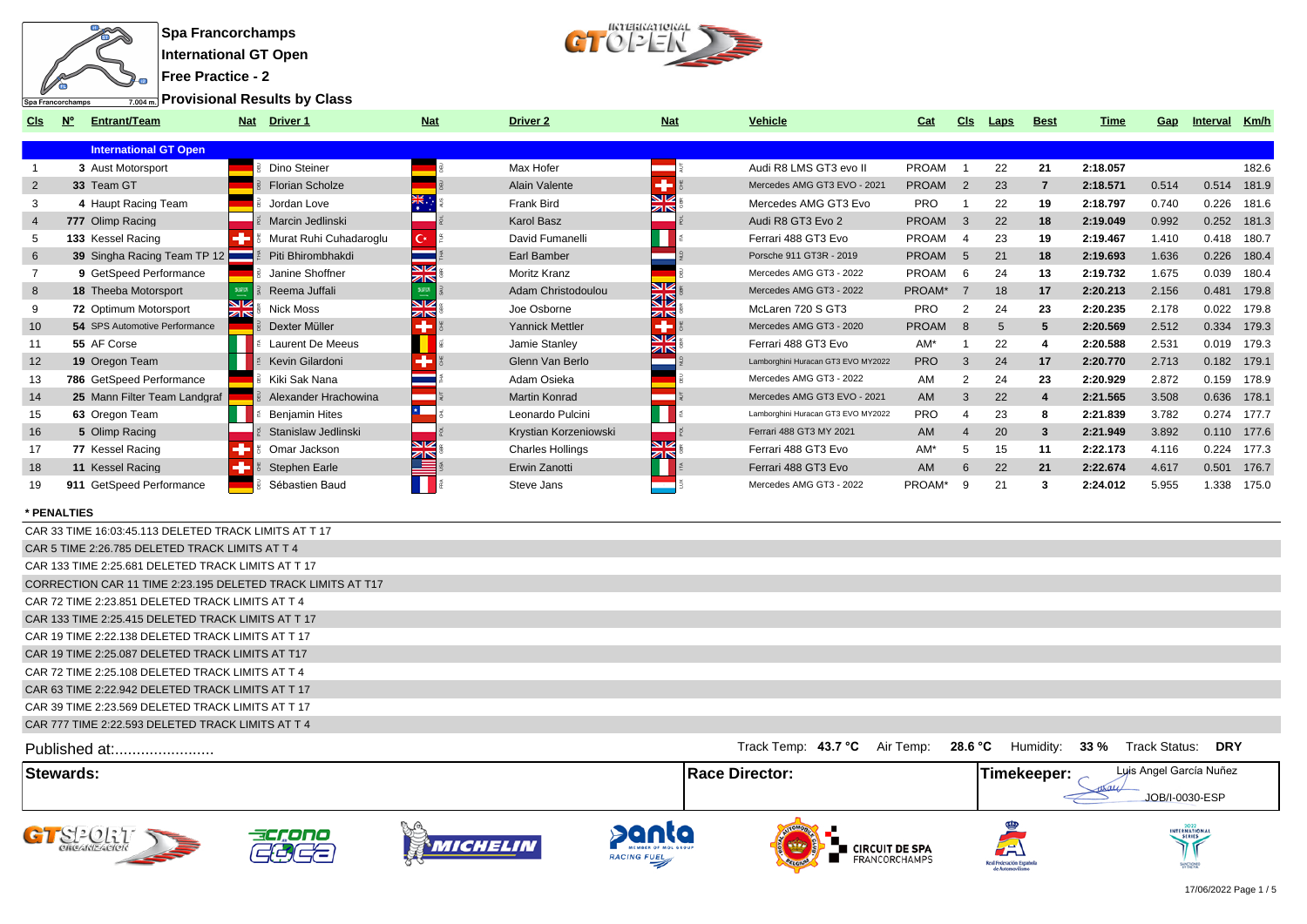# Spa Francorchamps

## International GT Open

## Free Practice - 2

## Provisional Results by Class

| Cls | Nº | Entrant/Team | Nat | Driver 1 | Nat | Driver 2 | Nat | Vehicle | Cat | Cls | Laps | Best | Time | Gap | Interval | Km/h |
|---|---|---|---|---|---|---|---|---|---|---|---|---|---|---|---|---|
| | | **International GT Open** | | | | | | | | | | | | | | |
| 1 | 3 | Aust Motorsport | DEU | Dino Steiner | DEU | Max Hofer | AUT | Audi R8 LMS GT3 evo II | PROAM | 1 | 22 | 21 | 2:18.057 | | | 182.6 |
| 2 | 33 | Team GT | DEU | Florian Scholze | DEU | Alain Valente | CHE | Mercedes AMG GT3 EVO - 2021 | PROAM | 2 | 23 | 7 | 2:18.571 | 0.514 | 0.514 | 181.9 |
| 3 | 4 | Haupt Racing Team | DEU | Jordan Love | AUS | Frank Bird | GBR | Mercedes AMG GT3 Evo | PRO | 1 | 22 | 19 | 2:18.797 | 0.740 | 0.226 | 181.6 |
| 4 | 777 | Olimp Racing | POL | Marcin Jedlinski | POL | Karol Basz | POL | Audi R8 GT3 Evo 2 | PROAM | 3 | 22 | 18 | 2:19.049 | 0.992 | 0.252 | 181.3 |
| 5 | 133 | Kessel Racing | CHE | Murat Ruhi Cuhadaroglu | TUR | David Fumanelli | ITA | Ferrari 488 GT3 Evo | PROAM | 4 | 23 | 19 | 2:19.467 | 1.410 | 0.418 | 180.7 |
| 6 | 39 | Singha Racing Team TP 12 | THA | Piti Bhirombhakdi | THA | Earl Bamber | NZL | Porsche 911 GT3R - 2019 | PROAM | 5 | 21 | 18 | 2:19.693 | 1.636 | 0.226 | 180.4 |
| 7 | 9 | GetSpeed Performance | DEU | Janine Shoffner | GBR | Moritz Kranz | DEU | Mercedes AMG GT3 - 2022 | PROAM | 6 | 24 | 13 | 2:19.732 | 1.675 | 0.039 | 180.4 |
| 8 | 18 | Theeba Motorsport | SAU | Reema Juffali | SAU | Adam Christodoulou | GBR | Mercedes AMG GT3 - 2022 | PROAM* | 7 | 18 | 17 | 2:20.213 | 2.156 | 0.481 | 179.8 |
| 9 | 72 | Optimum Motorsport | GBR | Nick Moss | GBR | Joe Osborne | GBR | McLaren 720 S GT3 | PRO | 2 | 24 | 23 | 2:20.235 | 2.178 | 0.022 | 179.8 |
| 10 | 54 | SPS Automotive Performance | DEU | Dexter Müller | CHE | Yannick Mettler | CHE | Mercedes AMG GT3 - 2020 | PROAM | 8 | 5 | 5 | 2:20.569 | 2.512 | 0.334 | 179.3 |
| 11 | 55 | AF Corse | ITA | Laurent De Meeus | BEL | Jamie Stanley | GBR | Ferrari 488 GT3 Evo | AM* | 1 | 22 | 4 | 2:20.588 | 2.531 | 0.019 | 179.3 |
| 12 | 19 | Oregon Team | ITA | Kevin Gilardoni | CHE | Glenn Van Berlo | NLD | Lamborghini Huracan GT3 EVO MY2022 | PRO | 3 | 24 | 17 | 2:20.770 | 2.713 | 0.182 | 179.1 |
| 13 | 786 | GetSpeed Performance | DEU | Kiki Sak Nana | THA | Adam Osieka | DEU | Mercedes AMG GT3 - 2022 | AM | 2 | 24 | 23 | 2:20.929 | 2.872 | 0.159 | 178.9 |
| 14 | 25 | Mann Filter Team Landgraf | DEU | Alexander Hrachowina | AUT | Martin Konrad | AUT | Mercedes AMG GT3 EVO - 2021 | AM | 3 | 22 | 4 | 2:21.565 | 3.508 | 0.636 | 178.1 |
| 15 | 63 | Oregon Team | ITA | Benjamin Hites | CHL | Leonardo Pulcini | ITA | Lamborghini Huracan GT3 EVO MY2022 | PRO | 4 | 23 | 8 | 2:21.839 | 3.782 | 0.274 | 177.7 |
| 16 | 5 | Olimp Racing | POL | Stanislaw Jedlinski | POL | Krystian Korzeniowski | POL | Ferrari 488 GT3 MY 2021 | AM | 4 | 20 | 3 | 2:21.949 | 3.892 | 0.110 | 177.6 |
| 17 | 77 | Kessel Racing | CHE | Omar Jackson | GBR | Charles Hollings | GBR | Ferrari 488 GT3 Evo | AM* | 5 | 15 | 11 | 2:22.173 | 4.116 | 0.224 | 177.3 |
| 18 | 11 | Kessel Racing | CHE | Stephen Earle | USA | Erwin Zanotti | ITA | Ferrari 488 GT3 Evo | AM | 6 | 22 | 21 | 2:22.674 | 4.617 | 0.501 | 176.7 |
| 19 | 911 | GetSpeed Performance | DEU | Sébastien Baud | FRA | Steve Jans | LUX | Mercedes AMG GT3 - 2022 | PROAM* | 9 | 21 | 3 | 2:24.012 | 5.955 | 1.338 | 175.0 |

**\* PENALTIES**

CAR 33 TIME 16:03:45.113 DELETED TRACK LIMITS AT T 17
CAR 5 TIME 2:26.785 DELETED TRACK LIMITS AT T 4
CAR 133 TIME 2:25.681 DELETED TRACK LIMITS AT T 17
CORRECTION CAR 11 TIME 2:23.195 DELETED TRACK LIMITS AT T17
CAR 72 TIME 2:23.851 DELETED TRACK LIMITS AT T 4
CAR 133 TIME 2:25.415 DELETED TRACK LIMITS AT T 17
CAR 19 TIME 2:22.138 DELETED TRACK LIMITS AT T 17
CAR 19 TIME 2:25.087 DELETED TRACK LIMITS AT T17
CAR 72 TIME 2:25.108 DELETED TRACK LIMITS AT T 4
CAR 63 TIME 2:22.942 DELETED TRACK LIMITS AT T 17
CAR 39 TIME 2:23.569 DELETED TRACK LIMITS AT T 17
CAR 777 TIME 2:22.593 DELETED TRACK LIMITS AT T 4

Published at:........................

Track Temp: **43.7 °C** Air Temp: **28.6 °C** Humidity: **33 %** Track Status: **DRY**

| Stewards: | Race Director: | Timekeeper: Luis Angel García Nuñez JOB/I-0030-ESP |
|---|---|---|

17/06/2022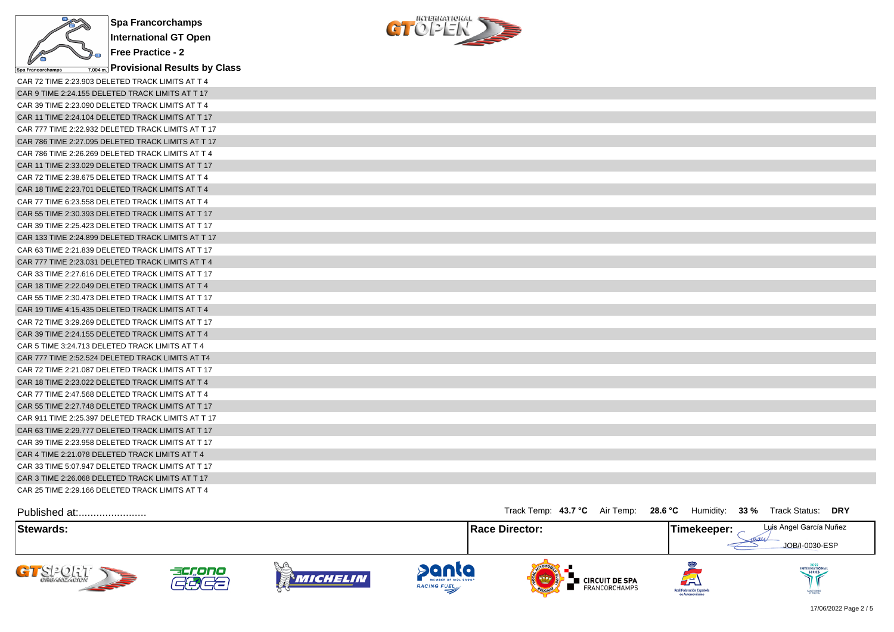**Spa Francorchamps**
**International GT Open**
**Free Practice - 2**
**Provisional Results by Class**

CAR 72 TIME 2:23.903 DELETED TRACK LIMITS AT T 4
CAR 9 TIME 2:24.155 DELETED TRACK LIMITS AT T 17
CAR 39 TIME 2:23.090 DELETED TRACK LIMITS AT T 4
CAR 11 TIME 2:24.104 DELETED TRACK LIMITS AT T 17
CAR 777 TIME 2:22.932 DELETED TRACK LIMITS AT T 17
CAR 786 TIME 2:27.095 DELETED TRACK LIMITS AT T 17
CAR 786 TIME 2:26.269 DELETED TRACK LIMITS AT T 4
CAR 11 TIME 2:33.029 DELETED TRACK LIMITS AT T 17
CAR 72 TIME 2:38.675 DELETED TRACK LIMITS AT T 4
CAR 18 TIME 2:23.701 DELETED TRACK LIMITS AT T 4
CAR 77 TIME 6:23.558 DELETED TRACK LIMITS AT T 4
CAR 55 TIME 2:30.393 DELETED TRACK LIMITS AT T 17
CAR 39 TIME 2:25.423 DELETED TRACK LIMITS AT T 17
CAR 133 TIME 2:24.899 DELETED TRACK LIMITS AT T 17
CAR 63 TIME 2:21.839 DELETED TRACK LIMITS AT T 17
CAR 777 TIME 2:23.031 DELETED TRACK LIMITS AT T 4
CAR 33 TIME 2:27.616 DELETED TRACK LIMITS AT T 17
CAR 18 TIME 2:22.049 DELETED TRACK LIMITS AT T 4
CAR 55 TIME 2:30.473 DELETED TRACK LIMITS AT T 17
CAR 19 TIME 4:15.435 DELETED TRACK LIMITS AT T 4
CAR 72 TIME 3:29.269 DELETED TRACK LIMITS AT T 17
CAR 39 TIME 2:24.155 DELETED TRACK LIMITS AT T 4
CAR 5 TIME 3:24.713 DELETED TRACK LIMITS AT T 4
CAR 777 TIME 2:52.524 DELETED TRACK LIMITS AT T4
CAR 72 TIME 2:21.087 DELETED TRACK LIMITS AT T 17
CAR 18 TIME 2:23.022 DELETED TRACK LIMITS AT T 4
CAR 77 TIME 2:47.568 DELETED TRACK LIMITS AT T 4
CAR 55 TIME 2:27.748 DELETED TRACK LIMITS AT T 17
CAR 911 TIME 2:25.397 DELETED TRACK LIMITS AT T 17
CAR 63 TIME 2:29.777 DELETED TRACK LIMITS AT T 17
CAR 39 TIME 2:23.958 DELETED TRACK LIMITS AT T 17
CAR 4 TIME 2:21.078 DELETED TRACK LIMITS AT T 4
CAR 33 TIME 5:07.947 DELETED TRACK LIMITS AT T 17
CAR 3 TIME 2:26.068 DELETED TRACK LIMITS AT T 17
CAR 25 TIME 2:29.166 DELETED TRACK LIMITS AT T 4

Published at:........................

Track Temp: **43.7 °C** Air Temp: **28.6 °C** Humidity: **33 %** Track Status: **DRY**

| Stewards: | Race Director: | Timekeeper: Luis Angel García Nuñez JOB/I-0030-ESP |
|---|---|---|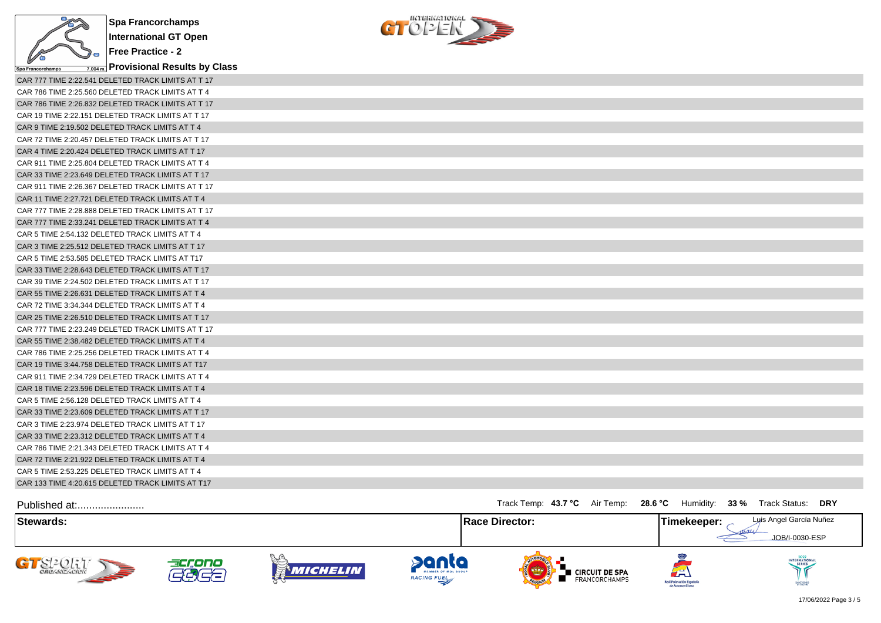# Spa Francorchamps

## International GT Open

## Free Practice - 2

## Provisional Results by Class

CAR 777 TIME 2:22.541 DELETED TRACK LIMITS AT T 17
CAR 786 TIME 2:25.560 DELETED TRACK LIMITS AT T 4
CAR 786 TIME 2:26.832 DELETED TRACK LIMITS AT T 17
CAR 19 TIME 2:22.151 DELETED TRACK LIMITS AT T 17
CAR 9 TIME 2:19.502 DELETED TRACK LIMITS AT T 4
CAR 72 TIME 2:20.457 DELETED TRACK LIMITS AT T 17
CAR 4 TIME 2:20.424 DELETED TRACK LIMITS AT T 17
CAR 911 TIME 2:25.804 DELETED TRACK LIMITS AT T 4
CAR 33 TIME 2:23.649 DELETED TRACK LIMITS AT T 17
CAR 911 TIME 2:26.367 DELETED TRACK LIMITS AT T 17
CAR 11 TIME 2:27.721 DELETED TRACK LIMITS AT T 4
CAR 777 TIME 2:28.888 DELETED TRACK LIMITS AT T 17
CAR 777 TIME 2:33.241 DELETED TRACK LIMITS AT T 4
CAR 5 TIME 2:54.132 DELETED TRACK LIMITS AT T 4
CAR 3 TIME 2:25.512 DELETED TRACK LIMITS AT T 17
CAR 5 TIME 2:53.585 DELETED TRACK LIMITS AT T17
CAR 33 TIME 2:28.643 DELETED TRACK LIMITS AT T 17
CAR 39 TIME 2:24.502 DELETED TRACK LIMITS AT T 17
CAR 55 TIME 2:26.631 DELETED TRACK LIMITS AT T 4
CAR 72 TIME 3:34.344 DELETED TRACK LIMITS AT T 4
CAR 25 TIME 2:26.510 DELETED TRACK LIMITS AT T 17
CAR 777 TIME 2:23.249 DELETED TRACK LIMITS AT T 17
CAR 55 TIME 2:38.482 DELETED TRACK LIMITS AT T 4
CAR 786 TIME 2:25.256 DELETED TRACK LIMITS AT T 4
CAR 19 TIME 3:44.758 DELETED TRACK LIMITS AT T17
CAR 911 TIME 2:34.729 DELETED TRACK LIMITS AT T 4
CAR 18 TIME 2:23.596 DELETED TRACK LIMITS AT T 4
CAR 5 TIME 2:56.128 DELETED TRACK LIMITS AT T 4
CAR 33 TIME 2:23.609 DELETED TRACK LIMITS AT T 17
CAR 3 TIME 2:23.974 DELETED TRACK LIMITS AT T 17
CAR 33 TIME 2:23.312 DELETED TRACK LIMITS AT T 4
CAR 786 TIME 2:21.343 DELETED TRACK LIMITS AT T 4
CAR 72 TIME 2:21.922 DELETED TRACK LIMITS AT T 4
CAR 5 TIME 2:53.225 DELETED TRACK LIMITS AT T 4
CAR 133 TIME 4:20.615 DELETED TRACK LIMITS AT T17

Published at:.......................

Track Temp: **43.7 °C** Air Temp: **28.6 °C** Humidity: **33 %** Track Status: **DRY**

| Stewards: | Race Director: | Timekeeper: Luis Angel García Nuñez JOB/I-0030-ESP |
|---|---|---|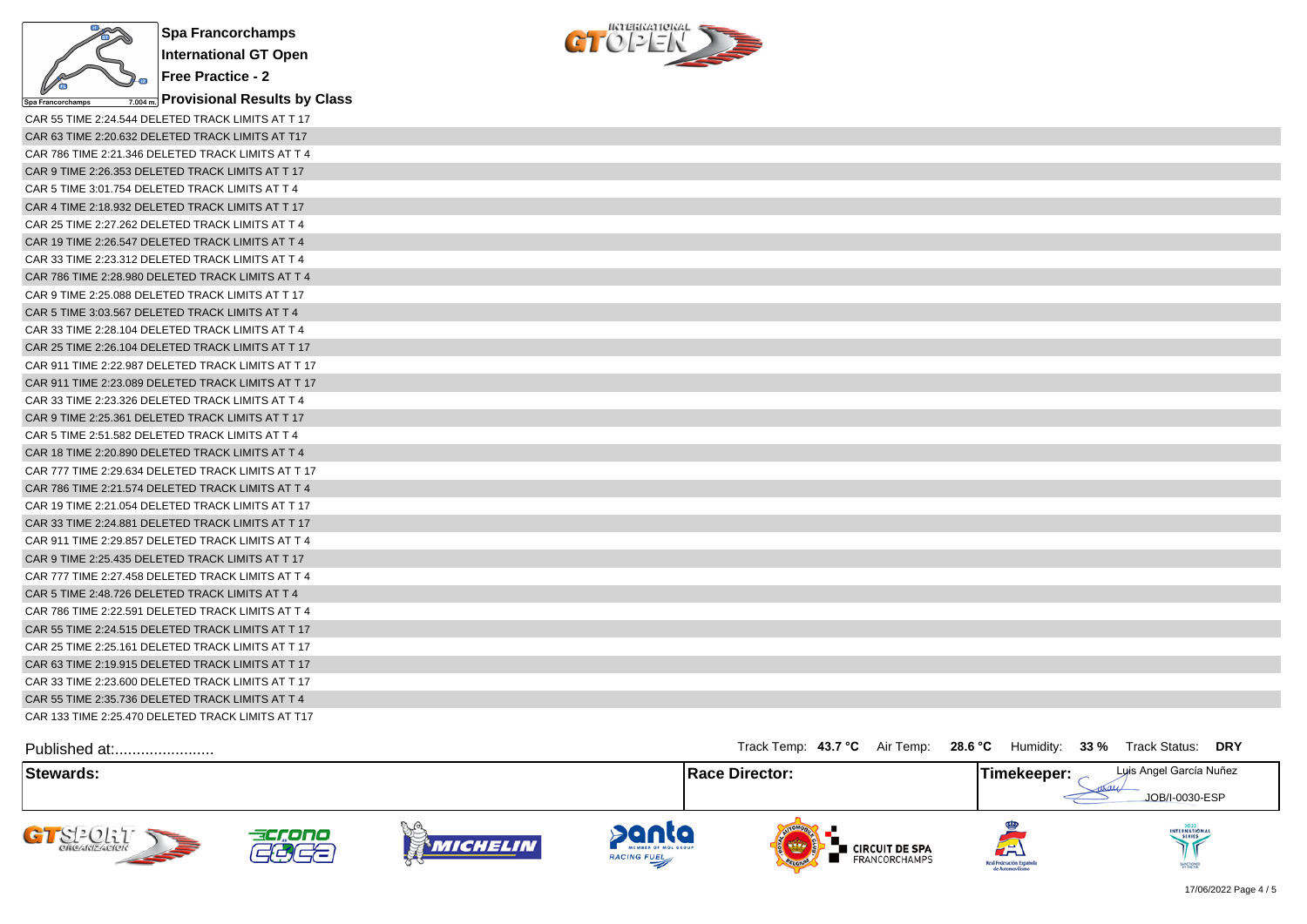**Spa Francorchamps**

**International GT Open**

**Free Practice - 2**

**Provisional Results by Class**

CAR 55 TIME 2:24.544 DELETED TRACK LIMITS AT T 17
CAR 63 TIME 2:20.632 DELETED TRACK LIMITS AT T17
CAR 786 TIME 2:21.346 DELETED TRACK LIMITS AT T 4
CAR 9 TIME 2:26.353 DELETED TRACK LIMITS AT T 17
CAR 5 TIME 3:01.754 DELETED TRACK LIMITS AT T 4
CAR 4 TIME 2:18.932 DELETED TRACK LIMITS AT T 17
CAR 25 TIME 2:27.262 DELETED TRACK LIMITS AT T 4
CAR 19 TIME 2:26.547 DELETED TRACK LIMITS AT T 4
CAR 33 TIME 2:23.312 DELETED TRACK LIMITS AT T 4
CAR 786 TIME 2:28.980 DELETED TRACK LIMITS AT T 4
CAR 9 TIME 2:25.088 DELETED TRACK LIMITS AT T 17
CAR 5 TIME 3:03.567 DELETED TRACK LIMITS AT T 4
CAR 33 TIME 2:28.104 DELETED TRACK LIMITS AT T 4
CAR 25 TIME 2:26.104 DELETED TRACK LIMITS AT T 17
CAR 911 TIME 2:22.987 DELETED TRACK LIMITS AT T 17
CAR 911 TIME 2:23.089 DELETED TRACK LIMITS AT T 17
CAR 33 TIME 2:23.326 DELETED TRACK LIMITS AT T 4
CAR 9 TIME 2:25.361 DELETED TRACK LIMITS AT T 17
CAR 5 TIME 2:51.582 DELETED TRACK LIMITS AT T 4
CAR 18 TIME 2:20.890 DELETED TRACK LIMITS AT T 4
CAR 777 TIME 2:29.634 DELETED TRACK LIMITS AT T 17
CAR 786 TIME 2:21.574 DELETED TRACK LIMITS AT T 4
CAR 19 TIME 2:21.054 DELETED TRACK LIMITS AT T 17
CAR 33 TIME 2:24.881 DELETED TRACK LIMITS AT T 17
CAR 911 TIME 2:29.857 DELETED TRACK LIMITS AT T 4
CAR 9 TIME 2:25.435 DELETED TRACK LIMITS AT T 17
CAR 777 TIME 2:27.458 DELETED TRACK LIMITS AT T 4
CAR 5 TIME 2:48.726 DELETED TRACK LIMITS AT T 4
CAR 786 TIME 2:22.591 DELETED TRACK LIMITS AT T 4
CAR 55 TIME 2:24.515 DELETED TRACK LIMITS AT T 17
CAR 25 TIME 2:25.161 DELETED TRACK LIMITS AT T 17
CAR 63 TIME 2:19.915 DELETED TRACK LIMITS AT T 17
CAR 33 TIME 2:23.600 DELETED TRACK LIMITS AT T 17
CAR 55 TIME 2:35.736 DELETED TRACK LIMITS AT T 4
CAR 133 TIME 2:25.470 DELETED TRACK LIMITS AT T17

Published at:........................

Track Temp: **43.7 °C** Air Temp: **28.6 °C** Humidity: **33 %** Track Status: **DRY**

| **Stewards:** | **Race Director:** | **Timekeeper:** Luis Angel García Nuñez JOB/I-0030-ESP |
|---|---|---|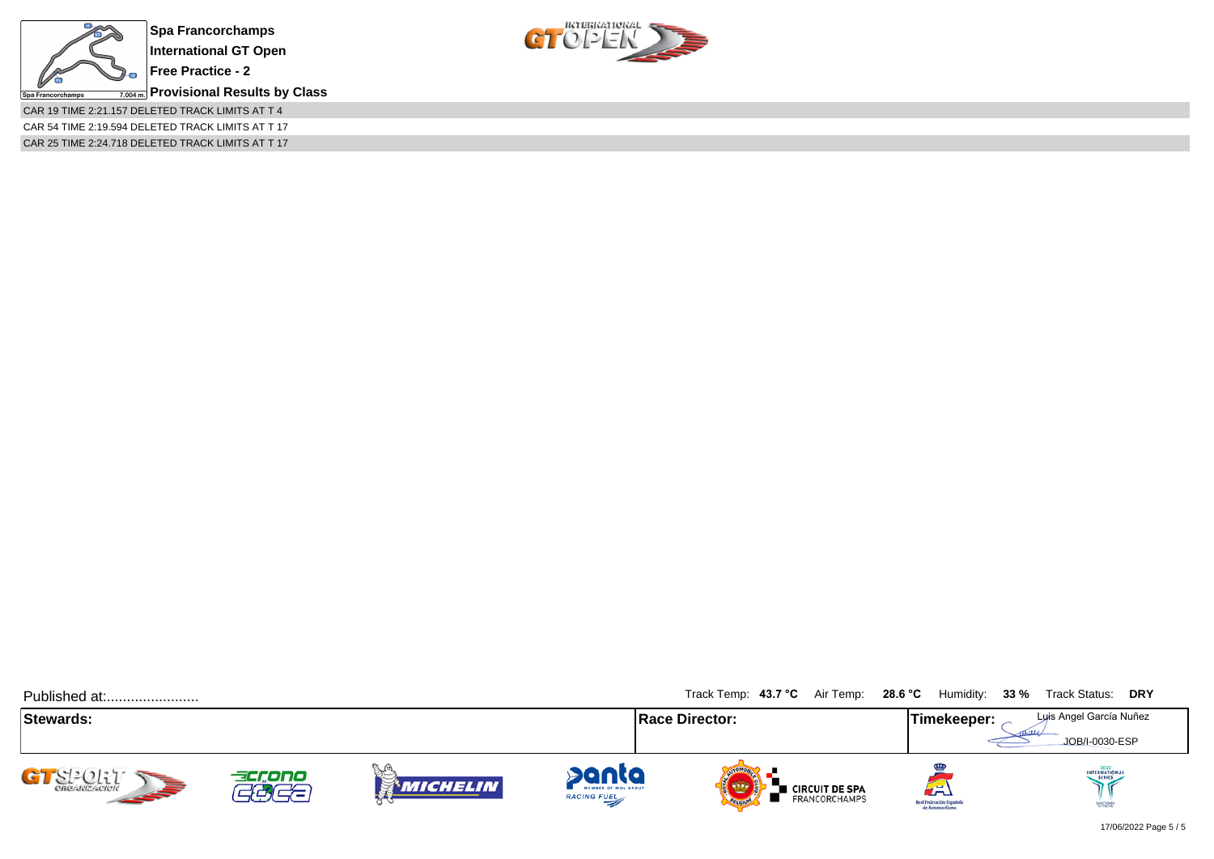**Spa Francorchamps**

**International GT Open**

**Free Practice - 2**

**Provisional Results by Class**

CAR 19 TIME 2:21.157 DELETED TRACK LIMITS AT T 4

CAR 54 TIME 2:19.594 DELETED TRACK LIMITS AT T 17

CAR 25 TIME 2:24.718 DELETED TRACK LIMITS AT T 17

Published at:.......................

Track Temp: **43.7 °C** Air Temp: **28.6 °C** Humidity: **33 %** Track Status: **DRY**

| **Stewards:** | **Race Director:** | **Timekeeper:** Luis Angel García Nuñez JOB/I-0030-ESP |
|---|---|---|

17/06/2022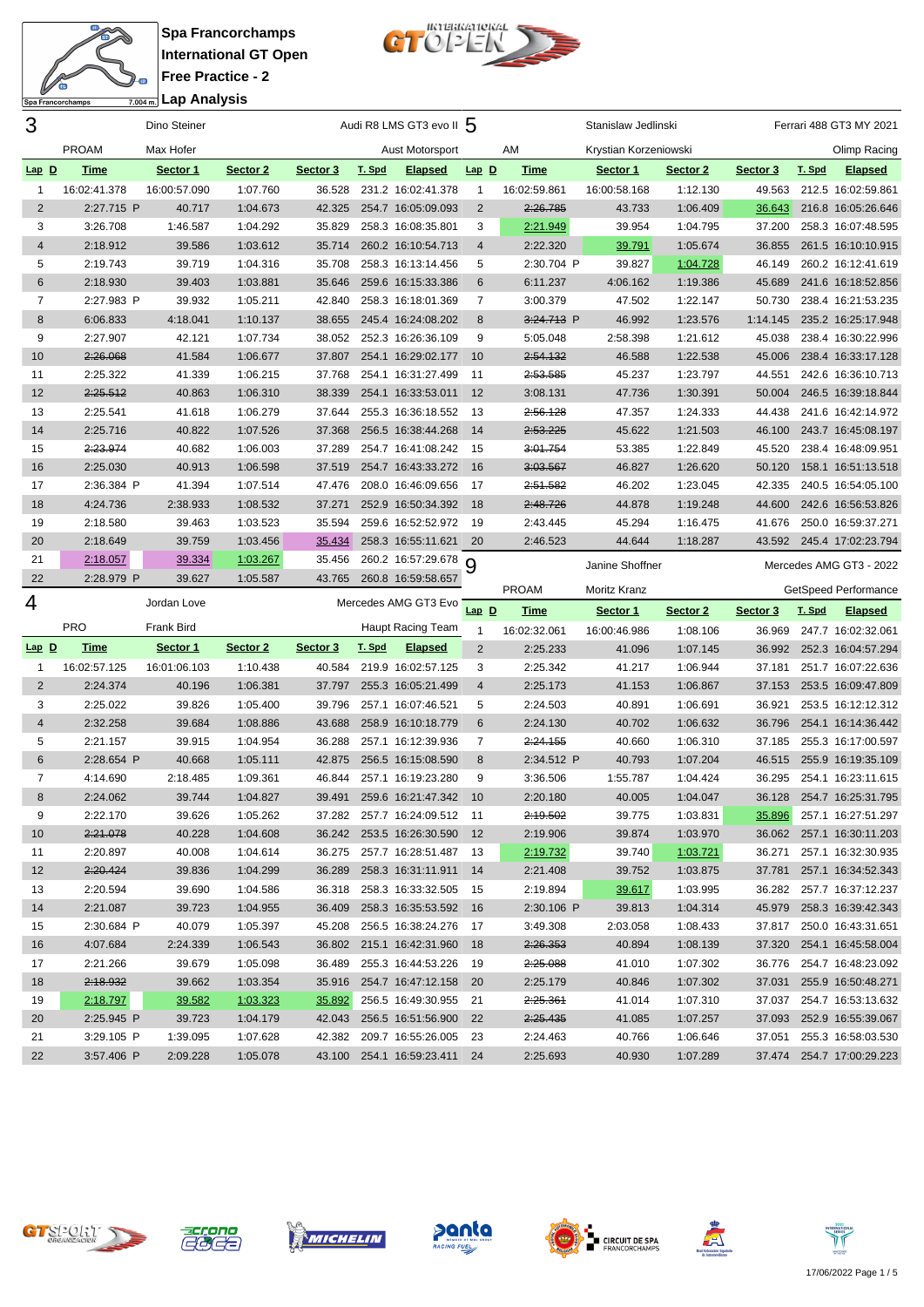# Spa Francorchamps
## International GT Open
## Free Practice - 2
## Lap Analysis

Spa Francorchamps 7.004 m.

### 3 — Dino Steiner / Max Hofer — Audi R8 LMS GT3 evo II — PROAM — Aust Motorsport

| Lap | D | Time | Sector 1 | Sector 2 | Sector 3 | T. Spd | Elapsed |
|---|---|---|---|---|---|---|---|
| 1 | | 16:02:41.378 | 16:00:57.090 | 1:07.760 | 36.528 | 231.2 | 16:02:41.378 |
| 2 | | 2:27.715 P | 40.717 | 1:04.673 | 42.325 | 254.7 | 16:05:09.093 |
| 3 | | 3:26.708 | 1:46.587 | 1:04.292 | 35.829 | 258.3 | 16:08:35.801 |
| 4 | | 2:18.912 | 39.586 | 1:03.612 | 35.714 | 260.2 | 16:10:54.713 |
| 5 | | 2:19.743 | 39.719 | 1:04.316 | 35.708 | 258.3 | 16:13:14.456 |
| 6 | | 2:18.930 | 39.403 | 1:03.881 | 35.646 | 259.6 | 16:15:33.386 |
| 7 | | 2:27.932 P | 39.932 | 1:05.211 | 42.840 | 258.3 | 16:18:01.369 |
| 8 | | 6:06.833 | 4:18.041 | 1:10.137 | 38.655 | 245.4 | 16:24:08.202 |
| 9 | | 2:27.907 | 42.121 | 1:07.734 | 38.052 | 252.3 | 16:26:36.109 |
| 10 | | ~~2:26.068~~ | 41.584 | 1:06.677 | 37.807 | 254.1 | 16:29:02.177 |
| 11 | | 2:25.322 | 41.339 | 1:06.215 | 37.768 | 254.1 | 16:31:27.499 |
| 12 | | ~~2:25.512~~ | 40.863 | 1:06.310 | 38.339 | 254.1 | 16:33:53.011 |
| 13 | | 2:25.541 | 41.618 | 1:06.279 | 37.644 | 255.3 | 16:36:18.552 |
| 14 | | 2:25.716 | 40.822 | 1:07.526 | 37.368 | 256.5 | 16:38:44.268 |
| 15 | | ~~2:23.974~~ | 40.682 | 1:06.003 | 37.289 | 254.7 | 16:41:08.242 |
| 16 | | 2:25.030 | 40.913 | 1:06.598 | 37.519 | 254.7 | 16:43:33.272 |
| 17 | | 2:36.384 P | 41.394 | 1:07.514 | 47.476 | 208.0 | 16:46:09.656 |
| 18 | | 4:24.736 | 2:38.933 | 1:08.532 | 37.271 | 252.9 | 16:50:34.392 |
| 19 | | 2:18.580 | 39.463 | 1:03.523 | 35.594 | 259.6 | 16:52:52.972 |
| 20 | | 2:18.649 | 39.759 | 1:03.456 | 35.434 | 258.3 | 16:55:11.621 |
| 21 | | 2:18.057 | 39.334 | 1:03.267 | 35.456 | 260.2 | 16:57:29.678 |
| 22 | | 2:28.979 P | 39.627 | 1:05.587 | 43.765 | 260.8 | 16:59:58.657 |

### 4 — Jordan Love / Frank Bird — Mercedes AMG GT3 Evo — PRO — Haupt Racing Team

| Lap | D | Time | Sector 1 | Sector 2 | Sector 3 | T. Spd | Elapsed |
|---|---|---|---|---|---|---|---|
| 1 | | 16:02:57.125 | 16:01:06.103 | 1:10.438 | 40.584 | 219.9 | 16:02:57.125 |
| 2 | | 2:24.374 | 40.196 | 1:06.381 | 37.797 | 255.3 | 16:05:21.499 |
| 3 | | 2:25.022 | 39.826 | 1:05.400 | 39.796 | 257.1 | 16:07:46.521 |
| 4 | | 2:32.258 | 39.684 | 1:08.886 | 43.688 | 258.9 | 16:10:18.779 |
| 5 | | 2:21.157 | 39.915 | 1:04.954 | 36.288 | 257.1 | 16:12:39.936 |
| 6 | | 2:28.654 P | 40.668 | 1:05.111 | 42.875 | 256.5 | 16:15:08.590 |
| 7 | | 4:14.690 | 2:18.485 | 1:09.361 | 46.844 | 257.1 | 16:19:23.280 |
| 8 | | 2:24.062 | 39.744 | 1:04.827 | 39.491 | 259.6 | 16:21:47.342 |
| 9 | | 2:22.170 | 39.626 | 1:05.262 | 37.282 | 257.7 | 16:24:09.512 |
| 10 | | ~~2:21.078~~ | 40.228 | 1:04.608 | 36.242 | 253.5 | 16:26:30.590 |
| 11 | | 2:20.897 | 40.008 | 1:04.614 | 36.275 | 257.7 | 16:28:51.487 |
| 12 | | ~~2:20.424~~ | 39.836 | 1:04.299 | 36.289 | 258.3 | 16:31:11.911 |
| 13 | | 2:20.594 | 39.690 | 1:04.586 | 36.318 | 258.3 | 16:33:32.505 |
| 14 | | 2:21.087 | 39.723 | 1:04.955 | 36.409 | 258.3 | 16:35:53.592 |
| 15 | | 2:30.684 P | 40.079 | 1:05.397 | 45.208 | 256.5 | 16:38:24.276 |
| 16 | | 4:07.684 | 2:24.339 | 1:06.543 | 36.802 | 215.1 | 16:42:31.960 |
| 17 | | 2:21.266 | 39.679 | 1:05.098 | 36.489 | 255.3 | 16:44:53.226 |
| 18 | | ~~2:18.932~~ | 39.662 | 1:03.354 | 35.916 | 254.7 | 16:47:12.158 |
| 19 | | 2:18.797 | 39.582 | 1:03.323 | 35.892 | 256.5 | 16:49:30.955 |
| 20 | | 2:25.945 P | 39.723 | 1:04.179 | 42.043 | 256.5 | 16:51:56.900 |
| 21 | | 3:29.105 P | 1:39.095 | 1:07.628 | 42.382 | 209.7 | 16:55:26.005 |
| 22 | | 3:57.406 P | 2:09.228 | 1:05.078 | 43.100 | 254.1 | 16:59:23.411 |

### 5 — Stanislaw Jedlinski / Krystian Korzeniowski — Ferrari 488 GT3 MY 2021 — AM — Olimp Racing

| Lap | D | Time | Sector 1 | Sector 2 | Sector 3 | T. Spd | Elapsed |
|---|---|---|---|---|---|---|---|
| 1 | | 16:02:59.861 | 16:00:58.168 | 1:12.130 | 49.563 | 212.5 | 16:02:59.861 |
| 2 | | ~~2:26.785~~ | 43.733 | 1:06.409 | 36.643 | 216.8 | 16:05:26.646 |
| 3 | | 2:21.949 | 39.954 | 1:04.795 | 37.200 | 258.3 | 16:07:48.595 |
| 4 | | 2:22.320 | 39.791 | 1:05.674 | 36.855 | 261.5 | 16:10:10.915 |
| 5 | | 2:30.704 P | 39.827 | 1:04.728 | 46.149 | 260.2 | 16:12:41.619 |
| 6 | | 6:11.237 | 4:06.162 | 1:19.386 | 45.689 | 241.6 | 16:18:52.856 |
| 7 | | 3:00.379 | 47.502 | 1:22.147 | 50.730 | 238.4 | 16:21:53.235 |
| 8 | | ~~3:24.713~~ P | 46.992 | 1:23.576 | 1:14.145 | 235.2 | 16:25:17.948 |
| 9 | | 5:05.048 | 2:58.398 | 1:21.612 | 45.038 | 238.4 | 16:30:22.996 |
| 10 | | ~~2:54.132~~ | 46.588 | 1:22.538 | 45.006 | 238.4 | 16:33:17.128 |
| 11 | | ~~2:53.585~~ | 45.237 | 1:23.797 | 44.551 | 242.6 | 16:36:10.713 |
| 12 | | 3:08.131 | 47.736 | 1:30.391 | 50.004 | 246.5 | 16:39:18.844 |
| 13 | | ~~2:56.128~~ | 47.357 | 1:24.333 | 44.438 | 241.6 | 16:42:14.972 |
| 14 | | ~~2:53.225~~ | 45.622 | 1:21.503 | 46.100 | 243.7 | 16:45:08.197 |
| 15 | | ~~3:01.754~~ | 53.385 | 1:22.849 | 45.520 | 238.4 | 16:48:09.951 |
| 16 | | ~~3:03.567~~ | 46.827 | 1:26.620 | 50.120 | 158.1 | 16:51:13.518 |
| 17 | | ~~2:51.582~~ | 46.202 | 1:23.045 | 42.335 | 240.5 | 16:54:05.100 |
| 18 | | ~~2:48.726~~ | 44.878 | 1:19.248 | 44.600 | 242.6 | 16:56:53.826 |
| 19 | | 2:43.445 | 45.294 | 1:16.475 | 41.676 | 250.0 | 16:59:37.271 |
| 20 | | 2:46.523 | 44.644 | 1:18.287 | 43.592 | 245.4 | 17:02:23.794 |

### 9 — Janine Shoffner / Moritz Kranz — Mercedes AMG GT3 - 2022 — PROAM — GetSpeed Performance

| Lap | D | Time | Sector 1 | Sector 2 | Sector 3 | T. Spd | Elapsed |
|---|---|---|---|---|---|---|---|
| 1 | | 16:02:32.061 | 16:00:46.986 | 1:08.106 | 36.969 | 247.7 | 16:02:32.061 |
| 2 | | 2:25.233 | 41.096 | 1:07.145 | 36.992 | 252.3 | 16:04:57.294 |
| 3 | | 2:25.342 | 41.217 | 1:06.944 | 37.181 | 251.7 | 16:07:22.636 |
| 4 | | 2:25.173 | 41.153 | 1:06.867 | 37.153 | 253.5 | 16:09:47.809 |
| 5 | | 2:24.503 | 40.891 | 1:06.691 | 36.921 | 253.5 | 16:12:12.312 |
| 6 | | 2:24.130 | 40.702 | 1:06.632 | 36.796 | 254.1 | 16:14:36.442 |
| 7 | | ~~2:24.155~~ | 40.660 | 1:06.310 | 37.185 | 255.3 | 16:17:00.597 |
| 8 | | 2:34.512 P | 40.793 | 1:07.204 | 46.515 | 255.9 | 16:19:35.109 |
| 9 | | 3:36.506 | 1:55.787 | 1:04.424 | 36.295 | 254.1 | 16:23:11.615 |
| 10 | | 2:20.180 | 40.005 | 1:04.047 | 36.128 | 254.7 | 16:25:31.795 |
| 11 | | ~~2:19.502~~ | 39.775 | 1:03.831 | 35.896 | 257.1 | 16:27:51.297 |
| 12 | | 2:19.906 | 39.874 | 1:03.970 | 36.062 | 255.3 | 16:30:11.203 |
| 13 | | 2:19.732 | 39.740 | 1:03.721 | 36.271 | 257.1 | 16:32:30.935 |
| 14 | | 2:21.408 | 39.752 | 1:03.875 | 37.781 | 257.1 | 16:34:52.343 |
| 15 | | 2:19.894 | 39.617 | 1:03.995 | 36.282 | 257.7 | 16:37:12.237 |
| 16 | | 2:30.106 P | 39.813 | 1:04.314 | 45.979 | 258.3 | 16:39:42.343 |
| 17 | | 3:49.308 | 2:03.058 | 1:08.433 | 37.817 | 250.0 | 16:43:31.651 |
| 18 | | ~~2:26.353~~ | 40.894 | 1:08.139 | 37.320 | 254.1 | 16:45:58.004 |
| 19 | | ~~2:25.088~~ | 41.010 | 1:07.302 | 36.776 | 254.7 | 16:48:23.092 |
| 20 | | 2:25.179 | 40.846 | 1:07.302 | 37.031 | 255.9 | 16:50:48.271 |
| 21 | | ~~2:25.361~~ | 41.014 | 1:07.310 | 37.037 | 254.7 | 16:53:13.632 |
| 22 | | ~~2:25.435~~ | 41.085 | 1:07.257 | 37.093 | 252.9 | 16:55:39.067 |
| 23 | | 2:24.463 | 40.766 | 1:06.646 | 37.051 | 255.3 | 16:58:03.530 |
| 24 | | 2:25.693 | 40.930 | 1:07.289 | 37.474 | 254.7 | 17:00:29.223 |

17/06/2022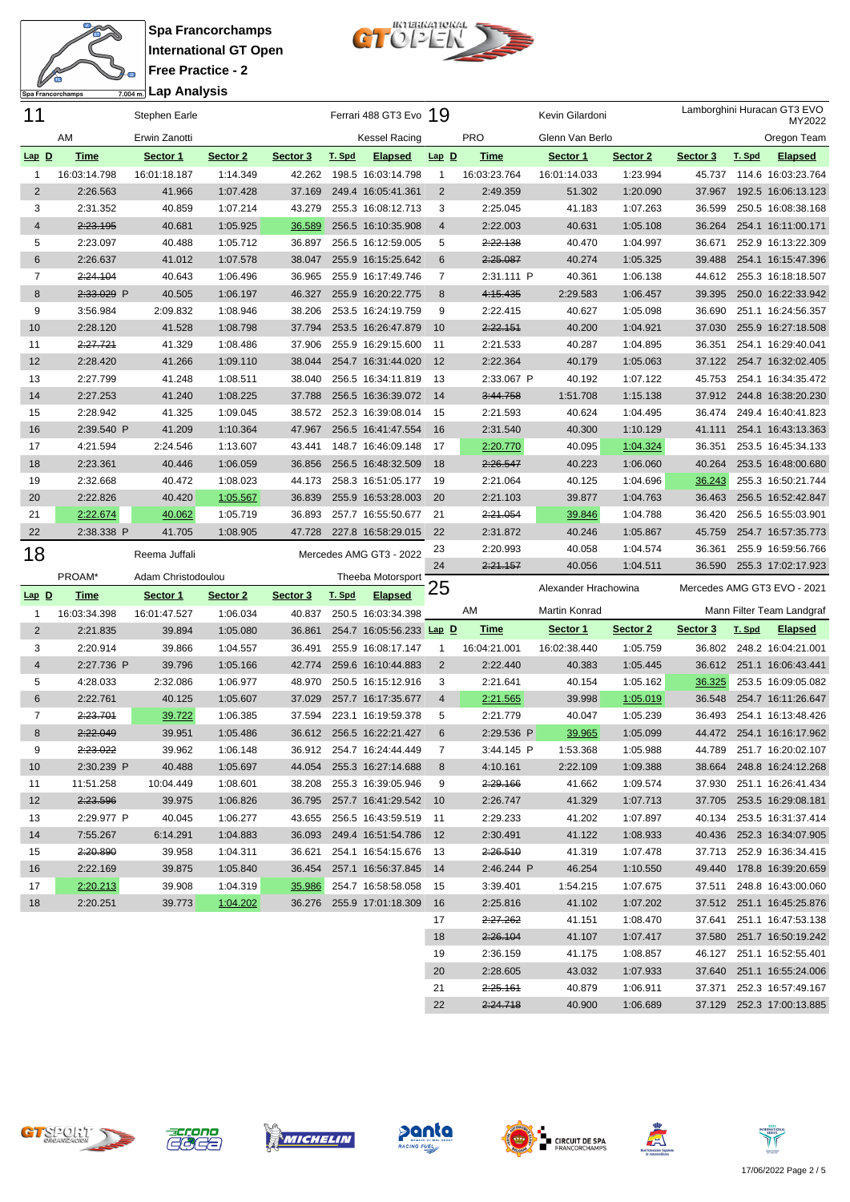# Spa Francorchamps
## International GT Open
### Free Practice - 2
### Lap Analysis

Spa Francorchamps 7.004 m.

**11** — Stephen Earle / Erwin Zanotti — Ferrari 488 GT3 Evo — AM — Kessel Racing

| Lap | D | Time | Sector 1 | Sector 2 | Sector 3 | T. Spd | Elapsed |
|---|---|---|---|---|---|---|---|
| 1 | | 16:03:14.798 | 16:01:18.187 | 1:14.349 | 42.262 | 198.5 | 16:03:14.798 |
| 2 | | 2:26.563 | 41.966 | 1:07.428 | 37.169 | 249.4 | 16:05:41.361 |
| 3 | | 2:31.352 | 40.859 | 1:07.214 | 43.279 | 255.3 | 16:08:12.713 |
| 4 | | ~~2:23.195~~ | 40.681 | 1:05.925 | 36.589 | 256.5 | 16:10:35.908 |
| 5 | | 2:23.097 | 40.488 | 1:05.712 | 36.897 | 256.5 | 16:12:59.005 |
| 6 | | 2:26.637 | 41.012 | 1:07.578 | 38.047 | 255.9 | 16:15:25.642 |
| 7 | | ~~2:24.104~~ | 40.643 | 1:06.496 | 36.965 | 255.9 | 16:17:49.746 |
| 8 | | ~~2:33.029~~ P | 40.505 | 1:06.197 | 46.327 | 255.9 | 16:20:22.775 |
| 9 | | 3:56.984 | 2:09.832 | 1:08.946 | 38.206 | 253.5 | 16:24:19.759 |
| 10 | | 2:28.120 | 41.528 | 1:08.798 | 37.794 | 253.5 | 16:26:47.879 |
| 11 | | ~~2:27.721~~ | 41.329 | 1:08.486 | 37.906 | 255.9 | 16:29:15.600 |
| 12 | | 2:28.420 | 41.266 | 1:09.110 | 38.044 | 254.7 | 16:31:44.020 |
| 13 | | 2:27.799 | 41.248 | 1:08.511 | 38.040 | 256.5 | 16:34:11.819 |
| 14 | | 2:27.253 | 41.240 | 1:08.225 | 37.788 | 256.5 | 16:36:39.072 |
| 15 | | 2:28.942 | 41.325 | 1:09.045 | 38.572 | 252.3 | 16:39:08.014 |
| 16 | | 2:39.540 P | 41.209 | 1:10.364 | 47.967 | 256.5 | 16:41:47.554 |
| 17 | | 4:21.594 | 2:24.546 | 1:13.607 | 43.441 | 148.7 | 16:46:09.148 |
| 18 | | 2:23.361 | 40.446 | 1:06.059 | 36.856 | 256.5 | 16:48:32.509 |
| 19 | | 2:32.668 | 40.472 | 1:08.023 | 44.173 | 258.3 | 16:51:05.177 |
| 20 | | 2:22.826 | 40.420 | 1:05.567 | 36.839 | 255.9 | 16:53:28.003 |
| 21 | | 2:22.674 | 40.062 | 1:05.719 | 36.893 | 257.7 | 16:55:50.677 |
| 22 | | 2:38.338 P | 41.705 | 1:08.905 | 47.728 | 227.8 | 16:58:29.015 |

**18** — Reema Juffali / Adam Christodoulou — Mercedes AMG GT3 - 2022 — PROAM* — Theeba Motorsport

| Lap | D | Time | Sector 1 | Sector 2 | Sector 3 | T. Spd | Elapsed |
|---|---|---|---|---|---|---|---|
| 1 | | 16:03:34.398 | 16:01:47.527 | 1:06.034 | 40.837 | 250.5 | 16:03:34.398 |
| 2 | | 2:21.835 | 39.894 | 1:05.080 | 36.861 | 254.7 | 16:05:56.233 |
| 3 | | 2:20.914 | 39.866 | 1:04.557 | 36.491 | 255.9 | 16:08:17.147 |
| 4 | | 2:27.736 P | 39.796 | 1:05.166 | 42.774 | 259.6 | 16:10:44.883 |
| 5 | | 4:28.033 | 2:32.086 | 1:06.977 | 48.970 | 250.5 | 16:15:12.916 |
| 6 | | 2:22.761 | 40.125 | 1:05.607 | 37.029 | 257.7 | 16:17:35.677 |
| 7 | | ~~2:23.701~~ | 39.722 | 1:06.385 | 37.594 | 223.1 | 16:19:59.378 |
| 8 | | ~~2:22.049~~ | 39.951 | 1:05.486 | 36.612 | 256.5 | 16:22:21.427 |
| 9 | | ~~2:23.022~~ | 39.962 | 1:06.148 | 36.912 | 254.7 | 16:24:44.449 |
| 10 | | 2:30.239 P | 40.488 | 1:05.697 | 44.054 | 255.3 | 16:27:14.688 |
| 11 | | 11:51.258 | 10:04.449 | 1:08.601 | 38.208 | 255.3 | 16:39:05.946 |
| 12 | | ~~2:23.596~~ | 39.975 | 1:06.826 | 36.795 | 257.7 | 16:41:29.542 |
| 13 | | 2:29.977 P | 40.045 | 1:06.277 | 43.655 | 256.5 | 16:43:59.519 |
| 14 | | 7:55.267 | 6:14.291 | 1:04.883 | 36.093 | 249.4 | 16:51:54.786 |
| 15 | | ~~2:20.890~~ | 39.958 | 1:04.311 | 36.621 | 254.1 | 16:54:15.676 |
| 16 | | 2:22.169 | 39.875 | 1:05.840 | 36.454 | 257.1 | 16:56:37.845 |
| 17 | | 2:20.213 | 39.908 | 1:04.319 | 35.986 | 254.7 | 16:58:58.058 |
| 18 | | 2:20.251 | 39.773 | 1:04.202 | 36.276 | 255.9 | 17:01:18.309 |

**19** — Kevin Gilardoni / Glenn Van Berlo — Lamborghini Huracan GT3 EVO MY2022 — PRO — Oregon Team

| Lap | D | Time | Sector 1 | Sector 2 | Sector 3 | T. Spd | Elapsed |
|---|---|---|---|---|---|---|---|
| 1 | | 16:03:23.764 | 16:01:14.033 | 1:23.994 | 45.737 | 114.6 | 16:03:23.764 |
| 2 | | 2:49.359 | 51.302 | 1:20.090 | 37.967 | 192.5 | 16:06:13.123 |
| 3 | | 2:25.045 | 41.183 | 1:07.263 | 36.599 | 250.5 | 16:08:38.168 |
| 4 | | 2:22.003 | 40.631 | 1:05.108 | 36.264 | 254.1 | 16:11:00.171 |
| 5 | | ~~2:22.138~~ | 40.470 | 1:04.997 | 36.671 | 252.9 | 16:13:22.309 |
| 6 | | ~~2:25.087~~ | 40.274 | 1:05.325 | 39.488 | 254.1 | 16:15:47.396 |
| 7 | | 2:31.111 P | 40.361 | 1:06.138 | 44.612 | 255.3 | 16:18:18.507 |
| 8 | | ~~4:15.435~~ | 2:29.583 | 1:06.457 | 39.395 | 250.0 | 16:22:33.942 |
| 9 | | 2:22.415 | 40.627 | 1:05.098 | 36.690 | 251.1 | 16:24:56.357 |
| 10 | | ~~2:22.151~~ | 40.200 | 1:04.921 | 37.030 | 255.9 | 16:27:18.508 |
| 11 | | 2:21.533 | 40.287 | 1:04.895 | 36.351 | 254.1 | 16:29:40.041 |
| 12 | | 2:22.364 | 40.179 | 1:05.063 | 37.122 | 254.7 | 16:32:02.405 |
| 13 | | 2:33.067 P | 40.192 | 1:07.122 | 45.753 | 254.1 | 16:34:35.472 |
| 14 | | ~~3:44.758~~ | 1:51.708 | 1:15.138 | 37.912 | 244.8 | 16:38:20.230 |
| 15 | | 2:21.593 | 40.624 | 1:04.495 | 36.474 | 249.4 | 16:40:41.823 |
| 16 | | 2:31.540 | 40.300 | 1:10.129 | 41.111 | 254.1 | 16:43:13.363 |
| 17 | | 2:20.770 | 40.095 | 1:04.324 | 36.351 | 253.5 | 16:45:34.133 |
| 18 | | ~~2:26.547~~ | 40.223 | 1:06.060 | 40.264 | 253.5 | 16:48:00.680 |
| 19 | | 2:21.064 | 40.125 | 1:04.696 | 36.243 | 255.3 | 16:50:21.744 |
| 20 | | 2:21.103 | 39.877 | 1:04.763 | 36.463 | 256.5 | 16:52:42.847 |
| 21 | | ~~2:21.054~~ | 39.846 | 1:04.788 | 36.420 | 256.5 | 16:55:03.901 |
| 22 | | 2:31.872 | 40.246 | 1:05.867 | 45.759 | 254.7 | 16:57:35.773 |
| 23 | | 2:20.993 | 40.058 | 1:04.574 | 36.361 | 255.9 | 16:59:56.766 |
| 24 | | ~~2:21.157~~ | 40.056 | 1:04.511 | 36.590 | 255.3 | 17:02:17.923 |

**25** — Alexander Hrachowina / Martin Konrad — Mercedes AMG GT3 EVO - 2021 — AM — Mann Filter Team Landgraf

| Lap | D | Time | Sector 1 | Sector 2 | Sector 3 | T. Spd | Elapsed |
|---|---|---|---|---|---|---|---|
| 1 | | 16:04:21.001 | 16:02:38.440 | 1:05.759 | 36.802 | 248.2 | 16:04:21.001 |
| 2 | | 2:22.440 | 40.383 | 1:05.445 | 36.612 | 251.1 | 16:06:43.441 |
| 3 | | 2:21.641 | 40.154 | 1:05.162 | 36.325 | 253.5 | 16:09:05.082 |
| 4 | | 2:21.565 | 39.998 | 1:05.019 | 36.548 | 254.7 | 16:11:26.647 |
| 5 | | 2:21.779 | 40.047 | 1:05.239 | 36.493 | 254.1 | 16:13:48.426 |
| 6 | | 2:29.536 P | 39.965 | 1:05.099 | 44.472 | 254.1 | 16:16:17.962 |
| 7 | | 3:44.145 P | 1:53.368 | 1:05.988 | 44.789 | 251.7 | 16:20:02.107 |
| 8 | | 4:10.161 | 2:22.109 | 1:09.388 | 38.664 | 248.8 | 16:24:12.268 |
| 9 | | ~~2:29.166~~ | 41.662 | 1:09.574 | 37.930 | 251.1 | 16:26:41.434 |
| 10 | | 2:26.747 | 41.329 | 1:07.713 | 37.705 | 253.5 | 16:29:08.181 |
| 11 | | 2:29.233 | 41.202 | 1:07.897 | 40.134 | 253.5 | 16:31:37.414 |
| 12 | | 2:30.491 | 41.122 | 1:08.933 | 40.436 | 252.3 | 16:34:07.905 |
| 13 | | ~~2:26.510~~ | 41.319 | 1:07.478 | 37.713 | 252.9 | 16:36:34.415 |
| 14 | | 2:46.244 P | 46.254 | 1:10.550 | 49.440 | 178.8 | 16:39:20.659 |
| 15 | | 3:39.401 | 1:54.215 | 1:07.675 | 37.511 | 248.8 | 16:43:00.060 |
| 16 | | 2:25.816 | 41.102 | 1:07.202 | 37.512 | 251.1 | 16:45:25.876 |
| 17 | | ~~2:27.262~~ | 41.151 | 1:08.470 | 37.641 | 251.1 | 16:47:53.138 |
| 18 | | ~~2:26.104~~ | 41.107 | 1:07.417 | 37.580 | 251.7 | 16:50:19.242 |
| 19 | | 2:36.159 | 41.175 | 1:08.857 | 46.127 | 251.1 | 16:52:55.401 |
| 20 | | 2:28.605 | 43.032 | 1:07.933 | 37.640 | 251.1 | 16:55:24.006 |
| 21 | | ~~2:25.161~~ | 40.879 | 1:06.911 | 37.371 | 252.3 | 16:57:49.167 |
| 22 | | ~~2:24.718~~ | 40.900 | 1:06.689 | 37.129 | 252.3 | 17:00:13.885 |

17/06/2022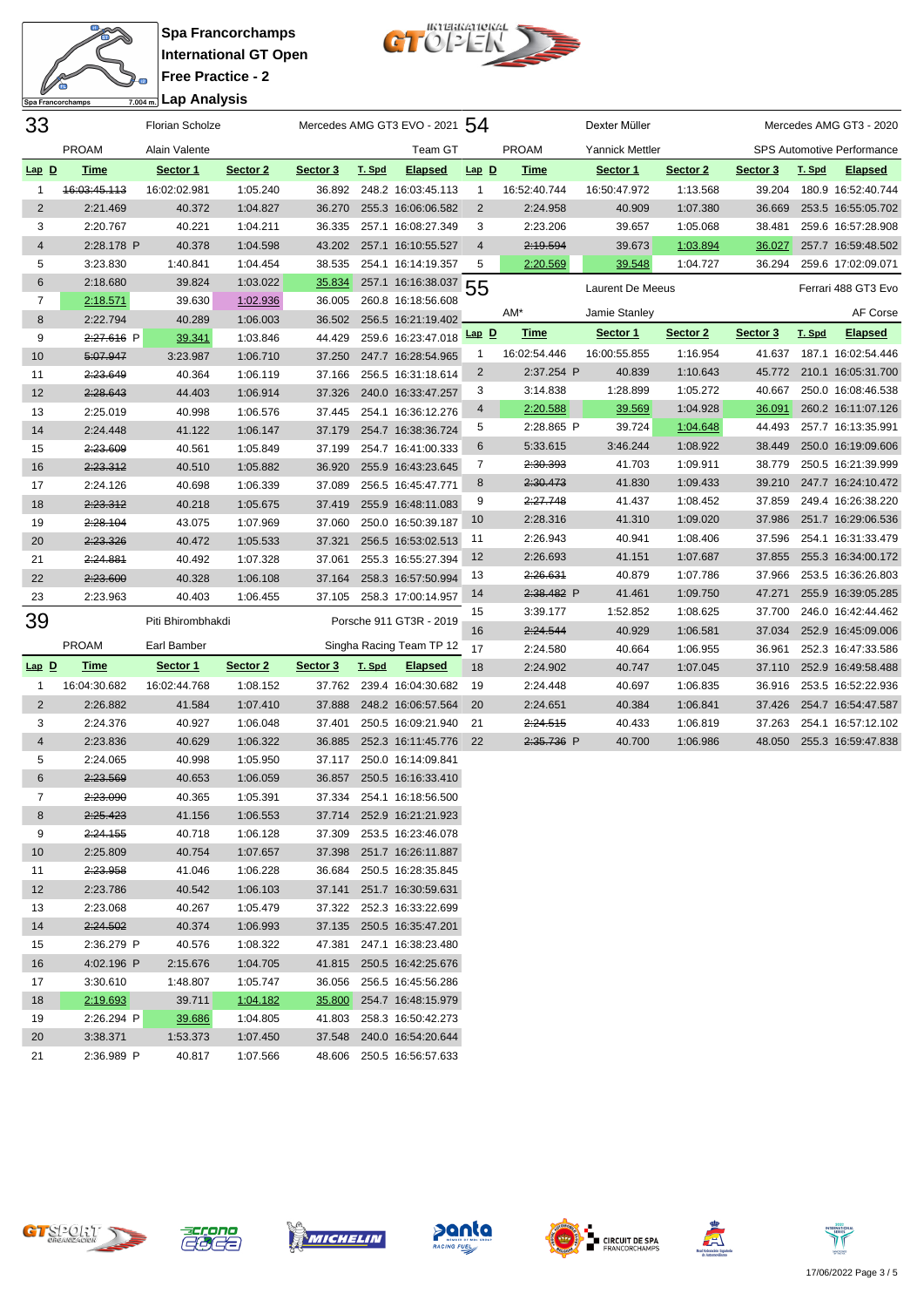# Spa Francorchamps
## International GT Open
### Free Practice - 2
### Lap Analysis

## 33 — Florian Scholze / Alain Valente — PROAM — Mercedes AMG GT3 EVO - 2021 — Team GT

| Lap | D | Time | Sector 1 | Sector 2 | Sector 3 | T. Spd | Elapsed |
|---|---|---|---|---|---|---|---|
| 1 | | ~~16:03:45.113~~ | 16:02:02.981 | 1:05.240 | 36.892 | 248.2 | 16:03:45.113 |
| 2 | | 2:21.469 | 40.372 | 1:04.827 | 36.270 | 255.3 | 16:06:06.582 |
| 3 | | 2:20.767 | 40.221 | 1:04.211 | 36.335 | 257.1 | 16:08:27.349 |
| 4 | | 2:28.178 P | 40.378 | 1:04.598 | 43.202 | 257.1 | 16:10:55.527 |
| 5 | | 3:23.830 | 1:40.841 | 1:04.454 | 38.535 | 254.1 | 16:14:19.357 |
| 6 | | 2:18.680 | 39.824 | 1:03.022 | 35.834 | 257.1 | 16:16:38.037 |
| 7 | | 2:18.571 | 39.630 | 1:02.936 | 36.005 | 260.8 | 16:18:56.608 |
| 8 | | 2:22.794 | 40.289 | 1:06.003 | 36.502 | 256.5 | 16:21:19.402 |
| 9 | | ~~2:27.616~~ P | 39.341 | 1:03.846 | 44.429 | 259.6 | 16:23:47.018 |
| 10 | | ~~5:07.947~~ | 3:23.987 | 1:06.710 | 37.250 | 247.7 | 16:28:54.965 |
| 11 | | ~~2:23.649~~ | 40.364 | 1:06.119 | 37.166 | 256.5 | 16:31:18.614 |
| 12 | | ~~2:28.643~~ | 44.403 | 1:06.914 | 37.326 | 240.0 | 16:33:47.257 |
| 13 | | 2:25.019 | 40.998 | 1:06.576 | 37.445 | 254.1 | 16:36:12.276 |
| 14 | | 2:24.448 | 41.122 | 1:06.147 | 37.179 | 254.7 | 16:38:36.724 |
| 15 | | ~~2:23.609~~ | 40.561 | 1:05.849 | 37.199 | 254.7 | 16:41:00.333 |
| 16 | | ~~2:23.312~~ | 40.510 | 1:05.882 | 36.920 | 255.9 | 16:43:23.645 |
| 17 | | 2:24.126 | 40.698 | 1:06.339 | 37.089 | 256.5 | 16:45:47.771 |
| 18 | | ~~2:23.312~~ | 40.218 | 1:05.675 | 37.419 | 255.9 | 16:48:11.083 |
| 19 | | ~~2:28.104~~ | 43.075 | 1:07.969 | 37.060 | 250.0 | 16:50:39.187 |
| 20 | | ~~2:23.326~~ | 40.472 | 1:05.533 | 37.321 | 256.5 | 16:53:02.513 |
| 21 | | ~~2:24.881~~ | 40.492 | 1:07.328 | 37.061 | 255.3 | 16:55:27.394 |
| 22 | | ~~2:23.600~~ | 40.328 | 1:06.108 | 37.164 | 258.3 | 16:57:50.994 |
| 23 | | 2:23.963 | 40.403 | 1:06.455 | 37.105 | 258.3 | 17:00:14.957 |

## 39 — Piti Bhirombhakdi / Earl Bamber — PROAM — Porsche 911 GT3R - 2019 — Singha Racing Team TP 12

| Lap | D | Time | Sector 1 | Sector 2 | Sector 3 | T. Spd | Elapsed |
|---|---|---|---|---|---|---|---|
| 1 | | 16:04:30.682 | 16:02:44.768 | 1:08.152 | 37.762 | 239.4 | 16:04:30.682 |
| 2 | | 2:26.882 | 41.584 | 1:07.410 | 37.888 | 248.2 | 16:06:57.564 |
| 3 | | 2:24.376 | 40.927 | 1:06.048 | 37.401 | 250.5 | 16:09:21.940 |
| 4 | | 2:23.836 | 40.629 | 1:06.322 | 36.885 | 252.3 | 16:11:45.776 |
| 5 | | 2:24.065 | 40.998 | 1:05.950 | 37.117 | 250.0 | 16:14:09.841 |
| 6 | | ~~2:23.569~~ | 40.653 | 1:06.059 | 36.857 | 250.5 | 16:16:33.410 |
| 7 | | ~~2:23.090~~ | 40.365 | 1:05.391 | 37.334 | 254.1 | 16:18:56.500 |
| 8 | | ~~2:25.423~~ | 41.156 | 1:06.553 | 37.714 | 252.9 | 16:21:21.923 |
| 9 | | ~~2:24.155~~ | 40.718 | 1:06.128 | 37.309 | 253.5 | 16:23:46.078 |
| 10 | | 2:25.809 | 40.754 | 1:07.657 | 37.398 | 251.7 | 16:26:11.887 |
| 11 | | ~~2:23.958~~ | 41.046 | 1:06.228 | 36.684 | 250.5 | 16:28:35.845 |
| 12 | | 2:23.786 | 40.542 | 1:06.103 | 37.141 | 251.7 | 16:30:59.631 |
| 13 | | 2:23.068 | 40.267 | 1:05.479 | 37.322 | 252.3 | 16:33:22.699 |
| 14 | | ~~2:24.502~~ | 40.374 | 1:06.993 | 37.135 | 250.5 | 16:35:47.201 |
| 15 | | 2:36.279 P | 40.576 | 1:08.322 | 47.381 | 247.1 | 16:38:23.480 |
| 16 | | 4:02.196 P | 2:15.676 | 1:04.705 | 41.815 | 250.5 | 16:42:25.676 |
| 17 | | 3:30.610 | 1:48.807 | 1:05.747 | 36.056 | 256.5 | 16:45:56.286 |
| 18 | | 2:19.693 | 39.711 | 1:04.182 | 35.800 | 254.7 | 16:48:15.979 |
| 19 | | 2:26.294 P | 39.686 | 1:04.805 | 41.803 | 258.3 | 16:50:42.273 |
| 20 | | 3:38.371 | 1:53.373 | 1:07.450 | 37.548 | 240.0 | 16:54:20.644 |
| 21 | | 2:36.989 P | 40.817 | 1:07.566 | 48.606 | 250.5 | 16:56:57.633 |

## 54 — Dexter Müller / Yannick Mettler — PROAM — Mercedes AMG GT3 - 2020 — SPS Automotive Performance

| Lap | D | Time | Sector 1 | Sector 2 | Sector 3 | T. Spd | Elapsed |
|---|---|---|---|---|---|---|---|
| 1 | | 16:52:40.744 | 16:50:47.972 | 1:13.568 | 39.204 | 180.9 | 16:52:40.744 |
| 2 | | 2:24.958 | 40.909 | 1:07.380 | 36.669 | 253.5 | 16:55:05.702 |
| 3 | | 2:23.206 | 39.657 | 1:05.068 | 38.481 | 259.6 | 16:57:28.908 |
| 4 | | ~~2:19.594~~ | 39.673 | 1:03.894 | 36.027 | 257.7 | 16:59:48.502 |
| 5 | | 2:20.569 | 39.548 | 1:04.727 | 36.294 | 259.6 | 17:02:09.071 |

## 55 — Laurent De Meeus / Jamie Stanley — AM* — Ferrari 488 GT3 Evo — AF Corse

| Lap | D | Time | Sector 1 | Sector 2 | Sector 3 | T. Spd | Elapsed |
|---|---|---|---|---|---|---|---|
| 1 | | 16:02:54.446 | 16:00:55.855 | 1:16.954 | 41.637 | 187.1 | 16:02:54.446 |
| 2 | | 2:37.254 P | 40.839 | 1:10.643 | 45.772 | 210.1 | 16:05:31.700 |
| 3 | | 3:14.838 | 1:28.899 | 1:05.272 | 40.667 | 250.0 | 16:08:46.538 |
| 4 | | 2:20.588 | 39.569 | 1:04.928 | 36.091 | 260.2 | 16:11:07.126 |
| 5 | | 2:28.865 P | 39.724 | 1:04.648 | 44.493 | 257.7 | 16:13:35.991 |
| 6 | | 5:33.615 | 3:46.244 | 1:08.922 | 38.449 | 250.0 | 16:19:09.606 |
| 7 | | ~~2:30.393~~ | 41.703 | 1:09.911 | 38.779 | 250.5 | 16:21:39.999 |
| 8 | | ~~2:30.473~~ | 41.830 | 1:09.433 | 39.210 | 247.7 | 16:24:10.472 |
| 9 | | ~~2:27.748~~ | 41.437 | 1:08.452 | 37.859 | 249.4 | 16:26:38.220 |
| 10 | | 2:28.316 | 41.310 | 1:09.020 | 37.986 | 251.7 | 16:29:06.536 |
| 11 | | 2:26.943 | 40.941 | 1:08.406 | 37.596 | 254.1 | 16:31:33.479 |
| 12 | | 2:26.693 | 41.151 | 1:07.687 | 37.855 | 255.3 | 16:34:00.172 |
| 13 | | ~~2:26.631~~ | 40.879 | 1:07.786 | 37.966 | 253.5 | 16:36:26.803 |
| 14 | | ~~2:38.482~~ P | 41.461 | 1:09.750 | 47.271 | 255.9 | 16:39:05.285 |
| 15 | | 3:39.177 | 1:52.852 | 1:08.625 | 37.700 | 246.0 | 16:42:44.462 |
| 16 | | ~~2:24.544~~ | 40.929 | 1:06.581 | 37.034 | 252.9 | 16:45:09.006 |
| 17 | | 2:24.580 | 40.664 | 1:06.955 | 36.961 | 252.3 | 16:47:33.586 |
| 18 | | 2:24.902 | 40.747 | 1:07.045 | 37.110 | 252.9 | 16:49:58.488 |
| 19 | | 2:24.448 | 40.697 | 1:06.835 | 36.916 | 253.5 | 16:52:22.936 |
| 20 | | 2:24.651 | 40.384 | 1:06.841 | 37.426 | 254.7 | 16:54:47.587 |
| 21 | | ~~2:24.515~~ | 40.433 | 1:06.819 | 37.263 | 254.1 | 16:57:12.102 |
| 22 | | ~~2:35.736~~ P | 40.700 | 1:06.986 | 48.050 | 255.3 | 16:59:47.838 |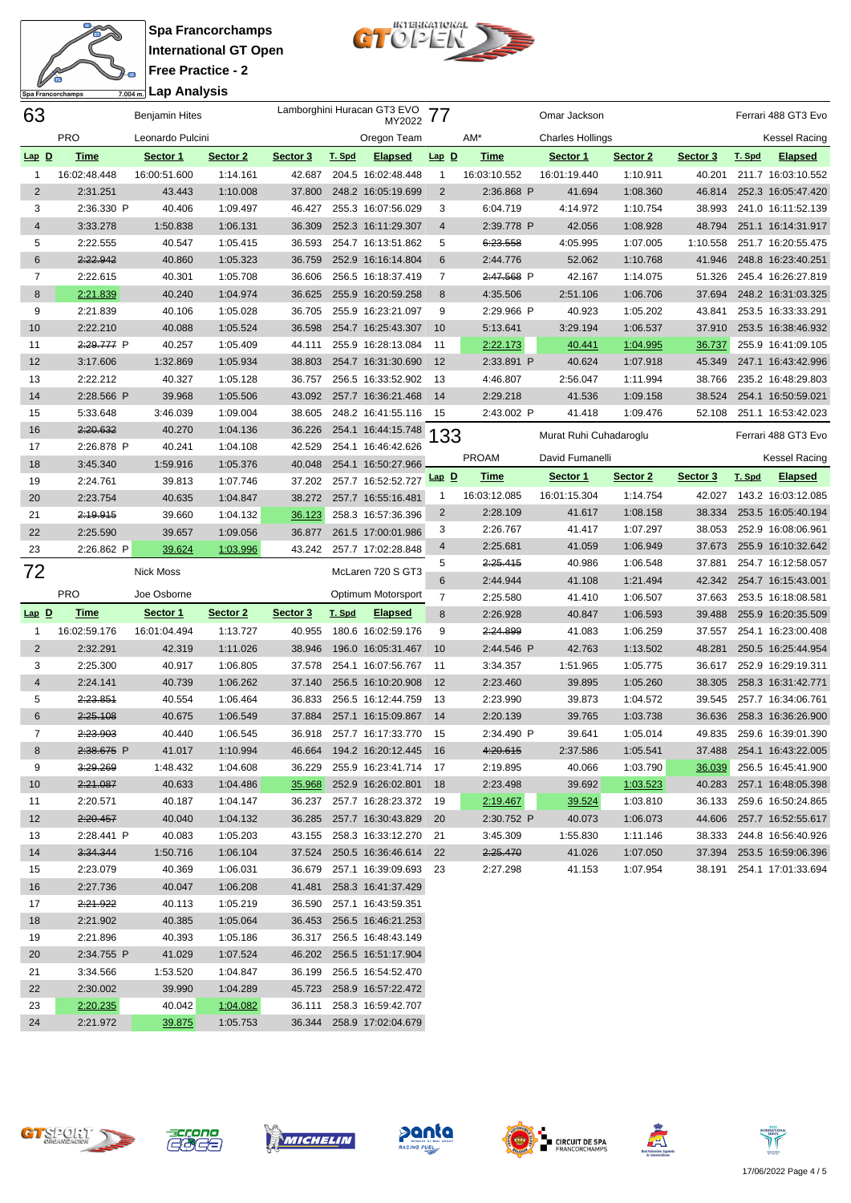# Spa Francorchamps
## International GT Open
## Free Practice - 2
## Lap Analysis

Spa Francorchamps 7.004 m.

### 63 — Benjamin Hites / Leonardo Pulcini — Lamborghini Huracan GT3 EVO MY2022 — PRO — Oregon Team

| Lap | D | Time | Sector 1 | Sector 2 | Sector 3 | T. Spd | Elapsed |
|---|---|---|---|---|---|---|---|
| 1 | | 16:02:48.448 | 16:00:51.600 | 1:14.161 | 42.687 | 204.5 | 16:02:48.448 |
| 2 | | 2:31.251 | 43.443 | 1:10.008 | 37.800 | 248.2 | 16:05:19.699 |
| 3 | | 2:36.330 P | 40.406 | 1:09.497 | 46.427 | 255.3 | 16:07:56.029 |
| 4 | | 3:33.278 | 1:50.838 | 1:06.131 | 36.309 | 252.3 | 16:11:29.307 |
| 5 | | 2:22.555 | 40.547 | 1:05.415 | 36.593 | 254.7 | 16:13:51.862 |
| 6 | | ~~2:22.942~~ | 40.860 | 1:05.323 | 36.759 | 252.9 | 16:16:14.804 |
| 7 | | 2:22.615 | 40.301 | 1:05.708 | 36.606 | 256.5 | 16:18:37.419 |
| 8 | | 2:21.839 | 40.240 | 1:04.974 | 36.625 | 255.9 | 16:20:59.258 |
| 9 | | 2:21.839 | 40.106 | 1:05.028 | 36.705 | 255.9 | 16:23:21.097 |
| 10 | | 2:22.210 | 40.088 | 1:05.524 | 36.598 | 254.7 | 16:25:43.307 |
| 11 | | ~~2:29.777~~ P | 40.257 | 1:05.409 | 44.111 | 255.9 | 16:28:13.084 |
| 12 | | 3:17.606 | 1:32.869 | 1:05.934 | 38.803 | 254.7 | 16:31:30.690 |
| 13 | | 2:22.212 | 40.327 | 1:05.128 | 36.757 | 256.5 | 16:33:52.902 |
| 14 | | 2:28.566 P | 39.968 | 1:05.506 | 43.092 | 257.7 | 16:36:21.468 |
| 15 | | 5:33.648 | 3:46.039 | 1:09.004 | 38.605 | 248.2 | 16:41:55.116 |
| 16 | | ~~2:20.632~~ | 40.270 | 1:04.136 | 36.226 | 254.1 | 16:44:15.748 |
| 17 | | 2:26.878 P | 40.241 | 1:04.108 | 42.529 | 254.1 | 16:46:42.626 |
| 18 | | 3:45.340 | 1:59.916 | 1:05.376 | 40.048 | 254.1 | 16:50:27.966 |
| 19 | | 2:24.761 | 39.813 | 1:07.746 | 37.202 | 257.7 | 16:52:52.727 |
| 20 | | 2:23.754 | 40.635 | 1:04.847 | 38.272 | 257.7 | 16:55:16.481 |
| 21 | | ~~2:19.915~~ | 39.660 | 1:04.132 | 36.123 | 258.3 | 16:57:36.396 |
| 22 | | 2:25.590 | 39.657 | 1:09.056 | 36.877 | 261.5 | 17:00:01.986 |
| 23 | | 2:26.862 P | 39.624 | 1:03.996 | 43.242 | 257.7 | 17:02:28.848 |

### 72 — Nick Moss / Joe Osborne — McLaren 720 S GT3 — PRO — Optimum Motorsport

| Lap | D | Time | Sector 1 | Sector 2 | Sector 3 | T. Spd | Elapsed |
|---|---|---|---|---|---|---|---|
| 1 | | 16:02:59.176 | 16:01:04.494 | 1:13.727 | 40.955 | 180.6 | 16:02:59.176 |
| 2 | | 2:32.291 | 42.319 | 1:11.026 | 38.946 | 196.0 | 16:05:31.467 |
| 3 | | 2:25.300 | 40.917 | 1:06.805 | 37.578 | 254.1 | 16:07:56.767 |
| 4 | | 2:24.141 | 40.739 | 1:06.262 | 37.140 | 256.5 | 16:10:20.908 |
| 5 | | ~~2:23.851~~ | 40.554 | 1:06.464 | 36.833 | 256.5 | 16:12:44.759 |
| 6 | | ~~2:25.108~~ | 40.675 | 1:06.549 | 37.884 | 257.1 | 16:15:09.867 |
| 7 | | ~~2:23.903~~ | 40.440 | 1:06.545 | 36.918 | 257.7 | 16:17:33.770 |
| 8 | | ~~2:38.675~~ P | 41.017 | 1:10.994 | 46.664 | 194.2 | 16:20:12.445 |
| 9 | | ~~3:29.269~~ | 1:48.432 | 1:04.608 | 36.229 | 255.9 | 16:23:41.714 |
| 10 | | ~~2:21.087~~ | 40.633 | 1:04.486 | 35.968 | 252.9 | 16:26:02.801 |
| 11 | | 2:20.571 | 40.187 | 1:04.147 | 36.237 | 257.7 | 16:28:23.372 |
| 12 | | ~~2:20.457~~ | 40.040 | 1:04.132 | 36.285 | 257.7 | 16:30:43.829 |
| 13 | | 2:28.441 P | 40.083 | 1:05.203 | 43.155 | 258.3 | 16:33:12.270 |
| 14 | | ~~3:34.344~~ | 1:50.716 | 1:06.104 | 37.524 | 250.5 | 16:36:46.614 |
| 15 | | 2:23.079 | 40.369 | 1:06.031 | 36.679 | 257.1 | 16:39:09.693 |
| 16 | | 2:27.736 | 40.047 | 1:06.208 | 41.481 | 258.3 | 16:41:37.429 |
| 17 | | ~~2:21.922~~ | 40.113 | 1:05.219 | 36.590 | 257.1 | 16:43:59.351 |
| 18 | | 2:21.902 | 40.385 | 1:05.064 | 36.453 | 256.5 | 16:46:21.253 |
| 19 | | 2:21.896 | 40.393 | 1:05.186 | 36.317 | 256.5 | 16:48:43.149 |
| 20 | | 2:34.755 P | 41.029 | 1:07.524 | 46.202 | 256.5 | 16:51:17.904 |
| 21 | | 3:34.566 | 1:53.520 | 1:04.847 | 36.199 | 256.5 | 16:54:52.470 |
| 22 | | 2:30.002 | 39.990 | 1:04.289 | 45.723 | 258.9 | 16:57:22.472 |
| 23 | | 2:20.235 | 40.042 | 1:04.082 | 36.111 | 258.3 | 16:59:42.707 |
| 24 | | 2:21.972 | 39.875 | 1:05.753 | 36.344 | 258.9 | 17:02:04.679 |

### 77 — Omar Jackson / Charles Hollings — Ferrari 488 GT3 Evo — AM* — Kessel Racing

| Lap | D | Time | Sector 1 | Sector 2 | Sector 3 | T. Spd | Elapsed |
|---|---|---|---|---|---|---|---|
| 1 | | 16:03:10.552 | 16:01:19.440 | 1:10.911 | 40.201 | 211.7 | 16:03:10.552 |
| 2 | | 2:36.868 P | 41.694 | 1:08.360 | 46.814 | 252.3 | 16:05:47.420 |
| 3 | | 6:04.719 | 4:14.972 | 1:10.754 | 38.993 | 241.0 | 16:11:52.139 |
| 4 | | 2:39.778 P | 42.056 | 1:08.928 | 48.794 | 251.1 | 16:14:31.917 |
| 5 | | ~~6:23.558~~ | 4:05.995 | 1:07.005 | 1:10.558 | 251.7 | 16:20:55.475 |
| 6 | | 2:44.776 | 52.062 | 1:10.768 | 41.946 | 248.8 | 16:23:40.251 |
| 7 | | ~~2:47.568~~ P | 42.167 | 1:14.075 | 51.326 | 245.4 | 16:26:27.819 |
| 8 | | 4:35.506 | 2:51.106 | 1:06.706 | 37.694 | 248.2 | 16:31:03.325 |
| 9 | | 2:29.966 P | 40.923 | 1:05.202 | 43.841 | 253.5 | 16:33:33.291 |
| 10 | | 5:13.641 | 3:29.194 | 1:06.537 | 37.910 | 253.5 | 16:38:46.932 |
| 11 | | 2:22.173 | 40.441 | 1:04.995 | 36.737 | 255.9 | 16:41:09.105 |
| 12 | | 2:33.891 P | 40.624 | 1:07.918 | 45.349 | 247.1 | 16:43:42.996 |
| 13 | | 4:46.807 | 2:56.047 | 1:11.994 | 38.766 | 235.2 | 16:48:29.803 |
| 14 | | 2:29.218 | 41.536 | 1:09.158 | 38.524 | 254.1 | 16:50:59.021 |
| 15 | | 2:43.002 P | 41.418 | 1:09.476 | 52.108 | 251.1 | 16:53:42.023 |

### 133 — Murat Ruhi Cuhadaroglu / David Fumanelli — Ferrari 488 GT3 Evo — PROAM — Kessel Racing

| Lap | D | Time | Sector 1 | Sector 2 | Sector 3 | T. Spd | Elapsed |
|---|---|---|---|---|---|---|---|
| 1 | | 16:03:12.085 | 16:01:15.304 | 1:14.754 | 42.027 | 143.2 | 16:03:12.085 |
| 2 | | 2:28.109 | 41.617 | 1:08.158 | 38.334 | 253.5 | 16:05:40.194 |
| 3 | | 2:26.767 | 41.417 | 1:07.297 | 38.053 | 252.9 | 16:08:06.961 |
| 4 | | 2:25.681 | 41.059 | 1:06.949 | 37.673 | 255.9 | 16:10:32.642 |
| 5 | | ~~2:25.415~~ | 40.986 | 1:06.548 | 37.881 | 254.7 | 16:12:58.057 |
| 6 | | 2:44.944 | 41.108 | 1:21.494 | 42.342 | 254.7 | 16:15:43.001 |
| 7 | | 2:25.580 | 41.410 | 1:06.507 | 37.663 | 253.5 | 16:18:08.581 |
| 8 | | 2:26.928 | 40.847 | 1:06.593 | 39.488 | 255.9 | 16:20:35.509 |
| 9 | | ~~2:24.899~~ | 41.083 | 1:06.259 | 37.557 | 254.1 | 16:23:00.408 |
| 10 | | 2:44.546 P | 42.763 | 1:13.502 | 48.281 | 250.5 | 16:25:44.954 |
| 11 | | 3:34.357 | 1:51.965 | 1:05.775 | 36.617 | 252.9 | 16:29:19.311 |
| 12 | | 2:23.460 | 39.895 | 1:05.260 | 38.305 | 258.3 | 16:31:42.771 |
| 13 | | 2:23.990 | 39.873 | 1:04.572 | 39.545 | 257.7 | 16:34:06.761 |
| 14 | | 2:20.139 | 39.765 | 1:03.738 | 36.636 | 258.3 | 16:36:26.900 |
| 15 | | 2:34.490 P | 39.641 | 1:05.014 | 49.835 | 259.6 | 16:39:01.390 |
| 16 | | ~~4:20.615~~ | 2:37.586 | 1:05.541 | 37.488 | 254.1 | 16:43:22.005 |
| 17 | | 2:19.895 | 40.066 | 1:03.790 | 36.039 | 256.5 | 16:45:41.900 |
| 18 | | 2:23.498 | 39.692 | 1:03.523 | 40.283 | 257.1 | 16:48:05.398 |
| 19 | | 2:19.467 | 39.524 | 1:03.810 | 36.133 | 259.6 | 16:50:24.865 |
| 20 | | 2:30.752 P | 40.073 | 1:06.073 | 44.606 | 257.7 | 16:52:55.617 |
| 21 | | 3:45.309 | 1:55.830 | 1:11.146 | 38.333 | 244.8 | 16:56:40.926 |
| 22 | | ~~2:25.470~~ | 41.026 | 1:07.050 | 37.394 | 253.5 | 16:59:06.396 |
| 23 | | 2:27.298 | 41.153 | 1:07.954 | 38.191 | 254.1 | 17:01:33.694 |

17/06/2022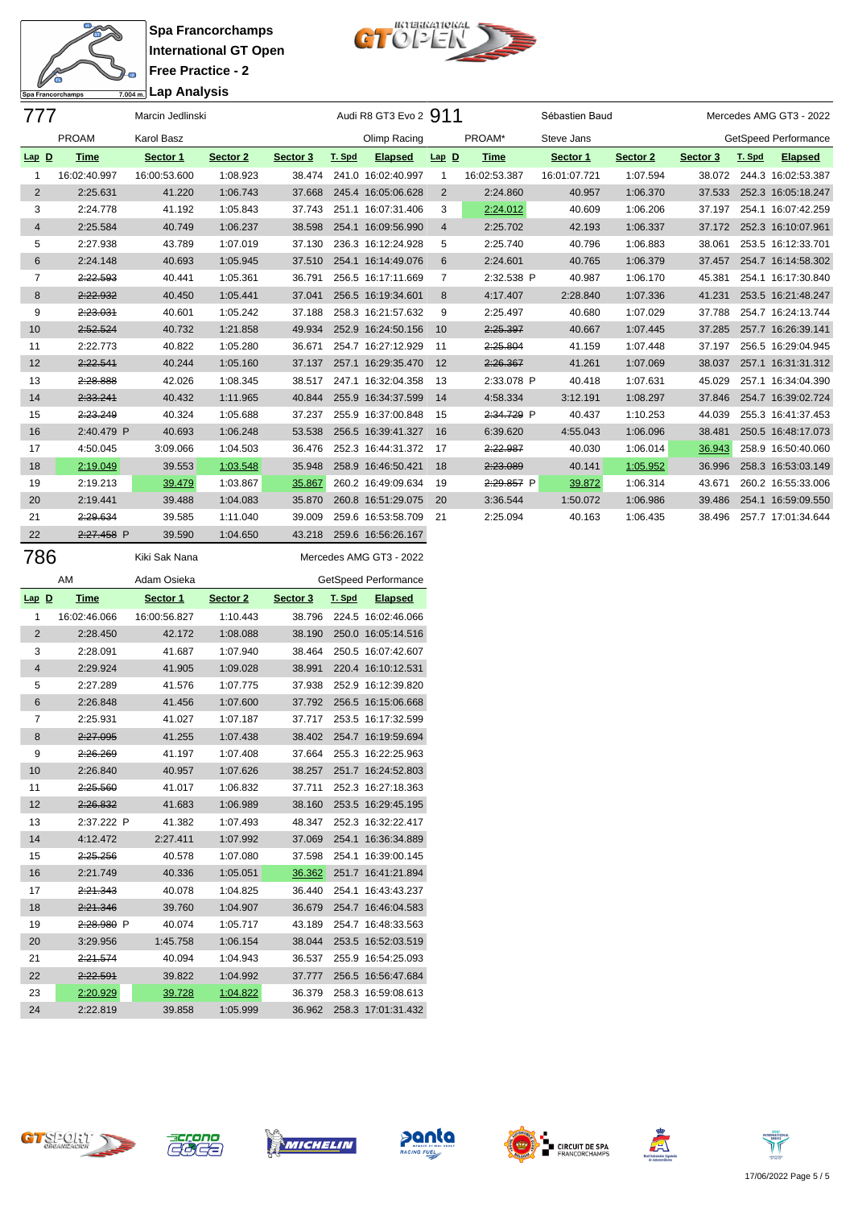# Spa Francorchamps
## International GT Open
## Free Practice - 2
## Lap Analysis

### 777 — Marcin Jedlinski — Audi R8 GT3 Evo 2
PROAM — Karol Basz — Olimp Racing

| Lap | D | Time | Sector 1 | Sector 2 | Sector 3 | T. Spd | Elapsed |
|---|---|---|---|---|---|---|---|
| 1 | | 16:02:40.997 | 16:00:53.600 | 1:08.923 | 38.474 | 241.0 | 16:02:40.997 |
| 2 | | 2:25.631 | 41.220 | 1:06.743 | 37.668 | 245.4 | 16:05:06.628 |
| 3 | | 2:24.778 | 41.192 | 1:05.843 | 37.743 | 251.1 | 16:07:31.406 |
| 4 | | 2:25.584 | 40.749 | 1:06.237 | 38.598 | 254.1 | 16:09:56.990 |
| 5 | | 2:27.938 | 43.789 | 1:07.019 | 37.130 | 236.3 | 16:12:24.928 |
| 6 | | 2:24.148 | 40.693 | 1:05.945 | 37.510 | 254.1 | 16:14:49.076 |
| 7 | | ~~2:22.593~~ | 40.441 | 1:05.361 | 36.791 | 256.5 | 16:17:11.669 |
| 8 | | ~~2:22.932~~ | 40.450 | 1:05.441 | 37.041 | 256.5 | 16:19:34.601 |
| 9 | | ~~2:23.031~~ | 40.601 | 1:05.242 | 37.188 | 258.3 | 16:21:57.632 |
| 10 | | ~~2:52.524~~ | 40.732 | 1:21.858 | 49.934 | 252.9 | 16:24:50.156 |
| 11 | | 2:22.773 | 40.822 | 1:05.280 | 36.671 | 254.7 | 16:27:12.929 |
| 12 | | ~~2:22.541~~ | 40.244 | 1:05.160 | 37.137 | 257.1 | 16:29:35.470 |
| 13 | | ~~2:28.888~~ | 42.026 | 1:08.345 | 38.517 | 247.1 | 16:32:04.358 |
| 14 | | ~~2:33.241~~ | 40.432 | 1:11.965 | 40.844 | 255.9 | 16:34:37.599 |
| 15 | | ~~2:23.249~~ | 40.324 | 1:05.688 | 37.237 | 255.9 | 16:37:00.848 |
| 16 | | 2:40.479 P | 40.693 | 1:06.248 | 53.538 | 256.5 | 16:39:41.327 |
| 17 | | 4:50.045 | 3:09.066 | 1:04.503 | 36.476 | 252.3 | 16:44:31.372 |
| 18 | | 2:19.049 | 39.553 | 1:03.548 | 35.948 | 258.9 | 16:46:50.421 |
| 19 | | 2:19.213 | 39.479 | 1:03.867 | 35.867 | 260.2 | 16:49:09.634 |
| 20 | | 2:19.441 | 39.488 | 1:04.083 | 35.870 | 260.8 | 16:51:29.075 |
| 21 | | ~~2:29.634~~ | 39.585 | 1:11.040 | 39.009 | 259.6 | 16:53:58.709 |
| 22 | | ~~2:27.458~~ P | 39.590 | 1:04.650 | 43.218 | 259.6 | 16:56:26.167 |

### 911 — Sébastien Baud — Mercedes AMG GT3 - 2022
PROAM* — Steve Jans — GetSpeed Performance

| Lap | D | Time | Sector 1 | Sector 2 | Sector 3 | T. Spd | Elapsed |
|---|---|---|---|---|---|---|---|
| 1 | | 16:02:53.387 | 16:01:07.721 | 1:07.594 | 38.072 | 244.3 | 16:02:53.387 |
| 2 | | 2:24.860 | 40.957 | 1:06.370 | 37.533 | 252.3 | 16:05:18.247 |
| 3 | | 2:24.012 | 40.609 | 1:06.206 | 37.197 | 254.1 | 16:07:42.259 |
| 4 | | 2:25.702 | 42.193 | 1:06.337 | 37.172 | 252.3 | 16:10:07.961 |
| 5 | | 2:25.740 | 40.796 | 1:06.883 | 38.061 | 253.5 | 16:12:33.701 |
| 6 | | 2:24.601 | 40.765 | 1:06.379 | 37.457 | 254.7 | 16:14:58.302 |
| 7 | | 2:32.538 P | 40.987 | 1:06.170 | 45.381 | 254.1 | 16:17:30.840 |
| 8 | | 4:17.407 | 2:28.840 | 1:07.336 | 41.231 | 253.5 | 16:21:48.247 |
| 9 | | 2:25.497 | 40.680 | 1:07.029 | 37.788 | 254.7 | 16:24:13.744 |
| 10 | | ~~2:25.397~~ | 40.667 | 1:07.445 | 37.285 | 257.7 | 16:26:39.141 |
| 11 | | ~~2:25.804~~ | 41.159 | 1:07.448 | 37.197 | 256.5 | 16:29:04.945 |
| 12 | | ~~2:26.367~~ | 41.261 | 1:07.069 | 38.037 | 257.1 | 16:31:31.312 |
| 13 | | 2:33.078 P | 40.418 | 1:07.631 | 45.029 | 257.1 | 16:34:04.390 |
| 14 | | 4:58.334 | 3:12.191 | 1:08.297 | 37.846 | 254.7 | 16:39:02.724 |
| 15 | | ~~2:34.729~~ P | 40.437 | 1:10.253 | 44.039 | 255.3 | 16:41:37.453 |
| 16 | | 6:39.620 | 4:55.043 | 1:06.096 | 38.481 | 250.5 | 16:48:17.073 |
| 17 | | ~~2:22.987~~ | 40.030 | 1:06.014 | 36.943 | 258.9 | 16:50:40.060 |
| 18 | | ~~2:23.089~~ | 40.141 | 1:05.952 | 36.996 | 258.3 | 16:53:03.149 |
| 19 | | ~~2:29.857~~ P | 39.872 | 1:06.314 | 43.671 | 260.2 | 16:55:33.006 |
| 20 | | 3:36.544 | 1:50.072 | 1:06.986 | 39.486 | 254.1 | 16:59:09.550 |
| 21 | | 2:25.094 | 40.163 | 1:06.435 | 38.496 | 257.7 | 17:01:34.644 |

### 786 — Kiki Sak Nana — Mercedes AMG GT3 - 2022
AM — Adam Osieka — GetSpeed Performance

| Lap | D | Time | Sector 1 | Sector 2 | Sector 3 | T. Spd | Elapsed |
|---|---|---|---|---|---|---|---|
| 1 | | 16:02:46.066 | 16:00:56.827 | 1:10.443 | 38.796 | 224.5 | 16:02:46.066 |
| 2 | | 2:28.450 | 42.172 | 1:08.088 | 38.190 | 250.0 | 16:05:14.516 |
| 3 | | 2:28.091 | 41.687 | 1:07.940 | 38.464 | 250.5 | 16:07:42.607 |
| 4 | | 2:29.924 | 41.905 | 1:09.028 | 38.991 | 220.4 | 16:10:12.531 |
| 5 | | 2:27.289 | 41.576 | 1:07.775 | 37.938 | 252.9 | 16:12:39.820 |
| 6 | | 2:26.848 | 41.456 | 1:07.600 | 37.792 | 256.5 | 16:15:06.668 |
| 7 | | 2:25.931 | 41.027 | 1:07.187 | 37.717 | 253.5 | 16:17:32.599 |
| 8 | | ~~2:27.095~~ | 41.255 | 1:07.438 | 38.402 | 254.7 | 16:19:59.694 |
| 9 | | ~~2:26.269~~ | 41.197 | 1:07.408 | 37.664 | 255.3 | 16:22:25.963 |
| 10 | | 2:26.840 | 40.957 | 1:07.626 | 38.257 | 251.7 | 16:24:52.803 |
| 11 | | ~~2:25.560~~ | 41.017 | 1:06.832 | 37.711 | 252.3 | 16:27:18.363 |
| 12 | | ~~2:26.832~~ | 41.683 | 1:06.989 | 38.160 | 253.5 | 16:29:45.195 |
| 13 | | 2:37.222 P | 41.382 | 1:07.493 | 48.347 | 252.3 | 16:32:22.417 |
| 14 | | 4:12.472 | 2:27.411 | 1:07.992 | 37.069 | 254.1 | 16:36:34.889 |
| 15 | | ~~2:25.256~~ | 40.578 | 1:07.080 | 37.598 | 254.1 | 16:39:00.145 |
| 16 | | 2:21.749 | 40.336 | 1:05.051 | 36.362 | 251.7 | 16:41:21.894 |
| 17 | | ~~2:21.343~~ | 40.078 | 1:04.825 | 36.440 | 254.1 | 16:43:43.237 |
| 18 | | ~~2:21.346~~ | 39.760 | 1:04.907 | 36.679 | 254.7 | 16:46:04.583 |
| 19 | | ~~2:28.980~~ P | 40.074 | 1:05.717 | 43.189 | 254.7 | 16:48:33.563 |
| 20 | | 3:29.956 | 1:45.758 | 1:06.154 | 38.044 | 253.5 | 16:52:03.519 |
| 21 | | ~~2:21.574~~ | 40.094 | 1:04.943 | 36.537 | 255.9 | 16:54:25.093 |
| 22 | | ~~2:22.591~~ | 39.822 | 1:04.992 | 37.777 | 256.5 | 16:56:47.684 |
| 23 | | ~~2:20.929~~ | 39.728 | 1:04.822 | 36.379 | 258.3 | 16:59:08.613 |
| 24 | | 2:22.819 | 39.858 | 1:05.999 | 36.962 | 258.3 | 17:01:31.432 |

17/06/2022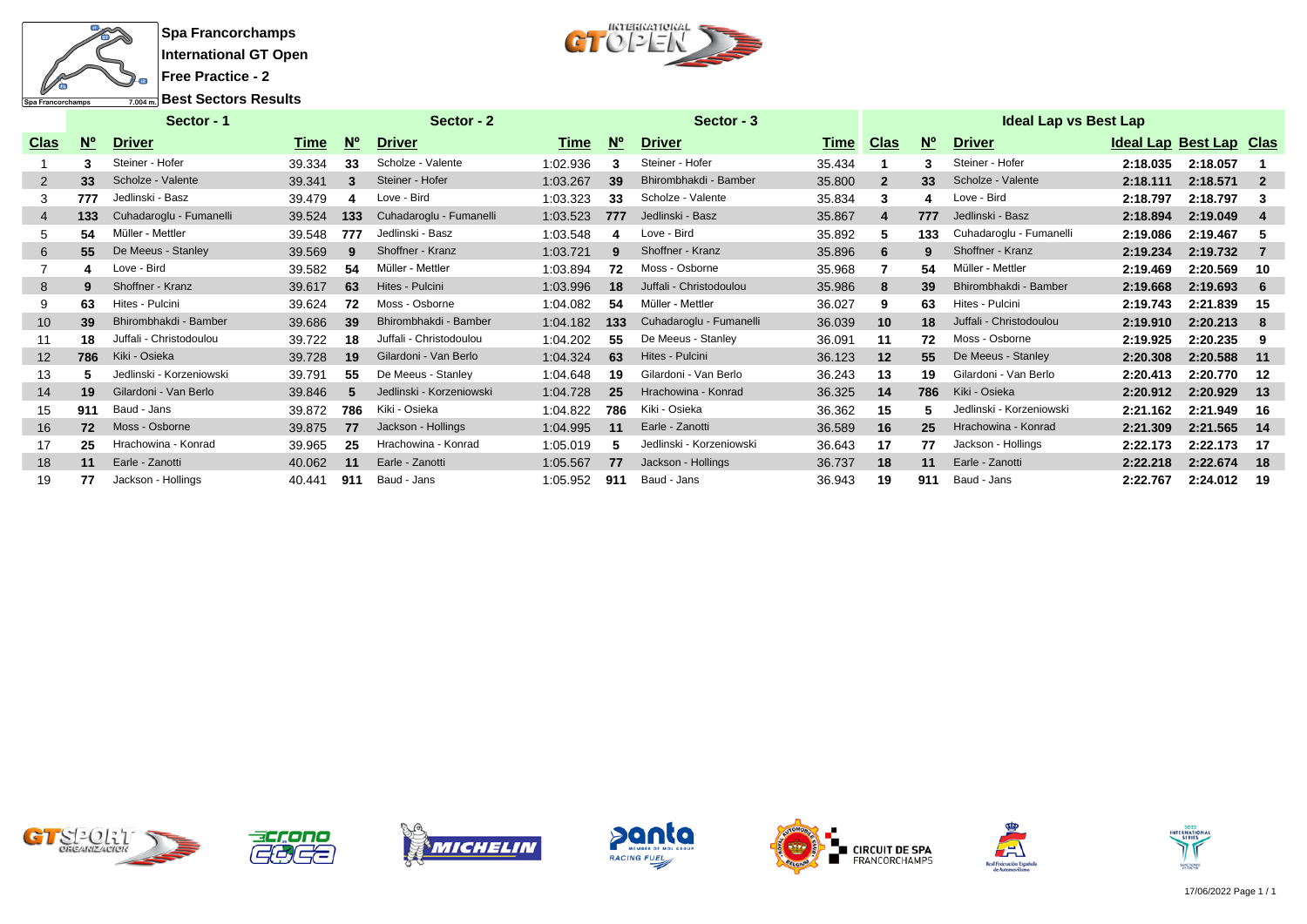**Spa Francorchamps**

**International GT Open**

**Free Practice - 2**

**Best Sectors Results**

| Sector - 1 | | | | Sector - 2 | | | Sector - 3 | | | Ideal Lap vs Best Lap | | | | | |
|---|---|---|---|---|---|---|---|---|---|---|---|---|---|---|---|
| **Clas** | **Nº** | **Driver** | **Time** | **Nº** | **Driver** | **Time** | **Nº** | **Driver** | **Time** | **Clas** | **Nº** | **Driver** | **Ideal Lap** | **Best Lap** | **Clas** |
| 1 | 3 | Steiner - Hofer | 39.334 | 33 | Scholze - Valente | 1:02.936 | 3 | Steiner - Hofer | 35.434 | 1 | 3 | Steiner - Hofer | 2:18.035 | 2:18.057 | 1 |
| 2 | 33 | Scholze - Valente | 39.341 | 3 | Steiner - Hofer | 1:03.267 | 39 | Bhirombhakdi - Bamber | 35.800 | 2 | 33 | Scholze - Valente | 2:18.111 | 2:18.571 | 2 |
| 3 | 777 | Jedlinski - Basz | 39.479 | 4 | Love - Bird | 1:03.323 | 33 | Scholze - Valente | 35.834 | 3 | 4 | Love - Bird | 2:18.797 | 2:18.797 | 3 |
| 4 | 133 | Cuhadaroglu - Fumanelli | 39.524 | 133 | Cuhadaroglu - Fumanelli | 1:03.523 | 777 | Jedlinski - Basz | 35.867 | 4 | 777 | Jedlinski - Basz | 2:18.894 | 2:19.049 | 4 |
| 5 | 54 | Müller - Mettler | 39.548 | 777 | Jedlinski - Basz | 1:03.548 | 4 | Love - Bird | 35.892 | 5 | 133 | Cuhadaroglu - Fumanelli | 2:19.086 | 2:19.467 | 5 |
| 6 | 55 | De Meeus - Stanley | 39.569 | 9 | Shoffner - Kranz | 1:03.721 | 9 | Shoffner - Kranz | 35.896 | 6 | 9 | Shoffner - Kranz | 2:19.234 | 2:19.732 | 7 |
| 7 | 4 | Love - Bird | 39.582 | 54 | Müller - Mettler | 1:03.894 | 72 | Moss - Osborne | 35.968 | 7 | 54 | Müller - Mettler | 2:19.469 | 2:20.569 | 10 |
| 8 | 9 | Shoffner - Kranz | 39.617 | 63 | Hites - Pulcini | 1:03.996 | 18 | Juffali - Christodoulou | 35.986 | 8 | 39 | Bhirombhakdi - Bamber | 2:19.668 | 2:19.693 | 6 |
| 9 | 63 | Hites - Pulcini | 39.624 | 72 | Moss - Osborne | 1:04.082 | 54 | Müller - Mettler | 36.027 | 9 | 63 | Hites - Pulcini | 2:19.743 | 2:21.839 | 15 |
| 10 | 39 | Bhirombhakdi - Bamber | 39.686 | 39 | Bhirombhakdi - Bamber | 1:04.182 | 133 | Cuhadaroglu - Fumanelli | 36.039 | 10 | 18 | Juffali - Christodoulou | 2:19.910 | 2:20.213 | 8 |
| 11 | 18 | Juffali - Christodoulou | 39.722 | 18 | Juffali - Christodoulou | 1:04.202 | 55 | De Meeus - Stanley | 36.091 | 11 | 72 | Moss - Osborne | 2:19.925 | 2:20.235 | 9 |
| 12 | 786 | Kiki - Osieka | 39.728 | 19 | Gilardoni - Van Berlo | 1:04.324 | 63 | Hites - Pulcini | 36.123 | 12 | 55 | De Meeus - Stanley | 2:20.308 | 2:20.588 | 11 |
| 13 | 5 | Jedlinski - Korzeniowski | 39.791 | 55 | De Meeus - Stanley | 1:04.648 | 19 | Gilardoni - Van Berlo | 36.243 | 13 | 19 | Gilardoni - Van Berlo | 2:20.413 | 2:20.770 | 12 |
| 14 | 19 | Gilardoni - Van Berlo | 39.846 | 5 | Jedlinski - Korzeniowski | 1:04.728 | 25 | Hrachowina - Konrad | 36.325 | 14 | 786 | Kiki - Osieka | 2:20.912 | 2:20.929 | 13 |
| 15 | 911 | Baud - Jans | 39.872 | 786 | Kiki - Osieka | 1:04.822 | 786 | Kiki - Osieka | 36.362 | 15 | 5 | Jedlinski - Korzeniowski | 2:21.162 | 2:21.949 | 16 |
| 16 | 72 | Moss - Osborne | 39.875 | 77 | Jackson - Hollings | 1:04.995 | 11 | Earle - Zanotti | 36.589 | 16 | 25 | Hrachowina - Konrad | 2:21.309 | 2:21.565 | 14 |
| 17 | 25 | Hrachowina - Konrad | 39.965 | 25 | Hrachowina - Konrad | 1:05.019 | 5 | Jedlinski - Korzeniowski | 36.643 | 17 | 77 | Jackson - Hollings | 2:22.173 | 2:22.173 | 17 |
| 18 | 11 | Earle - Zanotti | 40.062 | 11 | Earle - Zanotti | 1:05.567 | 77 | Jackson - Hollings | 36.737 | 18 | 11 | Earle - Zanotti | 2:22.218 | 2:22.674 | 18 |
| 19 | 77 | Jackson - Hollings | 40.441 | 911 | Baud - Jans | 1:05.952 | 911 | Baud - Jans | 36.943 | 19 | 911 | Baud - Jans | 2:22.767 | 2:24.012 | 19 |

17/06/2022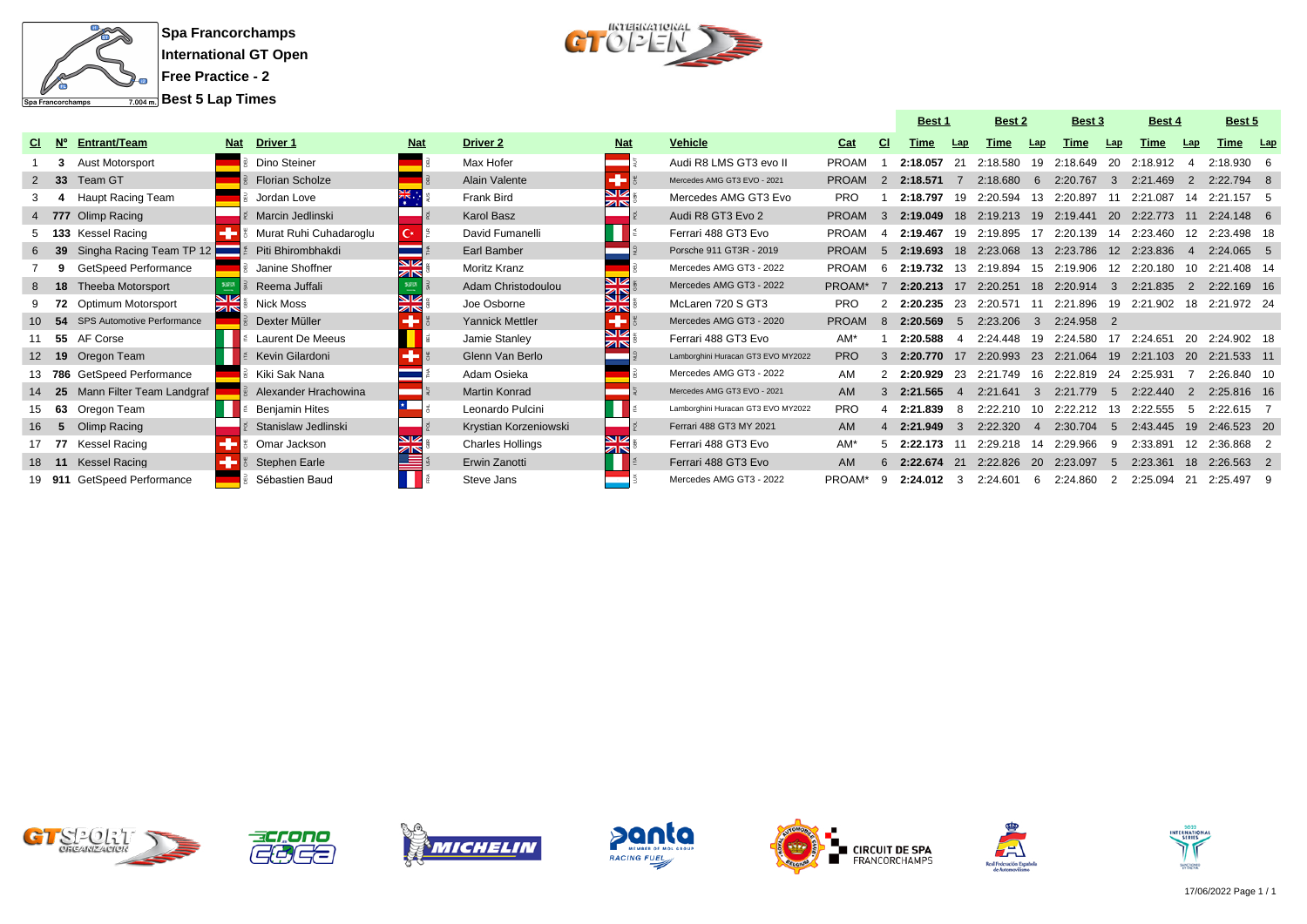**Spa Francorchamps**
**International GT Open**
**Free Practice - 2**
**Best 5 Lap Times**

| Cl | Nº | Entrant/Team | Nat | Driver 1 | Nat | Driver 2 | Nat | Vehicle | Cat | Cl | Best 1 Time | Lap | Best 2 Time | Lap | Best 3 Time | Lap | Best 4 Time | Lap | Best 5 Time | Lap |
|---|---|---|---|---|---|---|---|---|---|---|---|---|---|---|---|---|---|---|---|---|
| 1 | 3 | Aust Motorsport | DEU | Dino Steiner | DEU | Max Hofer | AUT | Audi R8 LMS GT3 evo II | PROAM | 1 | **2:18.057** | 21 | 2:18.580 | 19 | 2:18.649 | 20 | 2:18.912 | 4 | 2:18.930 | 6 |
| 2 | 33 | Team GT | DEU | Florian Scholze | DEU | Alain Valente | CHE | Mercedes AMG GT3 EVO - 2021 | PROAM | 2 | **2:18.571** | 7 | 2:18.680 | 6 | 2:20.767 | 3 | 2:21.469 | 2 | 2:22.794 | 8 |
| 3 | 4 | Haupt Racing Team | DEU | Jordan Love | AUS | Frank Bird | GBR | Mercedes AMG GT3 Evo | PRO | 1 | **2:18.797** | 19 | 2:20.594 | 13 | 2:20.897 | 11 | 2:21.087 | 14 | 2:21.157 | 5 |
| 4 | 777 | Olimp Racing | POL | Marcin Jedlinski | POL | Karol Basz | POL | Audi R8 GT3 Evo 2 | PROAM | 3 | **2:19.049** | 18 | 2:19.213 | 19 | 2:19.441 | 20 | 2:22.773 | 11 | 2:24.148 | 6 |
| 5 | 133 | Kessel Racing | CHE | Murat Ruhi Cuhadaroglu | TUR | David Fumanelli | ITA | Ferrari 488 GT3 Evo | PROAM | 4 | **2:19.467** | 19 | 2:19.895 | 17 | 2:20.139 | 14 | 2:23.460 | 12 | 2:23.498 | 18 |
| 6 | 39 | Singha Racing Team TP 12 | THA | Piti Bhirombhakdi | THA | Earl Bamber | NZL | Porsche 911 GT3R - 2019 | PROAM | 5 | **2:19.693** | 18 | 2:23.068 | 13 | 2:23.786 | 12 | 2:23.836 | 4 | 2:24.065 | 5 |
| 7 | 9 | GetSpeed Performance | DEU | Janine Shoffner | GBR | Moritz Kranz | DEU | Mercedes AMG GT3 - 2022 | PROAM | 6 | **2:19.732** | 13 | 2:19.894 | 15 | 2:19.906 | 12 | 2:20.180 | 10 | 2:21.408 | 14 |
| 8 | 18 | Theeba Motorsport | SAU | Reema Juffali | SAU | Adam Christodoulou | GBR | Mercedes AMG GT3 - 2022 | PROAM* | 7 | **2:20.213** | 17 | 2:20.251 | 18 | 2:20.914 | 3 | 2:21.835 | 2 | 2:22.169 | 16 |
| 9 | 72 | Optimum Motorsport | GBR | Nick Moss | GBR | Joe Osborne | GBR | McLaren 720 S GT3 | PRO | 2 | **2:20.235** | 23 | 2:20.571 | 11 | 2:21.896 | 19 | 2:21.902 | 18 | 2:21.972 | 24 |
| 10 | 54 | SPS Automotive Performance | DEU | Dexter Müller | CHE | Yannick Mettler | CHE | Mercedes AMG GT3 - 2020 | PROAM | 8 | **2:20.569** | 5 | 2:23.206 | 3 | 2:24.958 | 2 | | | | |
| 11 | 55 | AF Corse | ITA | Laurent De Meeus | BEL | Jamie Stanley | GBR | Ferrari 488 GT3 Evo | AM* | 1 | **2:20.588** | 4 | 2:24.448 | 19 | 2:24.580 | 17 | 2:24.651 | 20 | 2:24.902 | 18 |
| 12 | 19 | Oregon Team | ITA | Kevin Gilardoni | CHE | Glenn Van Berlo | NLD | Lamborghini Huracan GT3 EVO MY2022 | PRO | 3 | **2:20.770** | 17 | 2:20.993 | 23 | 2:21.064 | 19 | 2:21.103 | 20 | 2:21.533 | 11 |
| 13 | 786 | GetSpeed Performance | DEU | Kiki Sak Nana | THA | Adam Osieka | DEU | Mercedes AMG GT3 - 2022 | AM | 2 | **2:20.929** | 23 | 2:21.749 | 16 | 2:22.819 | 24 | 2:25.931 | 7 | 2:26.840 | 10 |
| 14 | 25 | Mann Filter Team Landgraf | DEU | Alexander Hrachowina | AUT | Martin Konrad | AUT | Mercedes AMG GT3 EVO - 2021 | AM | 3 | **2:21.565** | 4 | 2:21.641 | 3 | 2:21.779 | 5 | 2:22.440 | 2 | 2:25.816 | 16 |
| 15 | 63 | Oregon Team | ITA | Benjamin Hites | CHL | Leonardo Pulcini | ITA | Lamborghini Huracan GT3 EVO MY2022 | PRO | 4 | **2:21.839** | 8 | 2:22.210 | 10 | 2:22.212 | 13 | 2:22.555 | 5 | 2:22.615 | 7 |
| 16 | 5 | Olimp Racing | POL | Stanislaw Jedlinski | POL | Krystian Korzeniowski | POL | Ferrari 488 GT3 MY 2021 | AM | 4 | **2:21.949** | 3 | 2:22.320 | 4 | 2:30.704 | 5 | 2:43.445 | 19 | 2:46.523 | 20 |
| 17 | 77 | Kessel Racing | CHE | Omar Jackson | GBR | Charles Hollings | GBR | Ferrari 488 GT3 Evo | AM* | 5 | **2:22.173** | 11 | 2:29.218 | 14 | 2:29.966 | 9 | 2:33.891 | 12 | 2:36.868 | 2 |
| 18 | 11 | Kessel Racing | CHE | Stephen Earle | USA | Erwin Zanotti | ITA | Ferrari 488 GT3 Evo | AM | 6 | **2:22.674** | 21 | 2:22.826 | 20 | 2:23.097 | 5 | 2:23.361 | 18 | 2:26.563 | 2 |
| 19 | 911 | GetSpeed Performance | DEU | Sébastien Baud | FRA | Steve Jans | LUX | Mercedes AMG GT3 - 2022 | PROAM* | 9 | **2:24.012** | 3 | 2:24.601 | 6 | 2:24.860 | 2 | 2:25.094 | 21 | 2:25.497 | 9 |

17/06/2022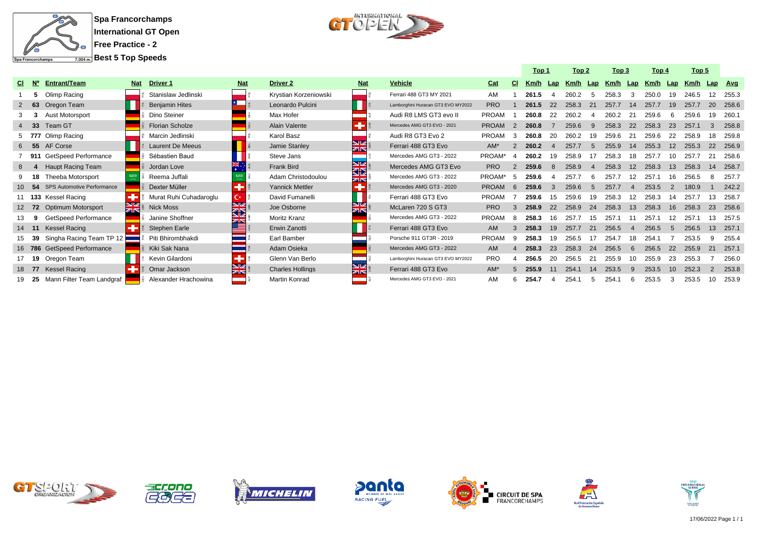**Spa Francorchamps**
**International GT Open**
**Free Practice - 2**
**Best 5 Top Speeds**

| Cl | Nº | Entrant/Team | Nat | Driver 1 | Nat | Driver 2 | Nat | Vehicle | Cat | Cl | Top 1 Km/h | Top 1 Lap | Top 2 Km/h | Top 2 Lap | Top 3 Km/h | Top 3 Lap | Top 4 Km/h | Top 4 Lap | Top 5 Km/h | Top 5 Lap | Avg |
|---|---|---|---|---|---|---|---|---|---|---|---|---|---|---|---|---|---|---|---|---|---|
| 1 | 5 | Olimp Racing | POL | Stanislaw Jedlinski | POL | Krystian Korzeniowski | POL | Ferrari 488 GT3 MY 2021 | AM | 1 | **261.5** | 4 | 260.2 | 5 | 258.3 | 3 | 250.0 | 19 | 246.5 | 12 | 255.3 |
| 2 | 63 | Oregon Team | ITA | Benjamin Hites | CHL | Leonardo Pulcini | ITA | Lamborghini Huracan GT3 EVO MY2022 | PRO | 1 | **261.5** | 22 | 258.3 | 21 | 257.7 | 14 | 257.7 | 19 | 257.7 | 20 | 258.6 |
| 3 | 3 | Aust Motorsport | DEU | Dino Steiner | DEU | Max Hofer | AUT | Audi R8 LMS GT3 evo II | PROAM | 1 | **260.8** | 22 | 260.2 | 4 | 260.2 | 21 | 259.6 | 6 | 259.6 | 19 | 260.1 |
| 4 | 33 | Team GT | DEU | Florian Scholze | DEU | Alain Valente | CHE | Mercedes AMG GT3 EVO - 2021 | PROAM | 2 | **260.8** | 7 | 259.6 | 9 | 258.3 | 22 | 258.3 | 23 | 257.1 | 3 | 258.8 |
| 5 | 777 | Olimp Racing | POL | Marcin Jedlinski | POL | Karol Basz | POL | Audi R8 GT3 Evo 2 | PROAM | 3 | **260.8** | 20 | 260.2 | 19 | 259.6 | 21 | 259.6 | 22 | 258.9 | 18 | 259.8 |
| 6 | 55 | AF Corse | ITA | Laurent De Meeus | BEL | Jamie Stanley | GBR | Ferrari 488 GT3 Evo | AM* | 2 | **260.2** | 4 | 257.7 | 5 | 255.9 | 14 | 255.3 | 12 | 255.3 | 22 | 256.9 |
| 7 | 911 | GetSpeed Performance | DEU | Sébastien Baud | FRA | Steve Jans | LUX | Mercedes AMG GT3 - 2022 | PROAM* | 4 | **260.2** | 19 | 258.9 | 17 | 258.3 | 18 | 257.7 | 10 | 257.7 | 21 | 258.6 |
| 8 | 4 | Haupt Racing Team | DEU | Jordan Love | AUS | Frank Bird | GBR | Mercedes AMG GT3 Evo | PRO | 2 | **259.6** | 8 | 258.9 | 4 | 258.3 | 12 | 258.3 | 13 | 258.3 | 14 | 258.7 |
| 9 | 18 | Theeba Motorsport | SAU | Reema Juffali | SAU | Adam Christodoulou | GBR | Mercedes AMG GT3 - 2022 | PROAM* | 5 | **259.6** | 4 | 257.7 | 6 | 257.7 | 12 | 257.1 | 16 | 256.5 | 8 | 257.7 |
| 10 | 54 | SPS Automotive Performance | DEU | Dexter Müller | CHE | Yannick Mettler | CHE | Mercedes AMG GT3 - 2020 | PROAM | 6 | **259.6** | 3 | 259.6 | 5 | 257.7 | 4 | 253.5 | 2 | 180.9 | 1 | 242.2 |
| 11 | 133 | Kessel Racing | CHE | Murat Ruhi Cuhadaroglu | TUR | David Fumanelli | ITA | Ferrari 488 GT3 Evo | PROAM | 7 | **259.6** | 15 | 259.6 | 19 | 258.3 | 12 | 258.3 | 14 | 257.7 | 13 | 258.7 |
| 12 | 72 | Optimum Motorsport | GBR | Nick Moss | GBR | Joe Osborne | GBR | McLaren 720 S GT3 | PRO | 3 | **258.9** | 22 | 258.9 | 24 | 258.3 | 13 | 258.3 | 16 | 258.3 | 23 | 258.6 |
| 13 | 9 | GetSpeed Performance | DEU | Janine Shoffner | GBR | Moritz Kranz | DEU | Mercedes AMG GT3 - 2022 | PROAM | 8 | **258.3** | 16 | 257.7 | 15 | 257.1 | 11 | 257.1 | 12 | 257.1 | 13 | 257.5 |
| 14 | 11 | Kessel Racing | CHE | Stephen Earle | USA | Erwin Zanotti | ITA | Ferrari 488 GT3 Evo | AM | 3 | **258.3** | 19 | 257.7 | 21 | 256.5 | 4 | 256.5 | 5 | 256.5 | 13 | 257.1 |
| 15 | 39 | Singha Racing Team TP 12 | THA | Piti Bhirombhakdi | THA | Earl Bamber | NLD | Porsche 911 GT3R - 2019 | PROAM | 9 | **258.3** | 19 | 256.5 | 17 | 254.7 | 18 | 254.1 | 7 | 253.5 | 9 | 255.4 |
| 16 | 786 | GetSpeed Performance | DEU | Kiki Sak Nana | THA | Adam Osieka | DEU | Mercedes AMG GT3 - 2022 | AM | 4 | **258.3** | 23 | 258.3 | 24 | 256.5 | 6 | 256.5 | 22 | 255.9 | 21 | 257.1 |
| 17 | 19 | Oregon Team | ITA | Kevin Gilardoni | CHE | Glenn Van Berlo | NLD | Lamborghini Huracan GT3 EVO MY2022 | PRO | 4 | **256.5** | 20 | 256.5 | 21 | 255.9 | 10 | 255.9 | 23 | 255.3 | 7 | 256.0 |
| 18 | 77 | Kessel Racing | CHE | Omar Jackson | GBR | Charles Hollings | GBR | Ferrari 488 GT3 Evo | AM* | 5 | **255.9** | 11 | 254.1 | 14 | 253.5 | 9 | 253.5 | 10 | 252.3 | 2 | 253.8 |
| 19 | 25 | Mann Filter Team Landgraf | DEU | Alexander Hrachowina | AUT | Martin Konrad | AUT | Mercedes AMG GT3 EVO - 2021 | AM | 6 | **254.7** | 4 | 254.1 | 5 | 254.1 | 6 | 253.5 | 3 | 253.5 | 10 | 253.9 |

17/06/2022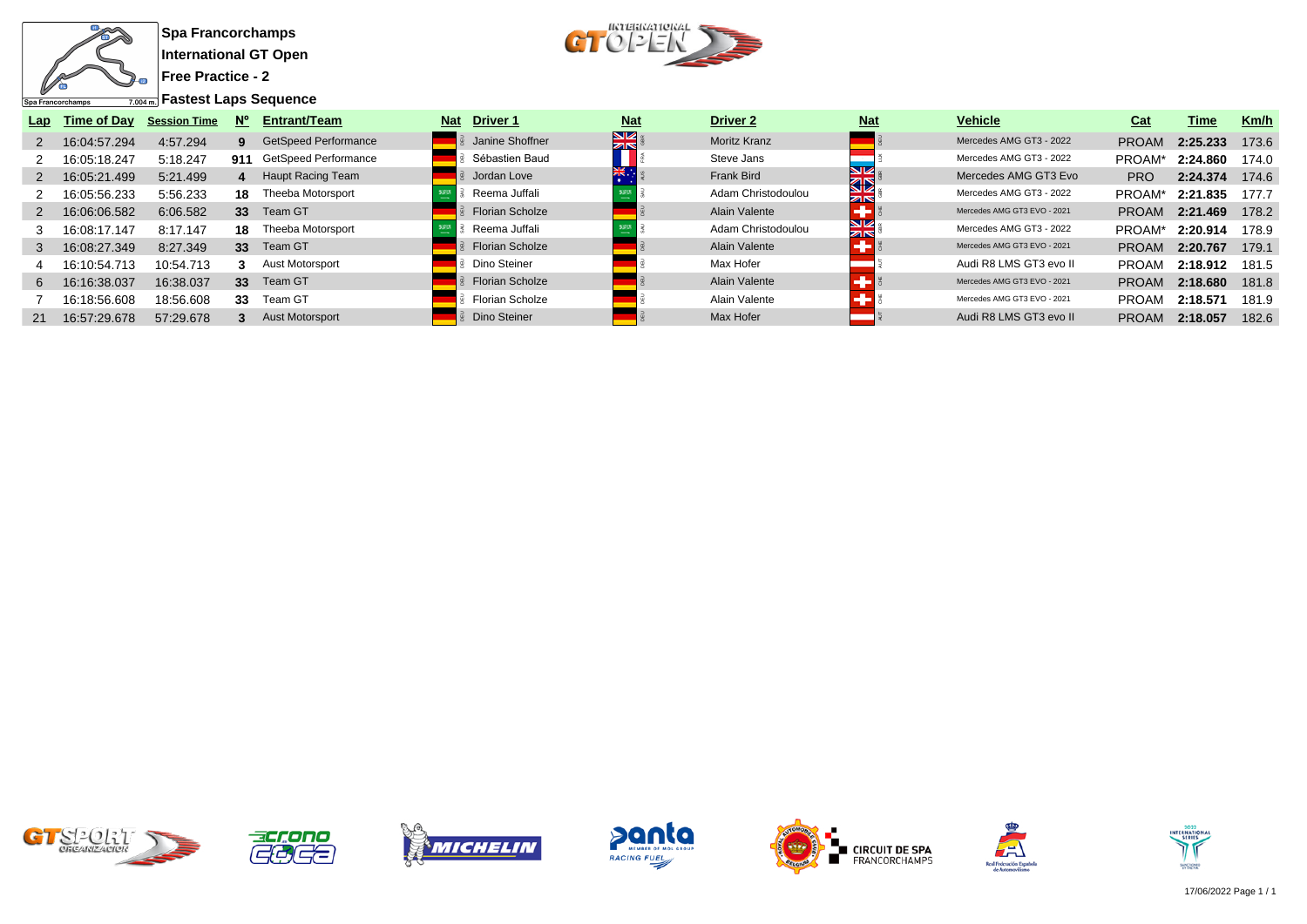**Spa Francorchamps**

**International GT Open**

**Free Practice - 2**

**Fastest Laps Sequence**

Spa Francorchamps 7.004 m.

| Lap | Time of Day | Session Time | Nº | Entrant/Team | Nat | Driver 1 | Nat | Driver 2 | Nat | Vehicle | Cat | Time | Km/h |
|---|---|---|---|---|---|---|---|---|---|---|---|---|---|
| 2 | 16:04:57.294 | 4:57.294 | 9 | GetSpeed Performance | DEU | Janine Shoffner | GBR | Moritz Kranz | DEU | Mercedes AMG GT3 - 2022 | PROAM | 2:25.233 | 173.6 |
| 2 | 16:05:18.247 | 5:18.247 | 911 | GetSpeed Performance | DEU | Sébastien Baud | FRA | Steve Jans | LUX | Mercedes AMG GT3 - 2022 | PROAM* | 2:24.860 | 174.0 |
| 2 | 16:05:21.499 | 5:21.499 | 4 | Haupt Racing Team | DEU | Jordan Love | AUS | Frank Bird | GBR | Mercedes AMG GT3 Evo | PRO | 2:24.374 | 174.6 |
| 2 | 16:05:56.233 | 5:56.233 | 18 | Theeba Motorsport | SAU | Reema Juffali | SAU | Adam Christodoulou | GBR | Mercedes AMG GT3 - 2022 | PROAM* | 2:21.835 | 177.7 |
| 2 | 16:06:06.582 | 6:06.582 | 33 | Team GT | DEU | Florian Scholze | DEU | Alain Valente | CHE | Mercedes AMG GT3 EVO - 2021 | PROAM | 2:21.469 | 178.2 |
| 3 | 16:08:17.147 | 8:17.147 | 18 | Theeba Motorsport | SAU | Reema Juffali | SAU | Adam Christodoulou | GBR | Mercedes AMG GT3 - 2022 | PROAM* | 2:20.914 | 178.9 |
| 3 | 16:08:27.349 | 8:27.349 | 33 | Team GT | DEU | Florian Scholze | DEU | Alain Valente | CHE | Mercedes AMG GT3 EVO - 2021 | PROAM | 2:20.767 | 179.1 |
| 4 | 16:10:54.713 | 10:54.713 | 3 | Aust Motorsport | DEU | Dino Steiner | DEU | Max Hofer | AUT | Audi R8 LMS GT3 evo II | PROAM | 2:18.912 | 181.5 |
| 6 | 16:16:38.037 | 16:38.037 | 33 | Team GT | DEU | Florian Scholze | DEU | Alain Valente | CHE | Mercedes AMG GT3 EVO - 2021 | PROAM | 2:18.680 | 181.8 |
| 7 | 16:18:56.608 | 18:56.608 | 33 | Team GT | DEU | Florian Scholze | DEU | Alain Valente | CHE | Mercedes AMG GT3 EVO - 2021 | PROAM | 2:18.571 | 181.9 |
| 21 | 16:57:29.678 | 57:29.678 | 3 | Aust Motorsport | DEU | Dino Steiner | DEU | Max Hofer | AUT | Audi R8 LMS GT3 evo II | PROAM | 2:18.057 | 182.6 |

17/06/2022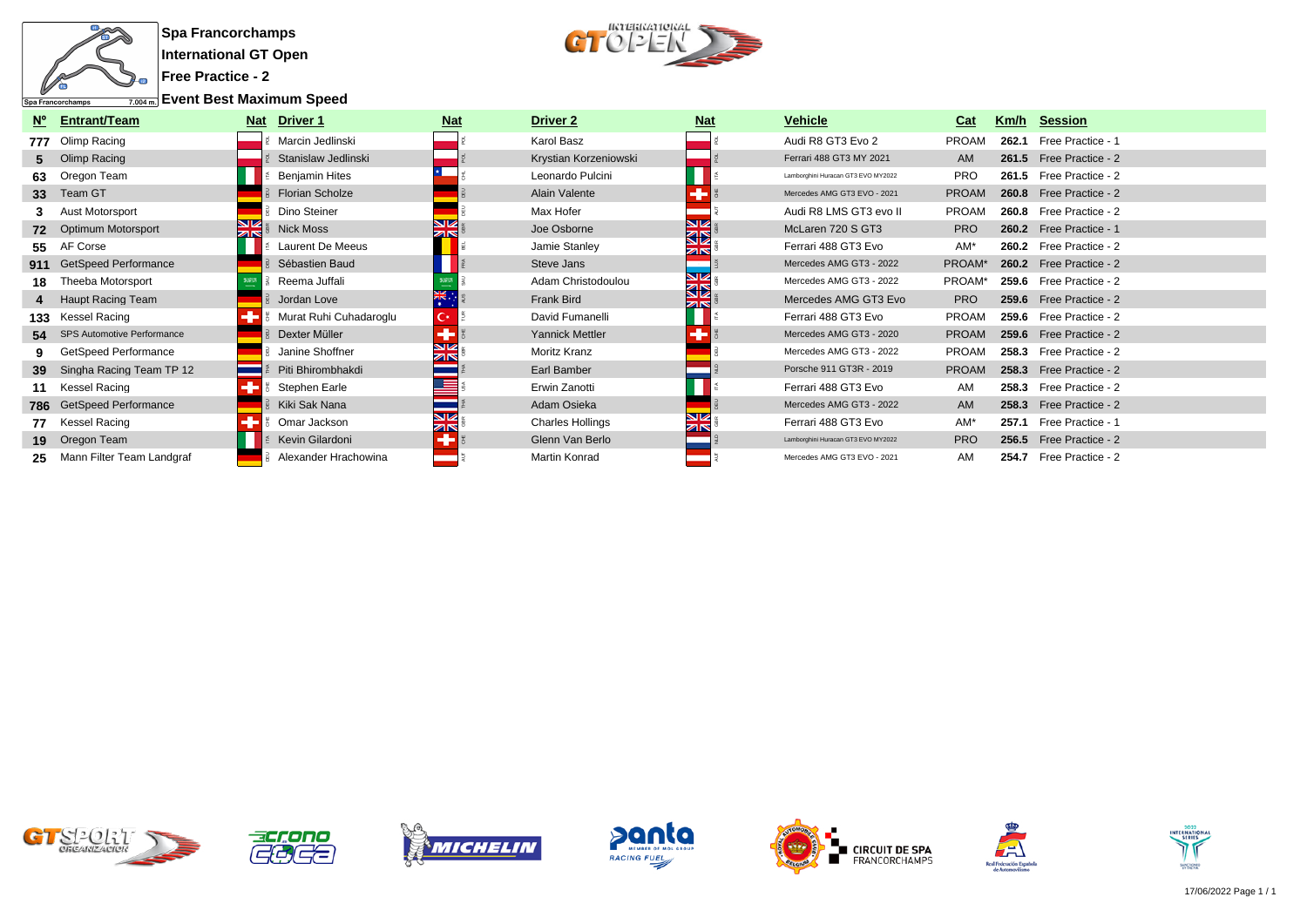# Spa Francorchamps

## International GT Open

### Free Practice - 2

### Event Best Maximum Speed

| Nº | Entrant/Team | Nat | Driver 1 | Nat | Driver 2 | Nat | Vehicle | Cat | Km/h | Session |
|---|---|---|---|---|---|---|---|---|---|---|
| 777 | Olimp Racing | POL | Marcin Jedlinski | POL | Karol Basz | POL | Audi R8 GT3 Evo 2 | PROAM | 262.1 | Free Practice - 1 |
| 5 | Olimp Racing | POL | Stanislaw Jedlinski | POL | Krystian Korzeniowski | POL | Ferrari 488 GT3 MY 2021 | AM | 261.5 | Free Practice - 2 |
| 63 | Oregon Team | ITA | Benjamin Hites | CHL | Leonardo Pulcini | ITA | Lamborghini Huracan GT3 EVO MY2022 | PRO | 261.5 | Free Practice - 2 |
| 33 | Team GT | DEU | Florian Scholze | DEU | Alain Valente | CHE | Mercedes AMG GT3 EVO - 2021 | PROAM | 260.8 | Free Practice - 2 |
| 3 | Aust Motorsport | DEU | Dino Steiner | DEU | Max Hofer | AUT | Audi R8 LMS GT3 evo II | PROAM | 260.8 | Free Practice - 2 |
| 72 | Optimum Motorsport | GBR | Nick Moss | GBR | Joe Osborne | GBR | McLaren 720 S GT3 | PRO | 260.2 | Free Practice - 1 |
| 55 | AF Corse | ITA | Laurent De Meeus | BEL | Jamie Stanley | GBR | Ferrari 488 GT3 Evo | AM* | 260.2 | Free Practice - 2 |
| 911 | GetSpeed Performance | DEU | Sébastien Baud | FRA | Steve Jans | LUX | Mercedes AMG GT3 - 2022 | PROAM* | 260.2 | Free Practice - 2 |
| 18 | Theeba Motorsport | SAU | Reema Juffali | SAU | Adam Christodoulou | GBR | Mercedes AMG GT3 - 2022 | PROAM* | 259.6 | Free Practice - 2 |
| 4 | Haupt Racing Team | DEU | Jordan Love | AUS | Frank Bird | GBR | Mercedes AMG GT3 Evo | PRO | 259.6 | Free Practice - 2 |
| 133 | Kessel Racing | CHE | Murat Ruhi Cuhadaroglu | TUR | David Fumanelli | ITA | Ferrari 488 GT3 Evo | PROAM | 259.6 | Free Practice - 2 |
| 54 | SPS Automotive Performance | DEU | Dexter Müller | CHE | Yannick Mettler | CHE | Mercedes AMG GT3 - 2020 | PROAM | 259.6 | Free Practice - 2 |
| 9 | GetSpeed Performance | DEU | Janine Shoffner | GBR | Moritz Kranz | DEU | Mercedes AMG GT3 - 2022 | PROAM | 258.3 | Free Practice - 2 |
| 39 | Singha Racing Team TP 12 | THA | Piti Bhirombhakdi | THA | Earl Bamber | NLD | Porsche 911 GT3R - 2019 | PROAM | 258.3 | Free Practice - 2 |
| 11 | Kessel Racing | CHE | Stephen Earle | USA | Erwin Zanotti | ITA | Ferrari 488 GT3 Evo | AM | 258.3 | Free Practice - 2 |
| 786 | GetSpeed Performance | DEU | Kiki Sak Nana | THA | Adam Osieka | DEU | Mercedes AMG GT3 - 2022 | AM | 258.3 | Free Practice - 2 |
| 77 | Kessel Racing | CHE | Omar Jackson | GBR | Charles Hollings | GBR | Ferrari 488 GT3 Evo | AM* | 257.1 | Free Practice - 1 |
| 19 | Oregon Team | ITA | Kevin Gilardoni | CHE | Glenn Van Berlo | NLD | Lamborghini Huracan GT3 EVO MY2022 | PRO | 256.5 | Free Practice - 2 |
| 25 | Mann Filter Team Landgraf | DEU | Alexander Hrachowina | AUT | Martin Konrad | AUT | Mercedes AMG GT3 EVO - 2021 | AM | 254.7 | Free Practice - 2 |

17/06/2022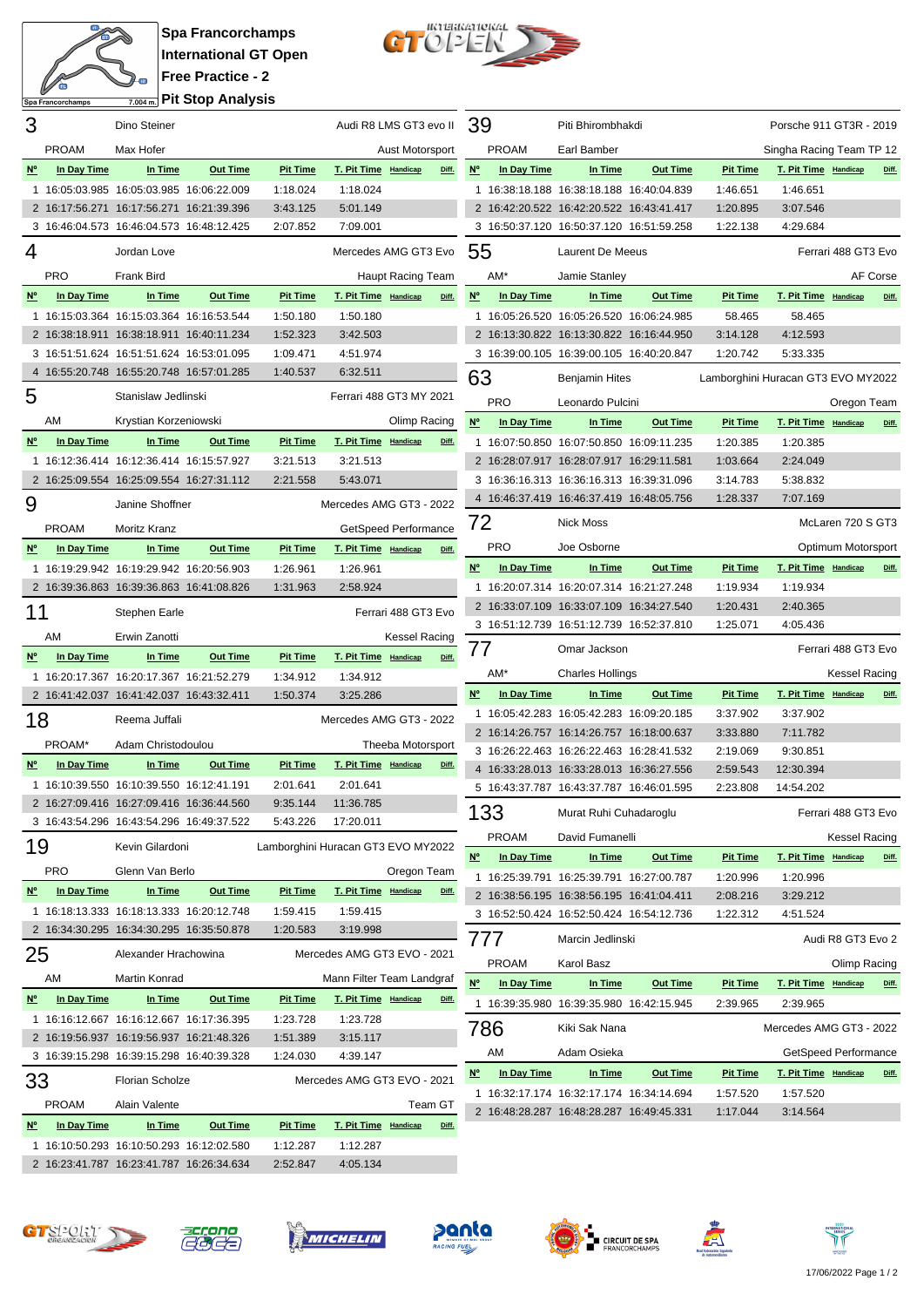# Spa Francorchamps
## International GT Open
## Free Practice - 2
## Pit Stop Analysis

Spa Francorchamps 7.004 m.

### 3 — Dino Steiner — Audi R8 LMS GT3 evo II
PROAM — Max Hofer — Aust Motorsport

| Nº | In Day Time | In Time | Out Time | Pit Time | T. Pit Time | Handicap | Diff. |
|---|---|---|---|---|---|---|---|
| 1 | 16:05:03.985 | 16:05:03.985 | 16:06:22.009 | 1:18.024 | 1:18.024 | | |
| 2 | 16:17:56.271 | 16:17:56.271 | 16:21:39.396 | 3:43.125 | 5:01.149 | | |
| 3 | 16:46:04.573 | 16:46:04.573 | 16:48:12.425 | 2:07.852 | 7:09.001 | | |

### 4 — Jordan Love — Mercedes AMG GT3 Evo
PRO — Frank Bird — Haupt Racing Team

| Nº | In Day Time | In Time | Out Time | Pit Time | T. Pit Time | Handicap | Diff. |
|---|---|---|---|---|---|---|---|
| 1 | 16:15:03.364 | 16:15:03.364 | 16:16:53.544 | 1:50.180 | 1:50.180 | | |
| 2 | 16:38:18.911 | 16:38:18.911 | 16:40:11.234 | 1:52.323 | 3:42.503 | | |
| 3 | 16:51:51.624 | 16:51:51.624 | 16:53:01.095 | 1:09.471 | 4:51.974 | | |
| 4 | 16:55:20.748 | 16:55:20.748 | 16:57:01.285 | 1:40.537 | 6:32.511 | | |

### 5 — Stanislaw Jedlinski — Ferrari 488 GT3 MY 2021
AM — Krystian Korzeniowski — Olimp Racing

| Nº | In Day Time | In Time | Out Time | Pit Time | T. Pit Time | Handicap | Diff. |
|---|---|---|---|---|---|---|---|
| 1 | 16:12:36.414 | 16:12:36.414 | 16:15:57.927 | 3:21.513 | 3:21.513 | | |
| 2 | 16:25:09.554 | 16:25:09.554 | 16:27:31.112 | 2:21.558 | 5:43.071 | | |

### 9 — Janine Shoffner — Mercedes AMG GT3 - 2022
PROAM — Moritz Kranz — GetSpeed Performance

| Nº | In Day Time | In Time | Out Time | Pit Time | T. Pit Time | Handicap | Diff. |
|---|---|---|---|---|---|---|---|
| 1 | 16:19:29.942 | 16:19:29.942 | 16:20:56.903 | 1:26.961 | 1:26.961 | | |
| 2 | 16:39:36.863 | 16:39:36.863 | 16:41:08.826 | 1:31.963 | 2:58.924 | | |

### 11 — Stephen Earle — Ferrari 488 GT3 Evo
AM — Erwin Zanotti — Kessel Racing

| Nº | In Day Time | In Time | Out Time | Pit Time | T. Pit Time | Handicap | Diff. |
|---|---|---|---|---|---|---|---|
| 1 | 16:20:17.367 | 16:20:17.367 | 16:21:52.279 | 1:34.912 | 1:34.912 | | |
| 2 | 16:41:42.037 | 16:41:42.037 | 16:43:32.411 | 1:50.374 | 3:25.286 | | |

### 18 — Reema Juffali — Mercedes AMG GT3 - 2022
PROAM* — Adam Christodoulou — Theeba Motorsport

| Nº | In Day Time | In Time | Out Time | Pit Time | T. Pit Time | Handicap | Diff. |
|---|---|---|---|---|---|---|---|
| 1 | 16:10:39.550 | 16:10:39.550 | 16:12:41.191 | 2:01.641 | 2:01.641 | | |
| 2 | 16:27:09.416 | 16:27:09.416 | 16:36:44.560 | 9:35.144 | 11:36.785 | | |
| 3 | 16:43:54.296 | 16:43:54.296 | 16:49:37.522 | 5:43.226 | 17:20.011 | | |

### 19 — Kevin Gilardoni — Lamborghini Huracan GT3 EVO MY2022
PRO — Glenn Van Berlo — Oregon Team

| Nº | In Day Time | In Time | Out Time | Pit Time | T. Pit Time | Handicap | Diff. |
|---|---|---|---|---|---|---|---|
| 1 | 16:18:13.333 | 16:18:13.333 | 16:20:12.748 | 1:59.415 | 1:59.415 | | |
| 2 | 16:34:30.295 | 16:34:30.295 | 16:35:50.878 | 1:20.583 | 3:19.998 | | |

### 25 — Alexander Hrachowina — Mercedes AMG GT3 EVO - 2021
AM — Martin Konrad — Mann Filter Team Landgraf

| Nº | In Day Time | In Time | Out Time | Pit Time | T. Pit Time | Handicap | Diff. |
|---|---|---|---|---|---|---|---|
| 1 | 16:16:12.667 | 16:16:12.667 | 16:17:36.395 | 1:23.728 | 1:23.728 | | |
| 2 | 16:19:56.937 | 16:19:56.937 | 16:21:48.326 | 1:51.389 | 3:15.117 | | |
| 3 | 16:39:15.298 | 16:39:15.298 | 16:40:39.328 | 1:24.030 | 4:39.147 | | |

### 33 — Florian Scholze — Mercedes AMG GT3 EVO - 2021
PROAM — Alain Valente — Team GT

| Nº | In Day Time | In Time | Out Time | Pit Time | T. Pit Time | Handicap | Diff. |
|---|---|---|---|---|---|---|---|
| 1 | 16:10:50.293 | 16:10:50.293 | 16:12:02.580 | 1:12.287 | 1:12.287 | | |
| 2 | 16:23:41.787 | 16:23:41.787 | 16:26:34.634 | 2:52.847 | 4:05.134 | | |

### 39 — Piti Bhirombhakdi — Porsche 911 GT3R - 2019
PROAM — Earl Bamber — Singha Racing Team TP 12

| Nº | In Day Time | In Time | Out Time | Pit Time | T. Pit Time | Handicap | Diff. |
|---|---|---|---|---|---|---|---|
| 1 | 16:38:18.188 | 16:38:18.188 | 16:40:04.839 | 1:46.651 | 1:46.651 | | |
| 2 | 16:42:20.522 | 16:42:20.522 | 16:43:41.417 | 1:20.895 | 3:07.546 | | |
| 3 | 16:50:37.120 | 16:50:37.120 | 16:51:59.258 | 1:22.138 | 4:29.684 | | |

### 55 — Laurent De Meeus — Ferrari 488 GT3 Evo
AM* — Jamie Stanley — AF Corse

| Nº | In Day Time | In Time | Out Time | Pit Time | T. Pit Time | Handicap | Diff. |
|---|---|---|---|---|---|---|---|
| 1 | 16:05:26.520 | 16:05:26.520 | 16:06:24.985 | 58.465 | 58.465 | | |
| 2 | 16:13:30.822 | 16:13:30.822 | 16:16:44.950 | 3:14.128 | 4:12.593 | | |
| 3 | 16:39:00.105 | 16:39:00.105 | 16:40:20.847 | 1:20.742 | 5:33.335 | | |

### 63 — Benjamin Hites — Lamborghini Huracan GT3 EVO MY2022
PRO — Leonardo Pulcini — Oregon Team

| Nº | In Day Time | In Time | Out Time | Pit Time | T. Pit Time | Handicap | Diff. |
|---|---|---|---|---|---|---|---|
| 1 | 16:07:50.850 | 16:07:50.850 | 16:09:11.235 | 1:20.385 | 1:20.385 | | |
| 2 | 16:28:07.917 | 16:28:07.917 | 16:29:11.581 | 1:03.664 | 2:24.049 | | |
| 3 | 16:36:16.313 | 16:36:16.313 | 16:39:31.096 | 3:14.783 | 5:38.832 | | |
| 4 | 16:46:37.419 | 16:46:37.419 | 16:48:05.756 | 1:28.337 | 7:07.169 | | |

### 72 — Nick Moss — McLaren 720 S GT3
PRO — Joe Osborne — Optimum Motorsport

| Nº | In Day Time | In Time | Out Time | Pit Time | T. Pit Time | Handicap | Diff. |
|---|---|---|---|---|---|---|---|
| 1 | 16:20:07.314 | 16:20:07.314 | 16:21:27.248 | 1:19.934 | 1:19.934 | | |
| 2 | 16:33:07.109 | 16:33:07.109 | 16:34:27.540 | 1:20.431 | 2:40.365 | | |
| 3 | 16:51:12.739 | 16:51:12.739 | 16:52:37.810 | 1:25.071 | 4:05.436 | | |

### 77 — Omar Jackson — Ferrari 488 GT3 Evo
AM* — Charles Hollings — Kessel Racing

| Nº | In Day Time | In Time | Out Time | Pit Time | T. Pit Time | Handicap | Diff. |
|---|---|---|---|---|---|---|---|
| 1 | 16:05:42.283 | 16:05:42.283 | 16:09:20.185 | 3:37.902 | 3:37.902 | | |
| 2 | 16:14:26.757 | 16:14:26.757 | 16:18:00.637 | 3:33.880 | 7:11.782 | | |
| 3 | 16:26:22.463 | 16:26:22.463 | 16:28:41.532 | 2:19.069 | 9:30.851 | | |
| 4 | 16:33:28.013 | 16:33:28.013 | 16:36:27.556 | 2:59.543 | 12:30.394 | | |
| 5 | 16:43:37.787 | 16:43:37.787 | 16:46:01.595 | 2:23.808 | 14:54.202 | | |

### 133 — Murat Ruhi Cuhadaroglu — Ferrari 488 GT3 Evo
PROAM — David Fumanelli — Kessel Racing

| Nº | In Day Time | In Time | Out Time | Pit Time | T. Pit Time | Handicap | Diff. |
|---|---|---|---|---|---|---|---|
| 1 | 16:25:39.791 | 16:25:39.791 | 16:27:00.787 | 1:20.996 | 1:20.996 | | |
| 2 | 16:38:56.195 | 16:38:56.195 | 16:41:04.411 | 2:08.216 | 3:29.212 | | |
| 3 | 16:52:50.424 | 16:52:50.424 | 16:54:12.736 | 1:22.312 | 4:51.524 | | |

### 777 — Marcin Jedlinski — Audi R8 GT3 Evo 2
PROAM — Karol Basz — Olimp Racing

| Nº | In Day Time | In Time | Out Time | Pit Time | T. Pit Time | Handicap | Diff. |
|---|---|---|---|---|---|---|---|
| 1 | 16:39:35.980 | 16:39:35.980 | 16:42:15.945 | 2:39.965 | 2:39.965 | | |

### 786 — Kiki Sak Nana — Mercedes AMG GT3 - 2022
AM — Adam Osieka — GetSpeed Performance

| Nº | In Day Time | In Time | Out Time | Pit Time | T. Pit Time | Handicap | Diff. |
|---|---|---|---|---|---|---|---|
| 1 | 16:32:17.174 | 16:32:17.174 | 16:34:14.694 | 1:57.520 | 1:57.520 | | |
| 2 | 16:48:28.287 | 16:48:28.287 | 16:49:45.331 | 1:17.044 | 3:14.564 | | |

17/06/2022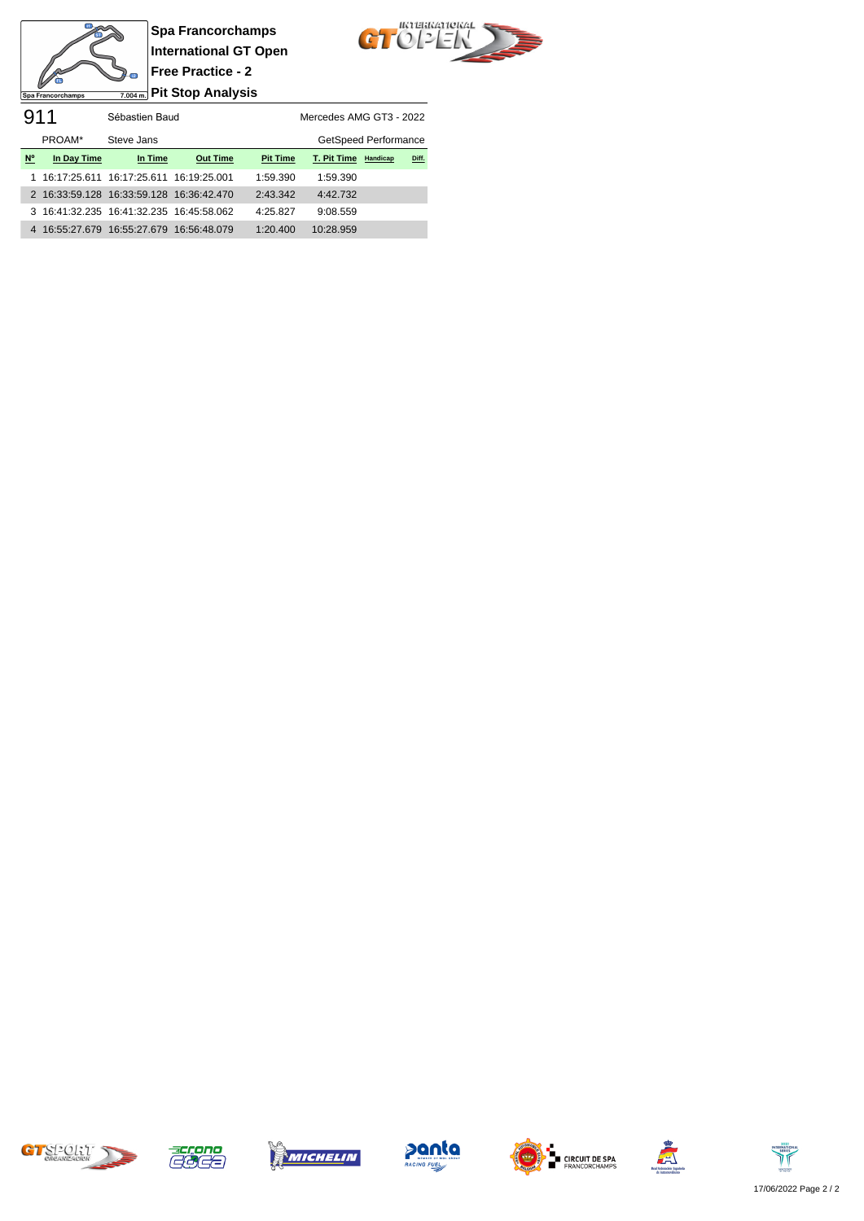**Spa Francorchamps**

**International GT Open**

**Free Practice - 2**

**Pit Stop Analysis**

Spa Francorchamps 7.004 m.

| 911 | Sébastien Baud | | | Mercedes AMG GT3 - 2022 | | | |
|---|---|---|---|---|---|---|---|
| PROAM* | Steve Jans | | | GetSpeed Performance | | | |

| Nº | In Day Time | In Time | Out Time | Pit Time | T. Pit Time | Handicap | Diff. |
|---|---|---|---|---|---|---|---|
| 1 | 16:17:25.611 | 16:17:25.611 | 16:19:25.001 | 1:59.390 | 1:59.390 | | |
| 2 | 16:33:59.128 | 16:33:59.128 | 16:36:42.470 | 2:43.342 | 4:42.732 | | |
| 3 | 16:41:32.235 | 16:41:32.235 | 16:45:58.062 | 4:25.827 | 9:08.559 | | |
| 4 | 16:55:27.679 | 16:55:27.679 | 16:56:48.079 | 1:20.400 | 10:28.959 | | |

17/06/2022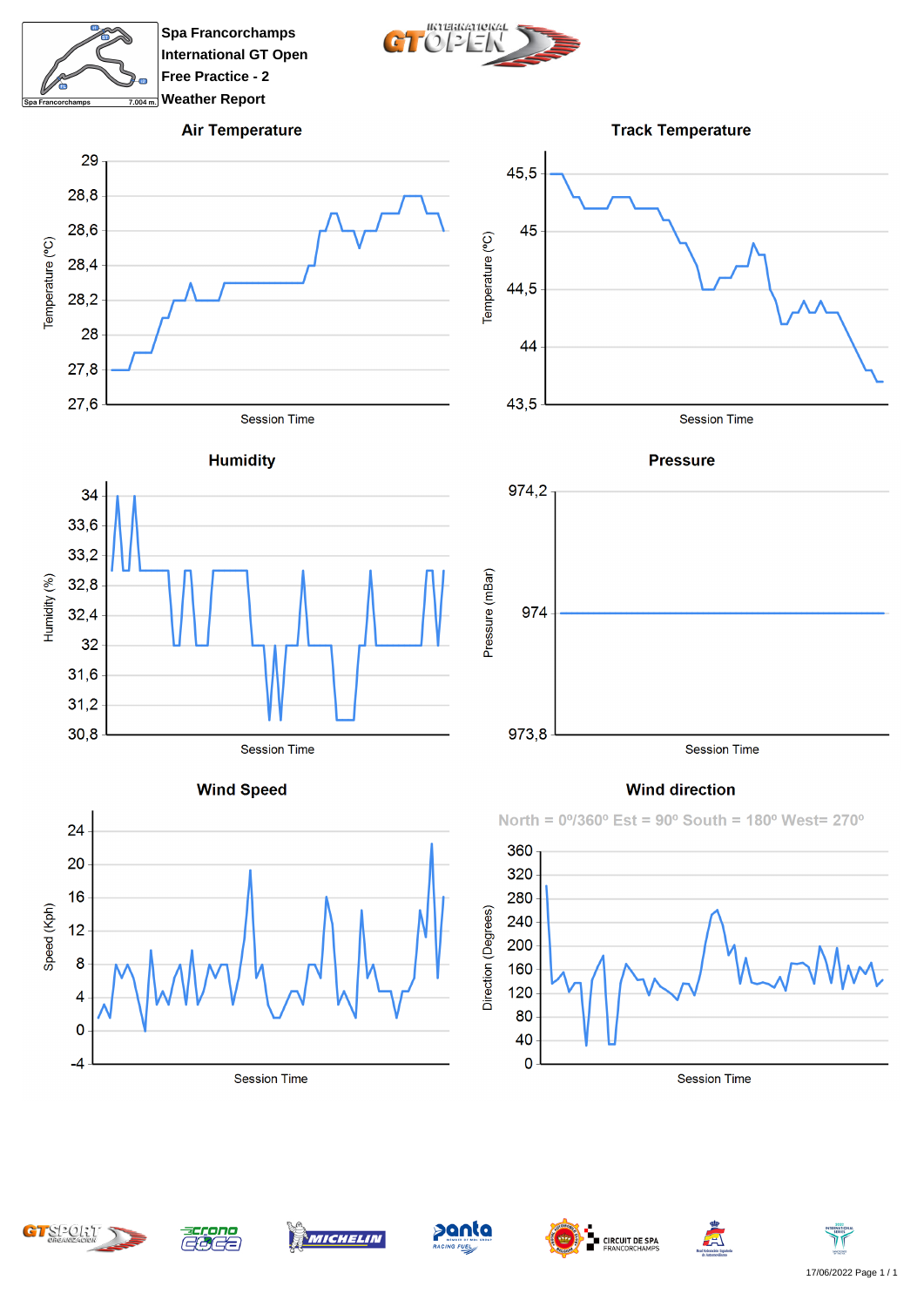Spa Francorchamps
International GT Open
Free Practice - 2
Weather Report

## Air Temperature

Temperature (ºC)

29, 28,8, 28,6, 28,4, 28,2, 28, 27,8, 27,6

Session Time

## Track Temperature

Temperature (ºC)

45,5, 45, 44,5, 44, 43,5

Session Time

## Humidity

Humidity (%)

34, 33,6, 33,2, 32,8, 32,4, 32, 31,6, 31,2, 30,8

Session Time

## Pressure

Pressure (mBar)

974,2, 974, 973,8

Session Time

## Wind Speed

Speed (Kph)

24, 20, 16, 12, 8, 4, 0, -4

Session Time

## Wind direction

North = 0º/360º Est = 90º South = 180º West= 270º

Direction (Degrees)

360, 320, 280, 240, 200, 160, 120, 80, 40, 0

Session Time

17/06/2022